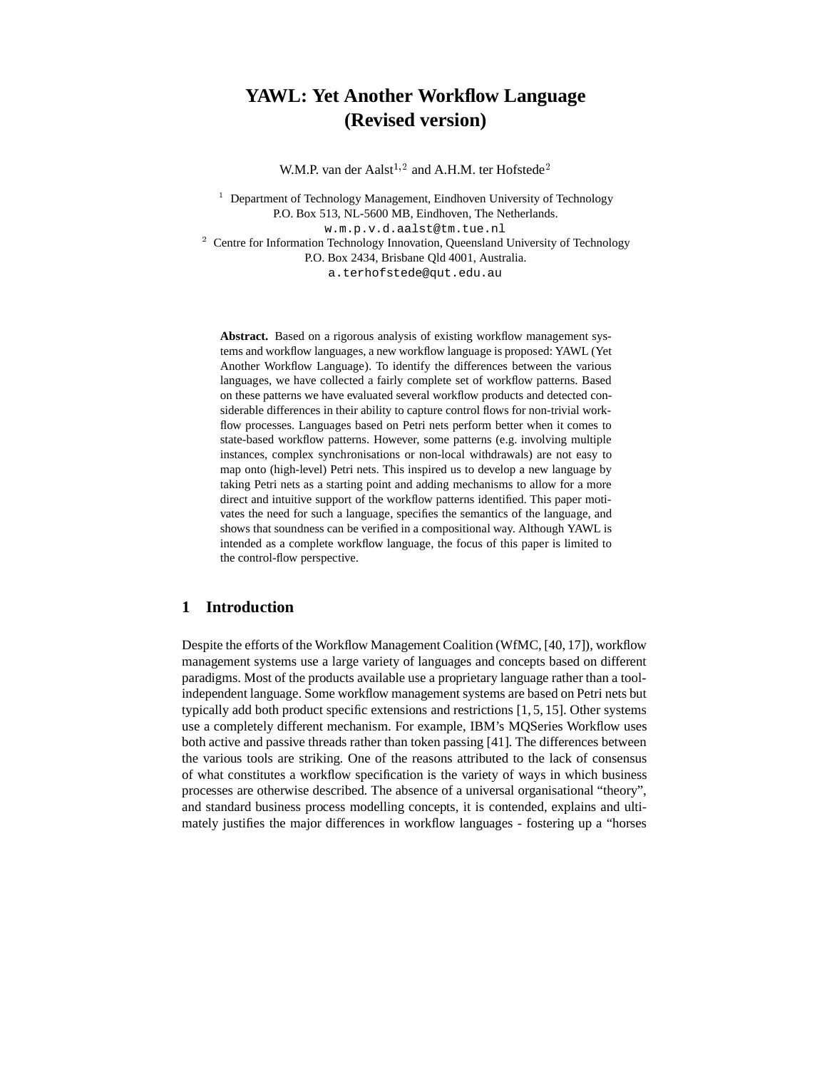# YAWL: Yet Another Workflow Language (Revised version)

W.M.P. van der Aalst[1,2] and A.H.M. ter Hofstede[2]

[1] Department of Technology Management, Eindhoven University of Technology
P.O. Box 513, NL-5600 MB, Eindhoven, The Netherlands.
w.m.p.v.d.aalst@tm.tue.nl

[2] Centre for Information Technology Innovation, Queensland University of Technology
P.O. Box 2434, Brisbane Qld 4001, Australia.
a.terhofstede@qut.edu.au

**Abstract.** Based on a rigorous analysis of existing workflow management systems and workflow languages, a new workflow language is proposed: YAWL (Yet Another Workflow Language). To identify the differences between the various languages, we have collected a fairly complete set of workflow patterns. Based on these patterns we have evaluated several workflow products and detected considerable differences in their ability to capture control flows for non-trivial workflow processes. Languages based on Petri nets perform better when it comes to state-based workflow patterns. However, some patterns (e.g. involving multiple instances, complex synchronisations or non-local withdrawals) are not easy to map onto (high-level) Petri nets. This inspired us to develop a new language by taking Petri nets as a starting point and adding mechanisms to allow for a more direct and intuitive support of the workflow patterns identified. This paper motivates the need for such a language, specifies the semantics of the language, and shows that soundness can be verified in a compositional way. Although YAWL is intended as a complete workflow language, the focus of this paper is limited to the control-flow perspective.

## 1 Introduction

Despite the efforts of the Workflow Management Coalition (WfMC, [40, 17]), workflow management systems use a large variety of languages and concepts based on different paradigms. Most of the products available use a proprietary language rather than a tool-independent language. Some workflow management systems are based on Petri nets but typically add both product specific extensions and restrictions [1, 5, 15]. Other systems use a completely different mechanism. For example, IBM's MQSeries Workflow uses both active and passive threads rather than token passing [41]. The differences between the various tools are striking. One of the reasons attributed to the lack of consensus of what constitutes a workflow specification is the variety of ways in which business processes are otherwise described. The absence of a universal organisational "theory", and standard business process modelling concepts, it is contended, explains and ultimately justifies the major differences in workflow languages - fostering up a "horses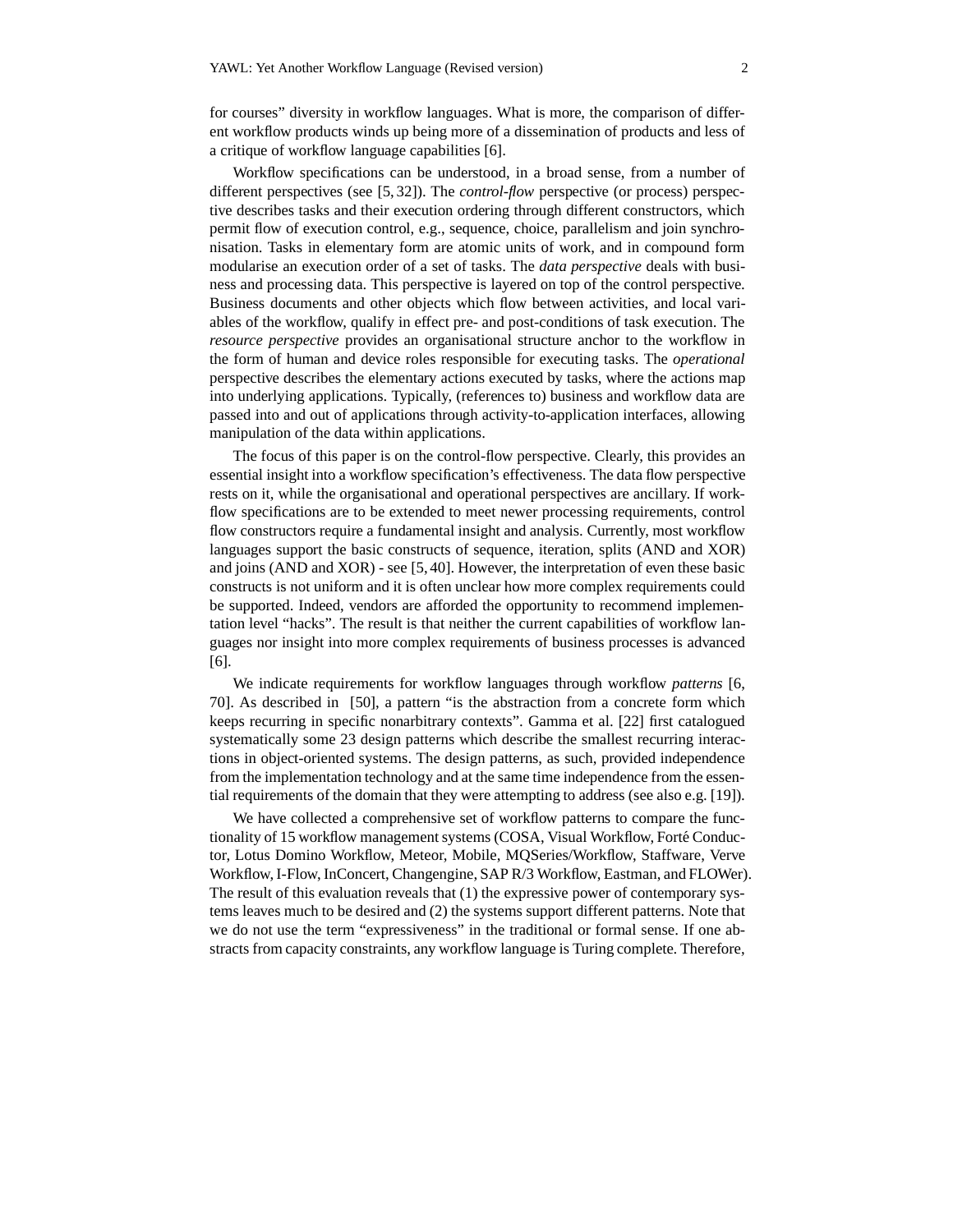for courses" diversity in workflow languages. What is more, the comparison of different workflow products winds up being more of a dissemination of products and less of a critique of workflow language capabilities [6].

Workflow specifications can be understood, in a broad sense, from a number of different perspectives (see [5, 32]). The *control-flow* perspective (or process) perspective describes tasks and their execution ordering through different constructors, which permit flow of execution control, e.g., sequence, choice, parallelism and join synchronisation. Tasks in elementary form are atomic units of work, and in compound form modularise an execution order of a set of tasks. The *data perspective* deals with business and processing data. This perspective is layered on top of the control perspective. Business documents and other objects which flow between activities, and local variables of the workflow, qualify in effect pre- and post-conditions of task execution. The *resource perspective* provides an organisational structure anchor to the workflow in the form of human and device roles responsible for executing tasks. The *operational* perspective describes the elementary actions executed by tasks, where the actions map into underlying applications. Typically, (references to) business and workflow data are passed into and out of applications through activity-to-application interfaces, allowing manipulation of the data within applications.

The focus of this paper is on the control-flow perspective. Clearly, this provides an essential insight into a workflow specification's effectiveness. The data flow perspective rests on it, while the organisational and operational perspectives are ancillary. If workflow specifications are to be extended to meet newer processing requirements, control flow constructors require a fundamental insight and analysis. Currently, most workflow languages support the basic constructs of sequence, iteration, splits (AND and XOR) and joins (AND and XOR) - see [5, 40]. However, the interpretation of even these basic constructs is not uniform and it is often unclear how more complex requirements could be supported. Indeed, vendors are afforded the opportunity to recommend implementation level "hacks". The result is that neither the current capabilities of workflow languages nor insight into more complex requirements of business processes is advanced [6].

We indicate requirements for workflow languages through workflow *patterns* [6, 70]. As described in [50], a pattern "is the abstraction from a concrete form which keeps recurring in specific nonarbitrary contexts". Gamma et al. [22] first catalogued systematically some 23 design patterns which describe the smallest recurring interactions in object-oriented systems. The design patterns, as such, provided independence from the implementation technology and at the same time independence from the essential requirements of the domain that they were attempting to address (see also e.g. [19]).

We have collected a comprehensive set of workflow patterns to compare the functionality of 15 workflow management systems (COSA, Visual Workflow, Forté Conductor, Lotus Domino Workflow, Meteor, Mobile, MQSeries/Workflow, Staffware, Verve Workflow, I-Flow, InConcert, Changengine, SAP R/3 Workflow, Eastman, and FLOWer). The result of this evaluation reveals that (1) the expressive power of contemporary systems leaves much to be desired and (2) the systems support different patterns. Note that we do not use the term "expressiveness" in the traditional or formal sense. If one abstracts from capacity constraints, any workflow language is Turing complete. Therefore,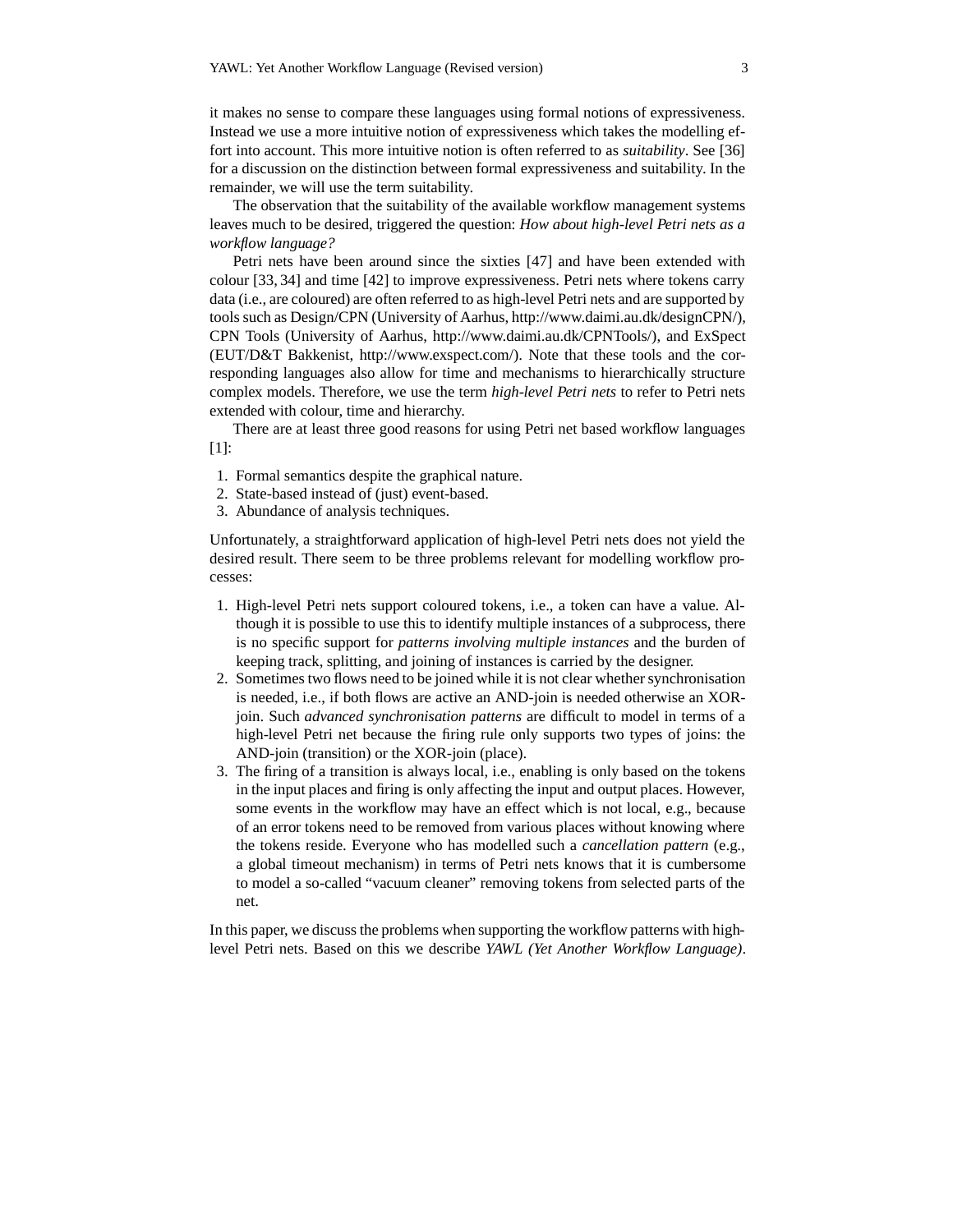it makes no sense to compare these languages using formal notions of expressiveness. Instead we use a more intuitive notion of expressiveness which takes the modelling effort into account. This more intuitive notion is often referred to as *suitability*. See [36] for a discussion on the distinction between formal expressiveness and suitability. In the remainder, we will use the term suitability.

The observation that the suitability of the available workflow management systems leaves much to be desired, triggered the question: *How about high-level Petri nets as a workflow language?*

Petri nets have been around since the sixties [47] and have been extended with colour [33, 34] and time [42] to improve expressiveness. Petri nets where tokens carry data (i.e., are coloured) are often referred to as high-level Petri nets and are supported by tools such as Design/CPN (University of Aarhus, http://www.daimi.au.dk/designCPN/), CPN Tools (University of Aarhus, http://www.daimi.au.dk/CPNTools/), and ExSpect (EUT/D&T Bakkenist, http://www.exspect.com/). Note that these tools and the corresponding languages also allow for time and mechanisms to hierarchically structure complex models. Therefore, we use the term *high-level Petri nets* to refer to Petri nets extended with colour, time and hierarchy.

There are at least three good reasons for using Petri net based workflow languages [1]:

1. Formal semantics despite the graphical nature.
2. State-based instead of (just) event-based.
3. Abundance of analysis techniques.

Unfortunately, a straightforward application of high-level Petri nets does not yield the desired result. There seem to be three problems relevant for modelling workflow processes:

1. High-level Petri nets support coloured tokens, i.e., a token can have a value. Although it is possible to use this to identify multiple instances of a subprocess, there is no specific support for *patterns involving multiple instances* and the burden of keeping track, splitting, and joining of instances is carried by the designer.
2. Sometimes two flows need to be joined while it is not clear whether synchronisation is needed, i.e., if both flows are active an AND-join is needed otherwise an XOR-join. Such *advanced synchronisation patterns* are difficult to model in terms of a high-level Petri net because the firing rule only supports two types of joins: the AND-join (transition) or the XOR-join (place).
3. The firing of a transition is always local, i.e., enabling is only based on the tokens in the input places and firing is only affecting the input and output places. However, some events in the workflow may have an effect which is not local, e.g., because of an error tokens need to be removed from various places without knowing where the tokens reside. Everyone who has modelled such a *cancellation pattern* (e.g., a global timeout mechanism) in terms of Petri nets knows that it is cumbersome to model a so-called "vacuum cleaner" removing tokens from selected parts of the net.

In this paper, we discuss the problems when supporting the workflow patterns with high-level Petri nets. Based on this we describe *YAWL (Yet Another Workflow Language)*.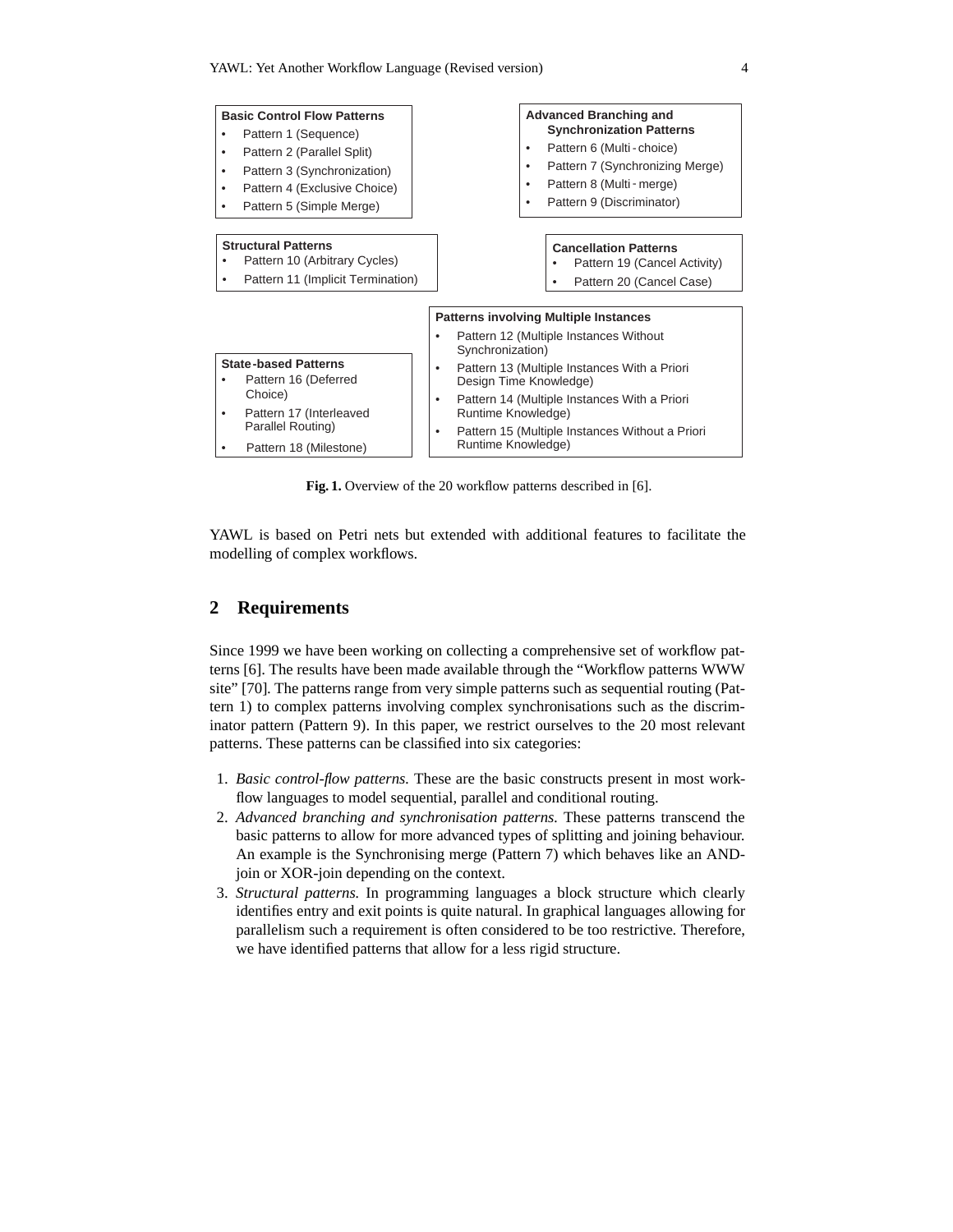**Basic Control Flow Patterns**

- Pattern 1 (Sequence)
- Pattern 2 (Parallel Split)
- Pattern 3 (Synchronization)
- Pattern 4 (Exclusive Choice)
- Pattern 5 (Simple Merge)

**Advanced Branching and Synchronization Patterns**

- Pattern 6 (Multi-choice)
- Pattern 7 (Synchronizing Merge)
- Pattern 8 (Multi-merge)
- Pattern 9 (Discriminator)

**Structural Patterns**

- Pattern 10 (Arbitrary Cycles)
- Pattern 11 (Implicit Termination)

**Cancellation Patterns**

- Pattern 19 (Cancel Activity)
- Pattern 20 (Cancel Case)

**Patterns involving Multiple Instances**

- Pattern 12 (Multiple Instances Without Synchronization)
- Pattern 13 (Multiple Instances With a Priori Design Time Knowledge)
- Pattern 14 (Multiple Instances With a Priori Runtime Knowledge)
- Pattern 15 (Multiple Instances Without a Priori Runtime Knowledge)

**State-based Patterns**

- Pattern 16 (Deferred Choice)
- Pattern 17 (Interleaved Parallel Routing)
- Pattern 18 (Milestone)

**Fig. 1.** Overview of the 20 workflow patterns described in [6].

YAWL is based on Petri nets but extended with additional features to facilitate the modelling of complex workflows.

## 2 Requirements

Since 1999 we have been working on collecting a comprehensive set of workflow patterns [6]. The results have been made available through the "Workflow patterns WWW site" [70]. The patterns range from very simple patterns such as sequential routing (Pattern 1) to complex patterns involving complex synchronisations such as the discriminator pattern (Pattern 9). In this paper, we restrict ourselves to the 20 most relevant patterns. These patterns can be classified into six categories:

1. *Basic control-flow patterns.* These are the basic constructs present in most workflow languages to model sequential, parallel and conditional routing.
2. *Advanced branching and synchronisation patterns.* These patterns transcend the basic patterns to allow for more advanced types of splitting and joining behaviour. An example is the Synchronising merge (Pattern 7) which behaves like an AND-join or XOR-join depending on the context.
3. *Structural patterns.* In programming languages a block structure which clearly identifies entry and exit points is quite natural. In graphical languages allowing for parallelism such a requirement is often considered to be too restrictive. Therefore, we have identified patterns that allow for a less rigid structure.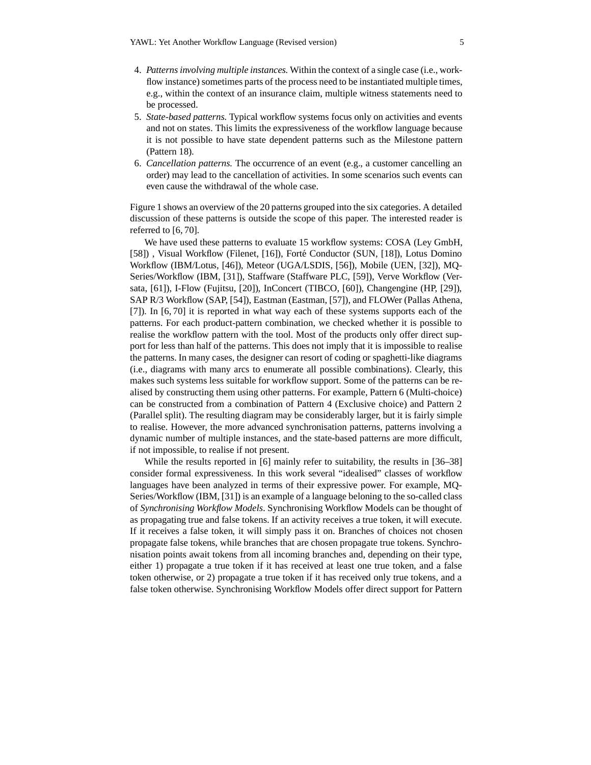4. *Patterns involving multiple instances.* Within the context of a single case (i.e., workflow instance) sometimes parts of the process need to be instantiated multiple times, e.g., within the context of an insurance claim, multiple witness statements need to be processed.
5. *State-based patterns.* Typical workflow systems focus only on activities and events and not on states. This limits the expressiveness of the workflow language because it is not possible to have state dependent patterns such as the Milestone pattern (Pattern 18).
6. *Cancellation patterns.* The occurrence of an event (e.g., a customer cancelling an order) may lead to the cancellation of activities. In some scenarios such events can even cause the withdrawal of the whole case.

Figure 1 shows an overview of the 20 patterns grouped into the six categories. A detailed discussion of these patterns is outside the scope of this paper. The interested reader is referred to [6, 70].

We have used these patterns to evaluate 15 workflow systems: COSA (Ley GmbH, [58]) , Visual Workflow (Filenet, [16]), Forté Conductor (SUN, [18]), Lotus Domino Workflow (IBM/Lotus, [46]), Meteor (UGA/LSDIS, [56]), Mobile (UEN, [32]), MQSeries/Workflow (IBM, [31]), Staffware (Staffware PLC, [59]), Verve Workflow (Versata, [61]), I-Flow (Fujitsu, [20]), InConcert (TIBCO, [60]), Changengine (HP, [29]), SAP R/3 Workflow (SAP, [54]), Eastman (Eastman, [57]), and FLOWer (Pallas Athena, [7]). In [6, 70] it is reported in what way each of these systems supports each of the patterns. For each product-pattern combination, we checked whether it is possible to realise the workflow pattern with the tool. Most of the products only offer direct support for less than half of the patterns. This does not imply that it is impossible to realise the patterns. In many cases, the designer can resort of coding or spaghetti-like diagrams (i.e., diagrams with many arcs to enumerate all possible combinations). Clearly, this makes such systems less suitable for workflow support. Some of the patterns can be realised by constructing them using other patterns. For example, Pattern 6 (Multi-choice) can be constructed from a combination of Pattern 4 (Exclusive choice) and Pattern 2 (Parallel split). The resulting diagram may be considerably larger, but it is fairly simple to realise. However, the more advanced synchronisation patterns, patterns involving a dynamic number of multiple instances, and the state-based patterns are more difficult, if not impossible, to realise if not present.

While the results reported in [6] mainly refer to suitability, the results in [36–38] consider formal expressiveness. In this work several "idealised" classes of workflow languages have been analyzed in terms of their expressive power. For example, MQSeries/Workflow (IBM, [31]) is an example of a language beloning to the so-called class of *Synchronising Workflow Models*. Synchronising Workflow Models can be thought of as propagating true and false tokens. If an activity receives a true token, it will execute. If it receives a false token, it will simply pass it on. Branches of choices not chosen propagate false tokens, while branches that are chosen propagate true tokens. Synchronisation points await tokens from all incoming branches and, depending on their type, either 1) propagate a true token if it has received at least one true token, and a false token otherwise, or 2) propagate a true token if it has received only true tokens, and a false token otherwise. Synchronising Workflow Models offer direct support for Pattern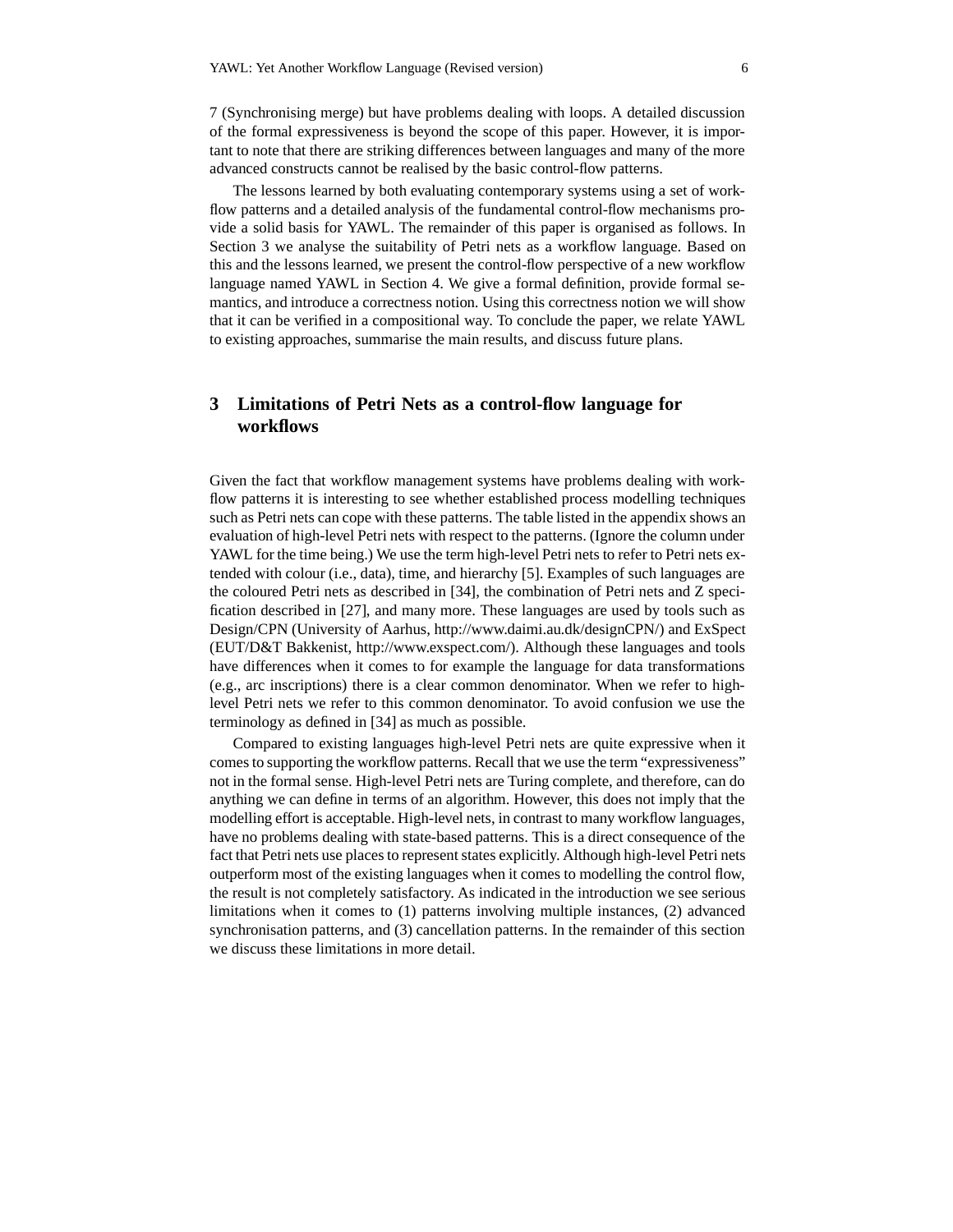7 (Synchronising merge) but have problems dealing with loops. A detailed discussion of the formal expressiveness is beyond the scope of this paper. However, it is important to note that there are striking differences between languages and many of the more advanced constructs cannot be realised by the basic control-flow patterns.

The lessons learned by both evaluating contemporary systems using a set of workflow patterns and a detailed analysis of the fundamental control-flow mechanisms provide a solid basis for YAWL. The remainder of this paper is organised as follows. In Section 3 we analyse the suitability of Petri nets as a workflow language. Based on this and the lessons learned, we present the control-flow perspective of a new workflow language named YAWL in Section 4. We give a formal definition, provide formal semantics, and introduce a correctness notion. Using this correctness notion we will show that it can be verified in a compositional way. To conclude the paper, we relate YAWL to existing approaches, summarise the main results, and discuss future plans.

## 3 Limitations of Petri Nets as a control-flow language for workflows

Given the fact that workflow management systems have problems dealing with workflow patterns it is interesting to see whether established process modelling techniques such as Petri nets can cope with these patterns. The table listed in the appendix shows an evaluation of high-level Petri nets with respect to the patterns. (Ignore the column under YAWL for the time being.) We use the term high-level Petri nets to refer to Petri nets extended with colour (i.e., data), time, and hierarchy [5]. Examples of such languages are the coloured Petri nets as described in [34], the combination of Petri nets and Z specification described in [27], and many more. These languages are used by tools such as Design/CPN (University of Aarhus, http://www.daimi.au.dk/designCPN/) and ExSpect (EUT/D&T Bakkenist, http://www.exspect.com/). Although these languages and tools have differences when it comes to for example the language for data transformations (e.g., arc inscriptions) there is a clear common denominator. When we refer to high-level Petri nets we refer to this common denominator. To avoid confusion we use the terminology as defined in [34] as much as possible.

Compared to existing languages high-level Petri nets are quite expressive when it comes to supporting the workflow patterns. Recall that we use the term "expressiveness" not in the formal sense. High-level Petri nets are Turing complete, and therefore, can do anything we can define in terms of an algorithm. However, this does not imply that the modelling effort is acceptable. High-level nets, in contrast to many workflow languages, have no problems dealing with state-based patterns. This is a direct consequence of the fact that Petri nets use places to represent states explicitly. Although high-level Petri nets outperform most of the existing languages when it comes to modelling the control flow, the result is not completely satisfactory. As indicated in the introduction we see serious limitations when it comes to (1) patterns involving multiple instances, (2) advanced synchronisation patterns, and (3) cancellation patterns. In the remainder of this section we discuss these limitations in more detail.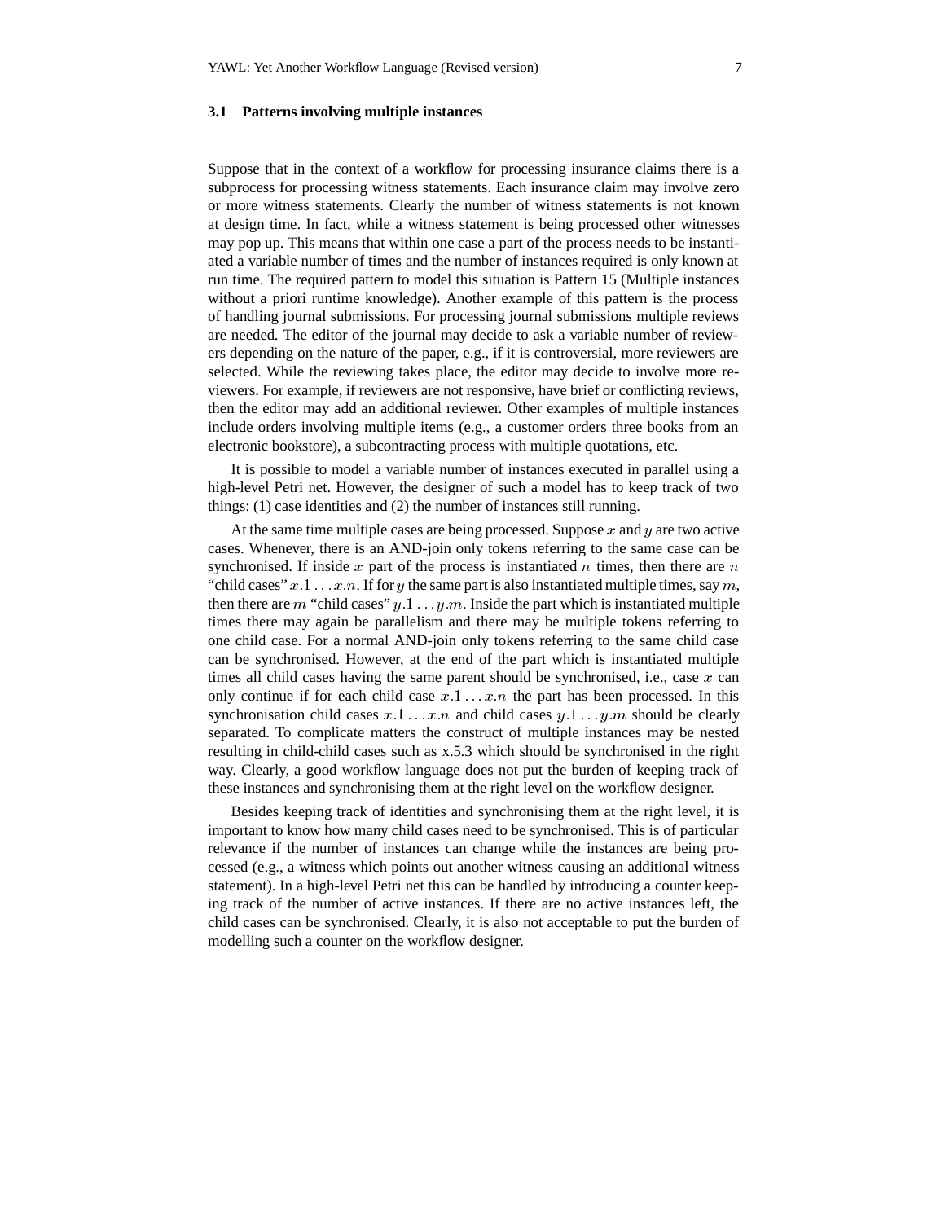### 3.1 Patterns involving multiple instances

Suppose that in the context of a workflow for processing insurance claims there is a subprocess for processing witness statements. Each insurance claim may involve zero or more witness statements. Clearly the number of witness statements is not known at design time. In fact, while a witness statement is being processed other witnesses may pop up. This means that within one case a part of the process needs to be instantiated a variable number of times and the number of instances required is only known at run time. The required pattern to model this situation is Pattern 15 (Multiple instances without a priori runtime knowledge). Another example of this pattern is the process of handling journal submissions. For processing journal submissions multiple reviews are needed. The editor of the journal may decide to ask a variable number of reviewers depending on the nature of the paper, e.g., if it is controversial, more reviewers are selected. While the reviewing takes place, the editor may decide to involve more reviewers. For example, if reviewers are not responsive, have brief or conflicting reviews, then the editor may add an additional reviewer. Other examples of multiple instances include orders involving multiple items (e.g., a customer orders three books from an electronic bookstore), a subcontracting process with multiple quotations, etc.

It is possible to model a variable number of instances executed in parallel using a high-level Petri net. However, the designer of such a model has to keep track of two things: (1) case identities and (2) the number of instances still running.

At the same time multiple cases are being processed. Suppose $x$ and $y$ are two active cases. Whenever, there is an AND-join only tokens referring to the same case can be synchronised. If inside $x$ part of the process is instantiated $n$ times, then there are $n$ "child cases" $x.1 \ldots x.n$. If for $y$ the same part is also instantiated multiple times, say $m$, then there are $m$ "child cases" $y.1 \ldots y.m$. Inside the part which is instantiated multiple times there may again be parallelism and there may be multiple tokens referring to one child case. For a normal AND-join only tokens referring to the same child case can be synchronised. However, at the end of the part which is instantiated multiple times all child cases having the same parent should be synchronised, i.e., case $x$ can only continue if for each child case $x.1 \ldots x.n$ the part has been processed. In this synchronisation child cases $x.1 \ldots x.n$ and child cases $y.1 \ldots y.m$ should be clearly separated. To complicate matters the construct of multiple instances may be nested resulting in child-child cases such as x.5.3 which should be synchronised in the right way. Clearly, a good workflow language does not put the burden of keeping track of these instances and synchronising them at the right level on the workflow designer.

Besides keeping track of identities and synchronising them at the right level, it is important to know how many child cases need to be synchronised. This is of particular relevance if the number of instances can change while the instances are being processed (e.g., a witness which points out another witness causing an additional witness statement). In a high-level Petri net this can be handled by introducing a counter keeping track of the number of active instances. If there are no active instances left, the child cases can be synchronised. Clearly, it is also not acceptable to put the burden of modelling such a counter on the workflow designer.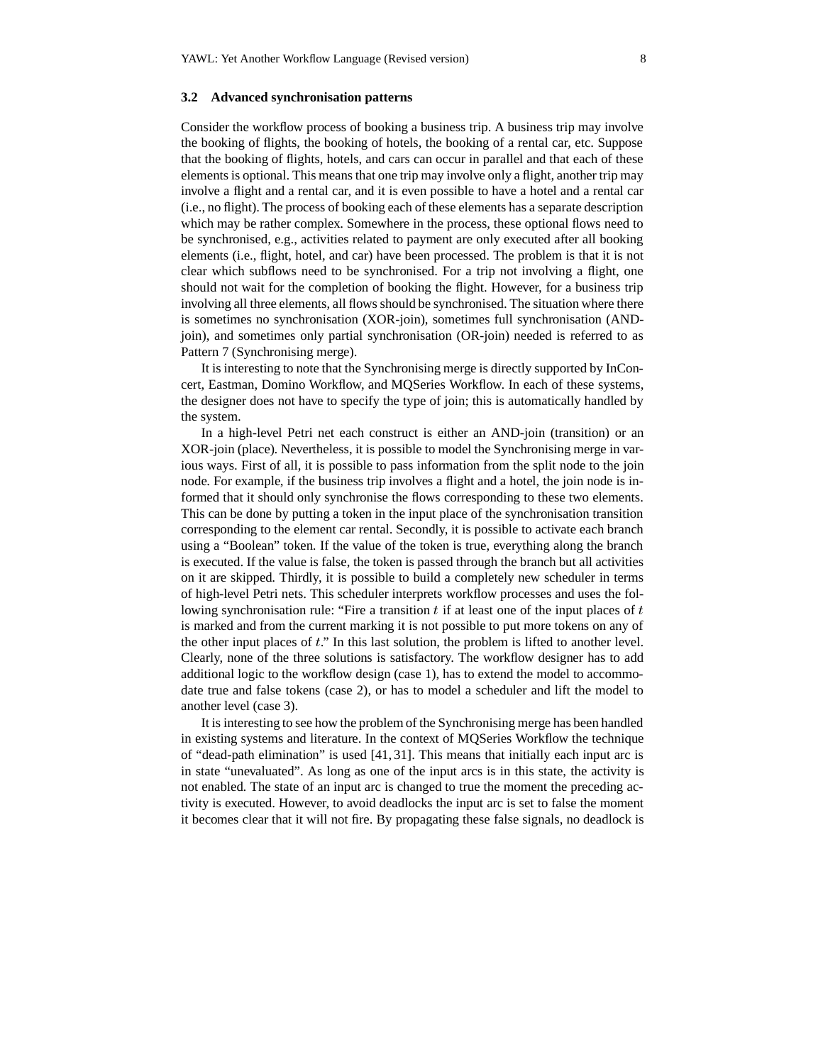### 3.2 Advanced synchronisation patterns

Consider the workflow process of booking a business trip. A business trip may involve the booking of flights, the booking of hotels, the booking of a rental car, etc. Suppose that the booking of flights, hotels, and cars can occur in parallel and that each of these elements is optional. This means that one trip may involve only a flight, another trip may involve a flight and a rental car, and it is even possible to have a hotel and a rental car (i.e., no flight). The process of booking each of these elements has a separate description which may be rather complex. Somewhere in the process, these optional flows need to be synchronised, e.g., activities related to payment are only executed after all booking elements (i.e., flight, hotel, and car) have been processed. The problem is that it is not clear which subflows need to be synchronised. For a trip not involving a flight, one should not wait for the completion of booking the flight. However, for a business trip involving all three elements, all flows should be synchronised. The situation where there is sometimes no synchronisation (XOR-join), sometimes full synchronisation (AND-join), and sometimes only partial synchronisation (OR-join) needed is referred to as Pattern 7 (Synchronising merge).

It is interesting to note that the Synchronising merge is directly supported by InConcert, Eastman, Domino Workflow, and MQSeries Workflow. In each of these systems, the designer does not have to specify the type of join; this is automatically handled by the system.

In a high-level Petri net each construct is either an AND-join (transition) or an XOR-join (place). Nevertheless, it is possible to model the Synchronising merge in various ways. First of all, it is possible to pass information from the split node to the join node. For example, if the business trip involves a flight and a hotel, the join node is informed that it should only synchronise the flows corresponding to these two elements. This can be done by putting a token in the input place of the synchronisation transition corresponding to the element car rental. Secondly, it is possible to activate each branch using a "Boolean" token. If the value of the token is true, everything along the branch is executed. If the value is false, the token is passed through the branch but all activities on it are skipped. Thirdly, it is possible to build a completely new scheduler in terms of high-level Petri nets. This scheduler interprets workflow processes and uses the following synchronisation rule: "Fire a transition $t$ if at least one of the input places of $t$ is marked and from the current marking it is not possible to put more tokens on any of the other input places of $t$." In this last solution, the problem is lifted to another level. Clearly, none of the three solutions is satisfactory. The workflow designer has to add additional logic to the workflow design (case 1), has to extend the model to accommodate true and false tokens (case 2), or has to model a scheduler and lift the model to another level (case 3).

It is interesting to see how the problem of the Synchronising merge has been handled in existing systems and literature. In the context of MQSeries Workflow the technique of "dead-path elimination" is used [41, 31]. This means that initially each input arc is in state "unevaluated". As long as one of the input arcs is in this state, the activity is not enabled. The state of an input arc is changed to true the moment the preceding activity is executed. However, to avoid deadlocks the input arc is set to false the moment it becomes clear that it will not fire. By propagating these false signals, no deadlock is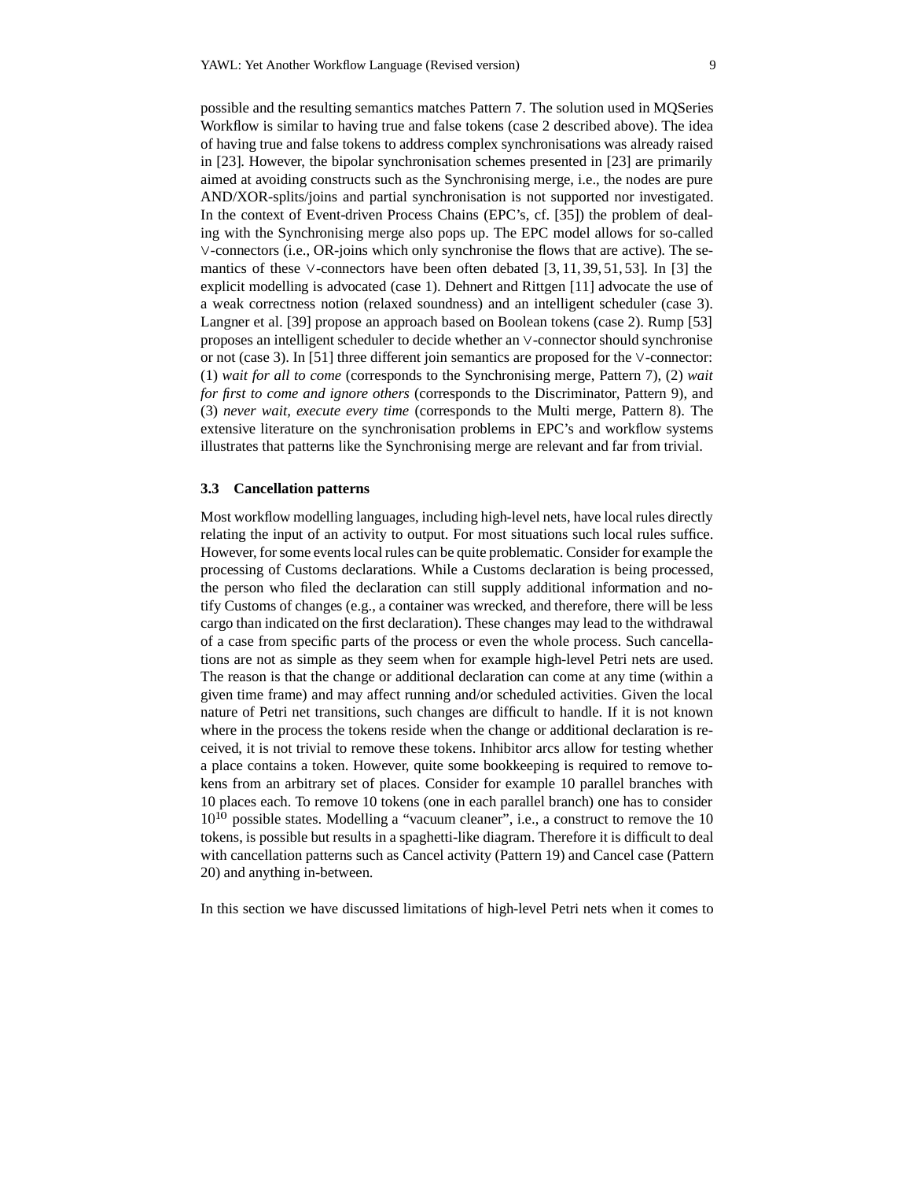possible and the resulting semantics matches Pattern 7. The solution used in MQSeries Workflow is similar to having true and false tokens (case 2 described above). The idea of having true and false tokens to address complex synchronisations was already raised in [23]. However, the bipolar synchronisation schemes presented in [23] are primarily aimed at avoiding constructs such as the Synchronising merge, i.e., the nodes are pure AND/XOR-splits/joins and partial synchronisation is not supported nor investigated. In the context of Event-driven Process Chains (EPC's, cf. [35]) the problem of dealing with the Synchronising merge also pops up. The EPC model allows for so-called $\vee$-connectors (i.e., OR-joins which only synchronise the flows that are active). The semantics of these $\vee$-connectors have been often debated [3, 11, 39, 51, 53]. In [3] the explicit modelling is advocated (case 1). Dehnert and Rittgen [11] advocate the use of a weak correctness notion (relaxed soundness) and an intelligent scheduler (case 3). Langner et al. [39] propose an approach based on Boolean tokens (case 2). Rump [53] proposes an intelligent scheduler to decide whether an $\vee$-connector should synchronise or not (case 3). In [51] three different join semantics are proposed for the $\vee$-connector: (1) *wait for all to come* (corresponds to the Synchronising merge, Pattern 7), (2) *wait for first to come and ignore others* (corresponds to the Discriminator, Pattern 9), and (3) *never wait, execute every time* (corresponds to the Multi merge, Pattern 8). The extensive literature on the synchronisation problems in EPC's and workflow systems illustrates that patterns like the Synchronising merge are relevant and far from trivial.

### 3.3 Cancellation patterns

Most workflow modelling languages, including high-level nets, have local rules directly relating the input of an activity to output. For most situations such local rules suffice. However, for some events local rules can be quite problematic. Consider for example the processing of Customs declarations. While a Customs declaration is being processed, the person who filed the declaration can still supply additional information and notify Customs of changes (e.g., a container was wrecked, and therefore, there will be less cargo than indicated on the first declaration). These changes may lead to the withdrawal of a case from specific parts of the process or even the whole process. Such cancellations are not as simple as they seem when for example high-level Petri nets are used. The reason is that the change or additional declaration can come at any time (within a given time frame) and may affect running and/or scheduled activities. Given the local nature of Petri net transitions, such changes are difficult to handle. If it is not known where in the process the tokens reside when the change or additional declaration is received, it is not trivial to remove these tokens. Inhibitor arcs allow for testing whether a place contains a token. However, quite some bookkeeping is required to remove tokens from an arbitrary set of places. Consider for example 10 parallel branches with 10 places each. To remove 10 tokens (one in each parallel branch) one has to consider $10^{10}$ possible states. Modelling a "vacuum cleaner", i.e., a construct to remove the 10 tokens, is possible but results in a spaghetti-like diagram. Therefore it is difficult to deal with cancellation patterns such as Cancel activity (Pattern 19) and Cancel case (Pattern 20) and anything in-between.

In this section we have discussed limitations of high-level Petri nets when it comes to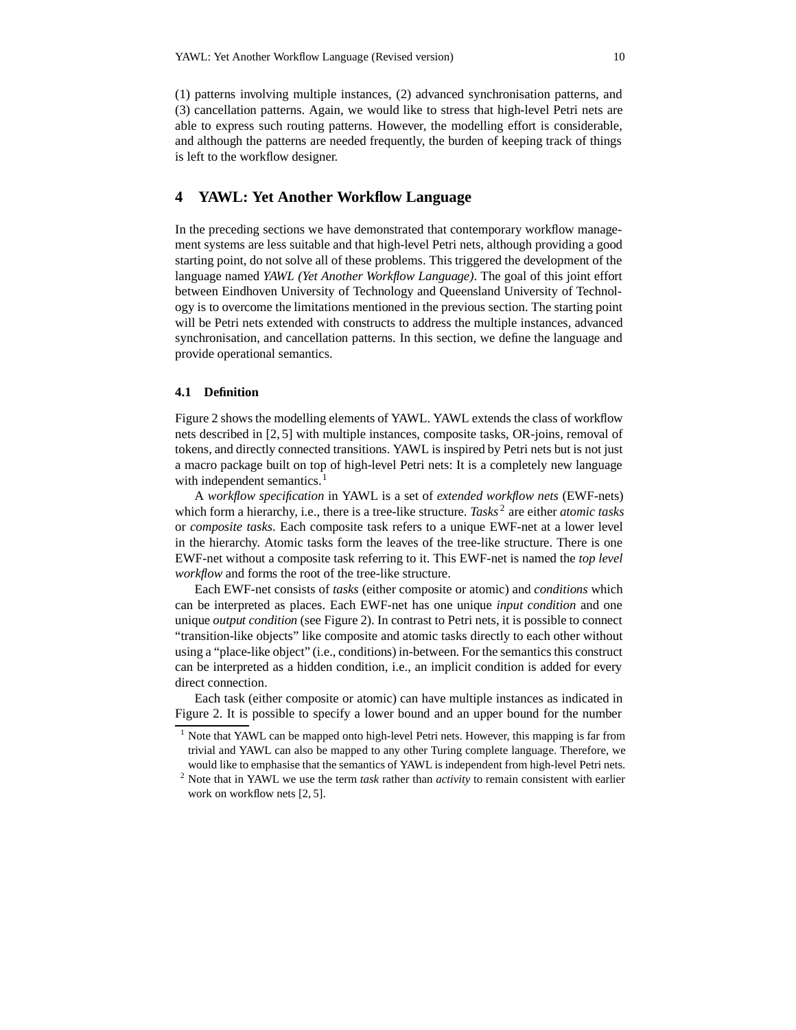(1) patterns involving multiple instances, (2) advanced synchronisation patterns, and (3) cancellation patterns. Again, we would like to stress that high-level Petri nets are able to express such routing patterns. However, the modelling effort is considerable, and although the patterns are needed frequently, the burden of keeping track of things is left to the workflow designer.

## 4 YAWL: Yet Another Workflow Language

In the preceding sections we have demonstrated that contemporary workflow management systems are less suitable and that high-level Petri nets, although providing a good starting point, do not solve all of these problems. This triggered the development of the language named *YAWL (Yet Another Workflow Language)*. The goal of this joint effort between Eindhoven University of Technology and Queensland University of Technology is to overcome the limitations mentioned in the previous section. The starting point will be Petri nets extended with constructs to address the multiple instances, advanced synchronisation, and cancellation patterns. In this section, we define the language and provide operational semantics.

### 4.1 Definition

Figure 2 shows the modelling elements of YAWL. YAWL extends the class of workflow nets described in [2, 5] with multiple instances, composite tasks, OR-joins, removal of tokens, and directly connected transitions. YAWL is inspired by Petri nets but is not just a macro package built on top of high-level Petri nets: It is a completely new language with independent semantics.[1]

A *workflow specification* in YAWL is a set of *extended workflow nets* (EWF-nets) which form a hierarchy, i.e., there is a tree-like structure. *Tasks*[2] are either *atomic tasks* or *composite tasks*. Each composite task refers to a unique EWF-net at a lower level in the hierarchy. Atomic tasks form the leaves of the tree-like structure. There is one EWF-net without a composite task referring to it. This EWF-net is named the *top level workflow* and forms the root of the tree-like structure.

Each EWF-net consists of *tasks* (either composite or atomic) and *conditions* which can be interpreted as places. Each EWF-net has one unique *input condition* and one unique *output condition* (see Figure 2). In contrast to Petri nets, it is possible to connect "transition-like objects" like composite and atomic tasks directly to each other without using a "place-like object" (i.e., conditions) in-between. For the semantics this construct can be interpreted as a hidden condition, i.e., an implicit condition is added for every direct connection.

Each task (either composite or atomic) can have multiple instances as indicated in Figure 2. It is possible to specify a lower bound and an upper bound for the number

[1] Note that YAWL can be mapped onto high-level Petri nets. However, this mapping is far from trivial and YAWL can also be mapped to any other Turing complete language. Therefore, we would like to emphasise that the semantics of YAWL is independent from high-level Petri nets.

[2] Note that in YAWL we use the term *task* rather than *activity* to remain consistent with earlier work on workflow nets [2, 5].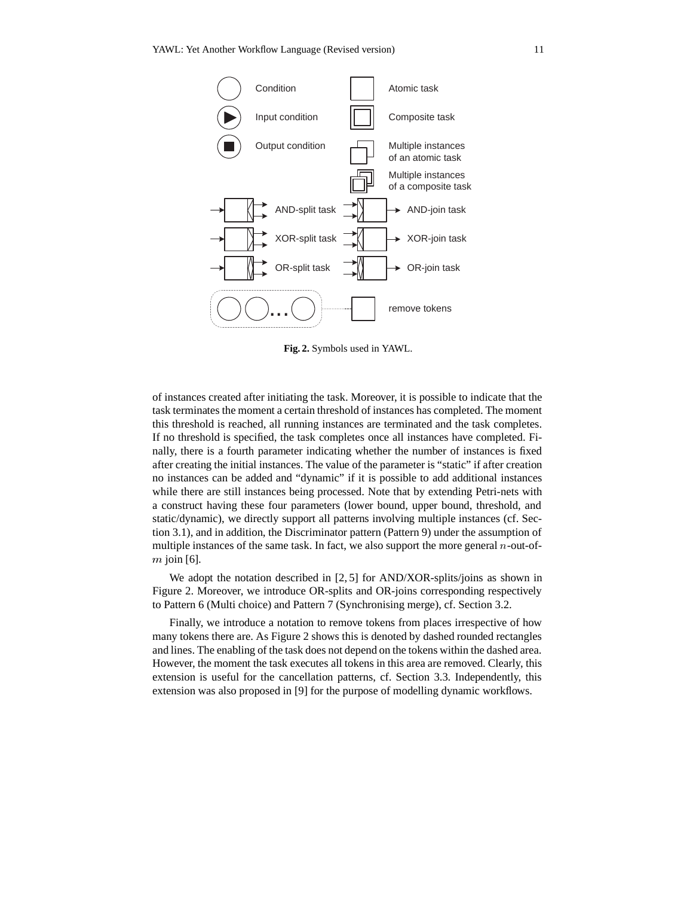Fig. 2. Symbols used in YAWL.

of instances created after initiating the task. Moreover, it is possible to indicate that the task terminates the moment a certain threshold of instances has completed. The moment this threshold is reached, all running instances are terminated and the task completes. If no threshold is specified, the task completes once all instances have completed. Finally, there is a fourth parameter indicating whether the number of instances is fixed after creating the initial instances. The value of the parameter is "static" if after creation no instances can be added and "dynamic" if it is possible to add additional instances while there are still instances being processed. Note that by extending Petri-nets with a construct having these four parameters (lower bound, upper bound, threshold, and static/dynamic), we directly support all patterns involving multiple instances (cf. Section 3.1), and in addition, the Discriminator pattern (Pattern 9) under the assumption of multiple instances of the same task. In fact, we also support the more general $n$-out-of-$m$ join [6].

We adopt the notation described in [2, 5] for AND/XOR-splits/joins as shown in Figure 2. Moreover, we introduce OR-splits and OR-joins corresponding respectively to Pattern 6 (Multi choice) and Pattern 7 (Synchronising merge), cf. Section 3.2.

Finally, we introduce a notation to remove tokens from places irrespective of how many tokens there are. As Figure 2 shows this is denoted by dashed rounded rectangles and lines. The enabling of the task does not depend on the tokens within the dashed area. However, the moment the task executes all tokens in this area are removed. Clearly, this extension is useful for the cancellation patterns, cf. Section 3.3. Independently, this extension was also proposed in [9] for the purpose of modelling dynamic workflows.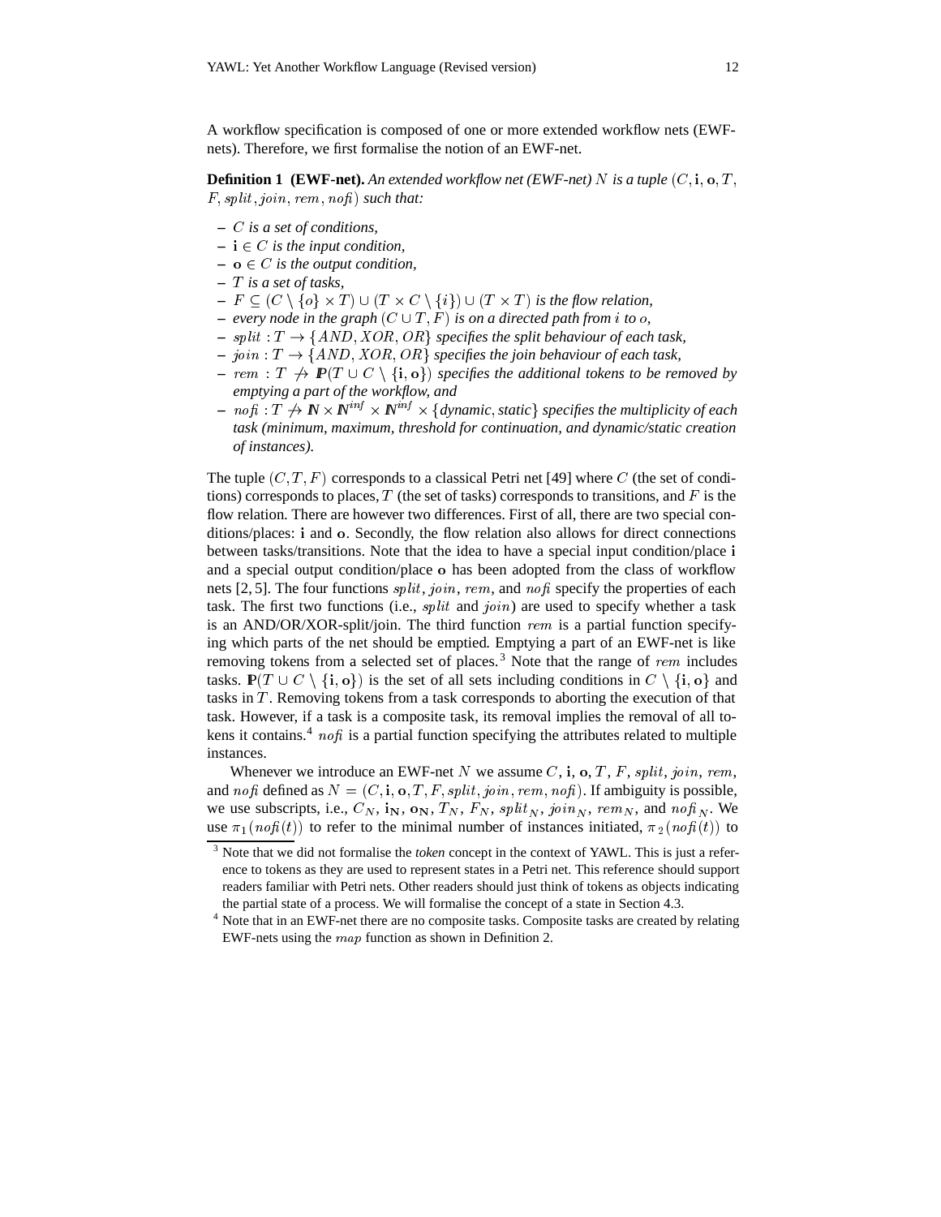A workflow specification is composed of one or more extended workflow nets (EWF-nets). Therefore, we first formalise the notion of an EWF-net.

**Definition 1 (EWF-net).** *An extended workflow net (EWF-net) $N$ is a tuple $(C, \mathbf{i}, \mathbf{o}, T, F, split, join, rem, nofi)$ such that:*

- *$C$ is a set of conditions,*
- *$\mathbf{i} \in C$ is the input condition,*
- *$\mathbf{o} \in C$ is the output condition,*
- *$T$ is a set of tasks,*
- *$F \subseteq (C \setminus \{o\} \times T) \cup (T \times C \setminus \{i\}) \cup (T \times T)$ is the flow relation,*
- *every node in the graph $(C \cup T, F)$ is on a directed path from $i$ to $o$,*
- *$split : T \rightarrow \{AND, XOR, OR\}$ specifies the split behaviour of each task,*
- *$join : T \rightarrow \{AND, XOR, OR\}$ specifies the join behaviour of each task,*
- *$rem : T \nrightarrow \mathbb{P}(T \cup C \setminus \{\mathbf{i}, \mathbf{o}\})$ specifies the additional tokens to be removed by emptying a part of the workflow, and*
- *$nofi : T \nrightarrow \mathbb{N} \times \mathbb{N}^{inf} \times \mathbb{N}^{inf} \times \{dynamic, static\}$ specifies the multiplicity of each task (minimum, maximum, threshold for continuation, and dynamic/static creation of instances).*

The tuple $(C, T, F)$ corresponds to a classical Petri net [49] where $C$ (the set of conditions) corresponds to places, $T$ (the set of tasks) corresponds to transitions, and $F$ is the flow relation. There are however two differences. First of all, there are two special conditions/places: $\mathbf{i}$ and $\mathbf{o}$. Secondly, the flow relation also allows for direct connections between tasks/transitions. Note that the idea to have a special input condition/place $\mathbf{i}$ and a special output condition/place $\mathbf{o}$ has been adopted from the class of workflow nets [2, 5]. The four functions $split$, $join$, $rem$, and $nofi$ specify the properties of each task. The first two functions (i.e., $split$ and $join$) are used to specify whether a task is an AND/OR/XOR-split/join. The third function $rem$ is a partial function specifying which parts of the net should be emptied. Emptying a part of an EWF-net is like removing tokens from a selected set of places.[3] Note that the range of $rem$ includes tasks. $\mathbb{P}(T \cup C \setminus \{\mathbf{i}, \mathbf{o}\})$ is the set of all sets including conditions in $C \setminus \{\mathbf{i}, \mathbf{o}\}$ and tasks in $T$. Removing tokens from a task corresponds to aborting the execution of that task. However, if a task is a composite task, its removal implies the removal of all tokens it contains.[4] $nofi$ is a partial function specifying the attributes related to multiple instances.

Whenever we introduce an EWF-net $N$ we assume $C$, $\mathbf{i}$, $\mathbf{o}$, $T$, $F$, $split$, $join$, $rem$, and $nofi$ defined as $N = (C, \mathbf{i}, \mathbf{o}, T, F, split, join, rem, nofi)$. If ambiguity is possible, we use subscripts, i.e., $C_N$, $\mathbf{i_N}$, $\mathbf{o_N}$, $T_N$, $F_N$, $split_N$, $join_N$, $rem_N$, and $nofi_N$. We use $\pi_1(nofi(t))$ to refer to the minimal number of instances initiated, $\pi_2(nofi(t))$ to

[3] Note that we did not formalise the *token* concept in the context of YAWL. This is just a reference to tokens as they are used to represent states in a Petri net. This reference should support readers familiar with Petri nets. Other readers should just think of tokens as objects indicating the partial state of a process. We will formalise the concept of a state in Section 4.3.

[4] Note that in an EWF-net there are no composite tasks. Composite tasks are created by relating EWF-nets using the $map$ function as shown in Definition 2.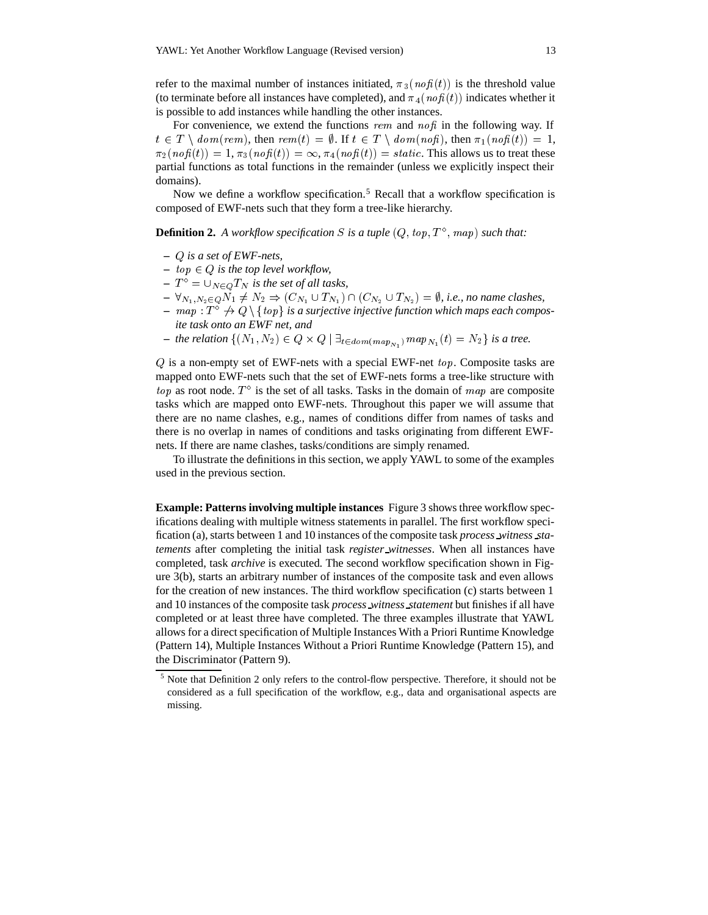refer to the maximal number of instances initiated, $\pi_3(\mathit{nofi}(t))$ is the threshold value (to terminate before all instances have completed), and $\pi_4(\mathit{nofi}(t))$ indicates whether it is possible to add instances while handling the other instances.

For convenience, we extend the functions $\mathit{rem}$ and $\mathit{nofi}$ in the following way. If $t \in T \setminus \mathit{dom}(\mathit{rem})$, then $\mathit{rem}(t) = \emptyset$. If $t \in T \setminus \mathit{dom}(\mathit{nofi})$, then $\pi_1(\mathit{nofi}(t)) = 1$, $\pi_2(\mathit{nofi}(t)) = 1$, $\pi_3(\mathit{nofi}(t)) = \infty$, $\pi_4(\mathit{nofi}(t)) = \mathit{static}$. This allows us to treat these partial functions as total functions in the remainder (unless we explicitly inspect their domains).

Now we define a workflow specification.[5] Recall that a workflow specification is composed of EWF-nets such that they form a tree-like hierarchy.

**Definition 2.** *A workflow specification $S$ is a tuple $(Q, \mathit{top}, T^\diamond, \mathit{map})$ such that:*

- *$Q$ is a set of EWF-nets,*
- *$\mathit{top} \in Q$ is the top level workflow,*
- *$T^\diamond = \cup_{N \in Q} T_N$ is the set of all tasks,*
- *$\forall_{N_1, N_2 \in Q} N_1 \neq N_2 \Rightarrow (C_{N_1} \cup T_{N_1}) \cap (C_{N_2} \cup T_{N_2}) = \emptyset$, i.e., no name clashes,*
- *$\mathit{map} : T^\diamond \not\to Q \setminus \{\mathit{top}\}$ is a surjective injective function which maps each composite task onto an EWF net, and*
- *the relation $\{(N_1, N_2) \in Q \times Q \mid \exists_{t \in \mathit{dom}(\mathit{map}_{N_1})} \mathit{map}_{N_1}(t) = N_2\}$ is a tree.*

$Q$ is a non-empty set of EWF-nets with a special EWF-net $\mathit{top}$. Composite tasks are mapped onto EWF-nets such that the set of EWF-nets forms a tree-like structure with $\mathit{top}$ as root node. $T^\diamond$ is the set of all tasks. Tasks in the domain of $\mathit{map}$ are composite tasks which are mapped onto EWF-nets. Throughout this paper we will assume that there are no name clashes, e.g., names of conditions differ from names of tasks and there is no overlap in names of conditions and tasks originating from different EWF-nets. If there are name clashes, tasks/conditions are simply renamed.

To illustrate the definitions in this section, we apply YAWL to some of the examples used in the previous section.

**Example: Patterns involving multiple instances** Figure 3 shows three workflow specifications dealing with multiple witness statements in parallel. The first workflow specification (a), starts between 1 and 10 instances of the composite task *process_witness_statements* after completing the initial task *register_witnesses*. When all instances have completed, task *archive* is executed. The second workflow specification shown in Figure 3(b), starts an arbitrary number of instances of the composite task and even allows for the creation of new instances. The third workflow specification (c) starts between 1 and 10 instances of the composite task *process_witness_statement* but finishes if all have completed or at least three have completed. The three examples illustrate that YAWL allows for a direct specification of Multiple Instances With a Priori Runtime Knowledge (Pattern 14), Multiple Instances Without a Priori Runtime Knowledge (Pattern 15), and the Discriminator (Pattern 9).

[5] Note that Definition 2 only refers to the control-flow perspective. Therefore, it should not be considered as a full specification of the workflow, e.g., data and organisational aspects are missing.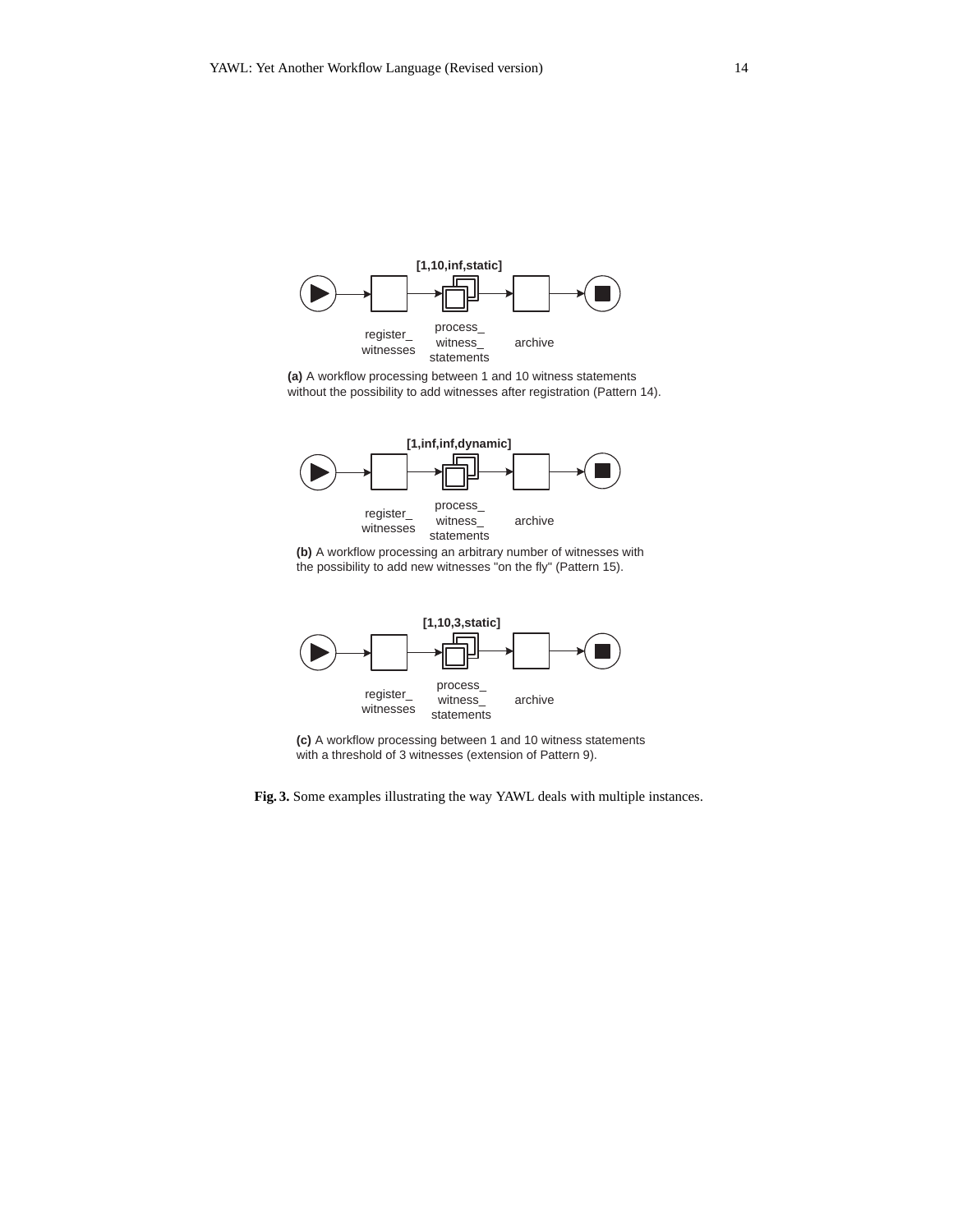[1,10,inf,static]

register_ witnesses — process_ witness_ statements — archive

**(a)** A workflow processing between 1 and 10 witness statements without the possibility to add witnesses after registration (Pattern 14).

[1,inf,inf,dynamic]

register_ witnesses — process_ witness_ statements — archive

**(b)** A workflow processing an arbitrary number of witnesses with the possibility to add new witnesses "on the fly" (Pattern 15).

[1,10,3,static]

register_ witnesses — process_ witness_ statements — archive

**(c)** A workflow processing between 1 and 10 witness statements with a threshold of 3 witnesses (extension of Pattern 9).

**Fig. 3.** Some examples illustrating the way YAWL deals with multiple instances.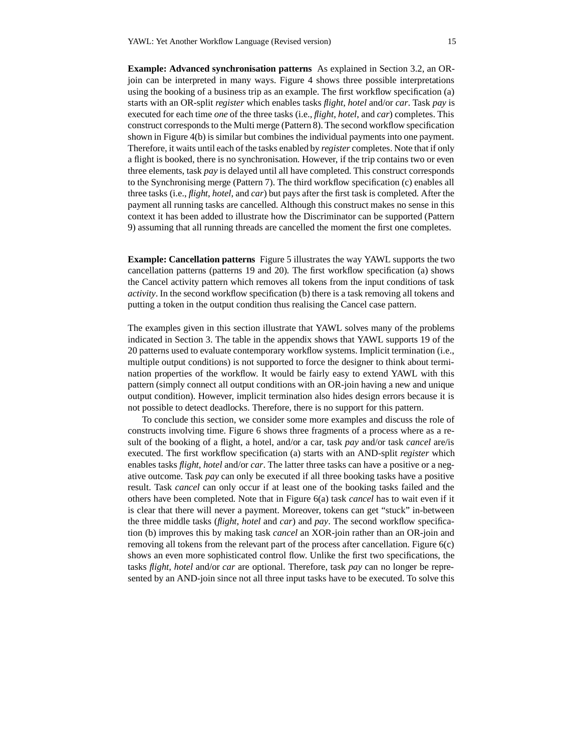**Example: Advanced synchronisation patterns** As explained in Section 3.2, an OR-join can be interpreted in many ways. Figure 4 shows three possible interpretations using the booking of a business trip as an example. The first workflow specification (a) starts with an OR-split *register* which enables tasks *flight*, *hotel* and/or *car*. Task *pay* is executed for each time *one* of the three tasks (i.e., *flight*, *hotel*, and *car*) completes. This construct corresponds to the Multi merge (Pattern 8). The second workflow specification shown in Figure 4(b) is similar but combines the individual payments into one payment. Therefore, it waits until each of the tasks enabled by *register* completes. Note that if only a flight is booked, there is no synchronisation. However, if the trip contains two or even three elements, task *pay* is delayed until all have completed. This construct corresponds to the Synchronising merge (Pattern 7). The third workflow specification (c) enables all three tasks (i.e., *flight*, *hotel*, and *car*) but pays after the first task is completed. After the payment all running tasks are cancelled. Although this construct makes no sense in this context it has been added to illustrate how the Discriminator can be supported (Pattern 9) assuming that all running threads are cancelled the moment the first one completes.

**Example: Cancellation patterns** Figure 5 illustrates the way YAWL supports the two cancellation patterns (patterns 19 and 20). The first workflow specification (a) shows the Cancel activity pattern which removes all tokens from the input conditions of task *activity*. In the second workflow specification (b) there is a task removing all tokens and putting a token in the output condition thus realising the Cancel case pattern.

The examples given in this section illustrate that YAWL solves many of the problems indicated in Section 3. The table in the appendix shows that YAWL supports 19 of the 20 patterns used to evaluate contemporary workflow systems. Implicit termination (i.e., multiple output conditions) is not supported to force the designer to think about termination properties of the workflow. It would be fairly easy to extend YAWL with this pattern (simply connect all output conditions with an OR-join having a new and unique output condition). However, implicit termination also hides design errors because it is not possible to detect deadlocks. Therefore, there is no support for this pattern.

To conclude this section, we consider some more examples and discuss the role of constructs involving time. Figure 6 shows three fragments of a process where as a result of the booking of a flight, a hotel, and/or a car, task *pay* and/or task *cancel* are/is executed. The first workflow specification (a) starts with an AND-split *register* which enables tasks *flight*, *hotel* and/or *car*. The latter three tasks can have a positive or a negative outcome. Task *pay* can only be executed if all three booking tasks have a positive result. Task *cancel* can only occur if at least one of the booking tasks failed and the others have been completed. Note that in Figure 6(a) task *cancel* has to wait even if it is clear that there will never a payment. Moreover, tokens can get "stuck" in-between the three middle tasks (*flight*, *hotel* and *car*) and *pay*. The second workflow specification (b) improves this by making task *cancel* an XOR-join rather than an OR-join and removing all tokens from the relevant part of the process after cancellation. Figure 6(c) shows an even more sophisticated control flow. Unlike the first two specifications, the tasks *flight*, *hotel* and/or *car* are optional. Therefore, task *pay* can no longer be represented by an AND-join since not all three input tasks have to be executed. To solve this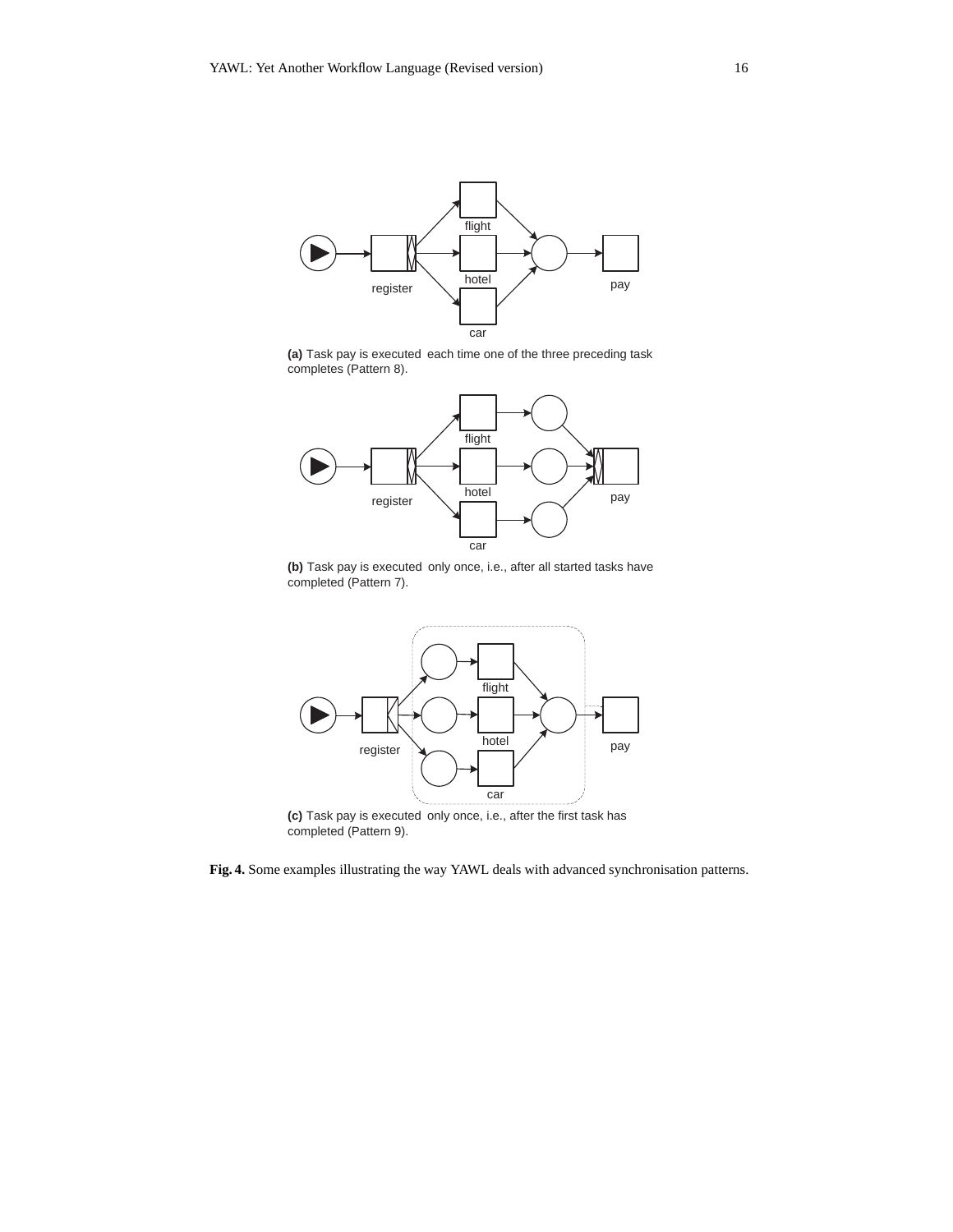flight

register

hotel

pay

car

**(a)** Task pay is executed each time one of the three preceding task completes (Pattern 8).

flight

register

hotel

pay

car

**(b)** Task pay is executed only once, i.e., after all started tasks have completed (Pattern 7).

flight

register

hotel

pay

car

**(c)** Task pay is executed only once, i.e., after the first task has completed (Pattern 9).

**Fig. 4.** Some examples illustrating the way YAWL deals with advanced synchronisation patterns.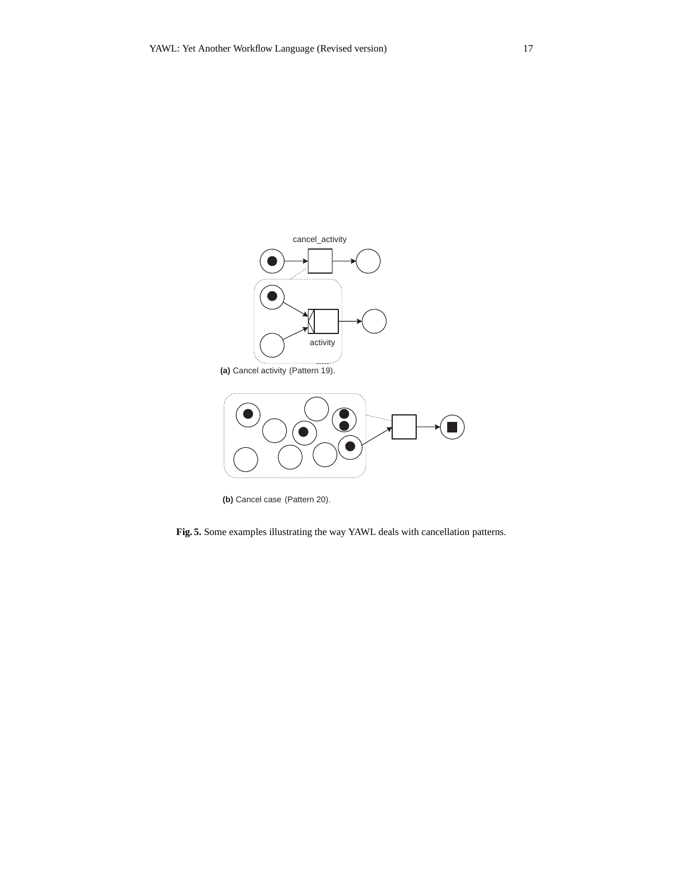cancel_activity

activity

**(a)** Cancel activity (Pattern 19).

**(b)** Cancel case (Pattern 20).

**Fig. 5.** Some examples illustrating the way YAWL deals with cancellation patterns.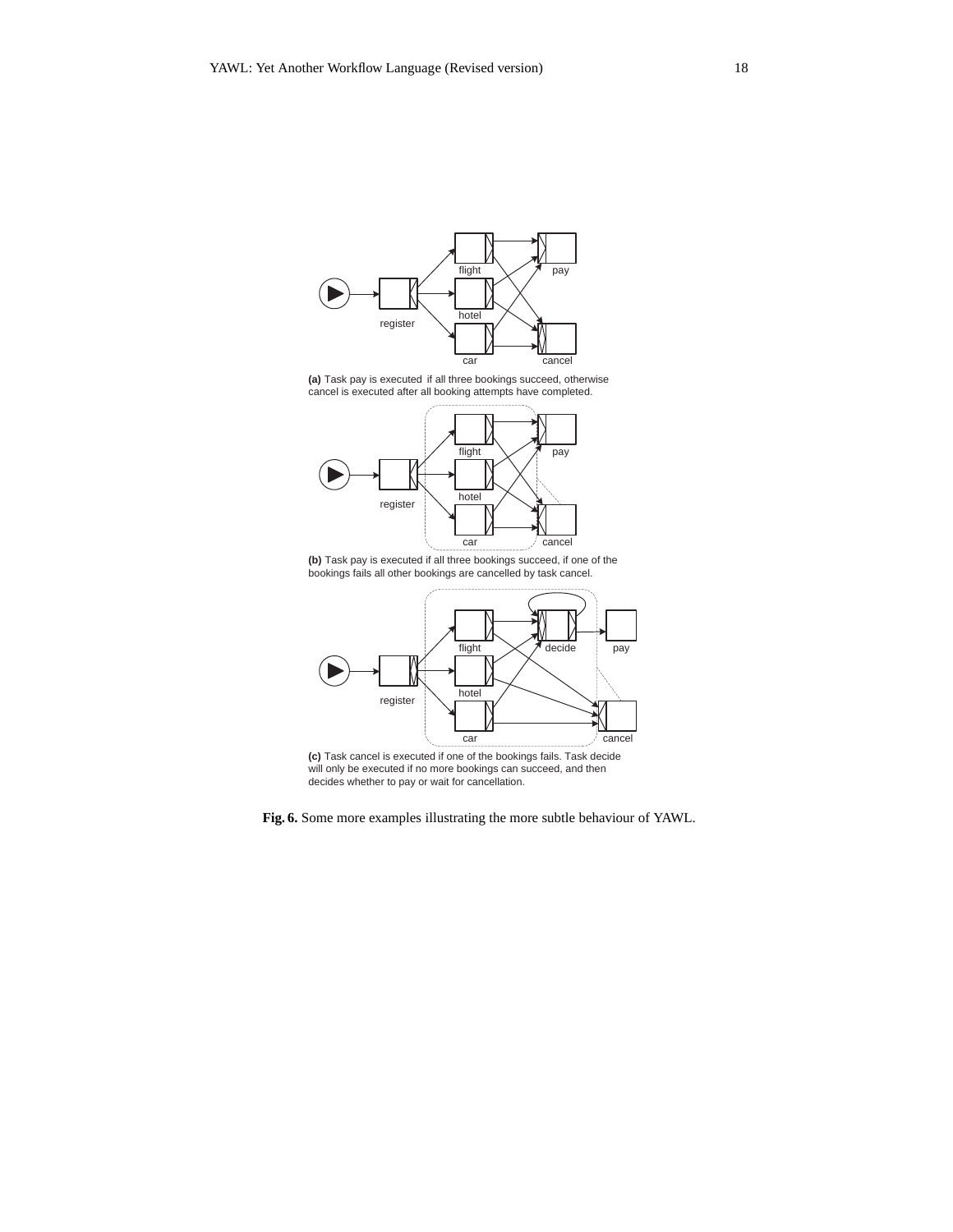**(a)** Task pay is executed if all three bookings succeed, otherwise cancel is executed after all booking attempts have completed.

**(b)** Task pay is executed if all three bookings succeed, if one of the bookings fails all other bookings are cancelled by task cancel.

**(c)** Task cancel is executed if one of the bookings fails. Task decide will only be executed if no more bookings can succeed, and then decides whether to pay or wait for cancellation.

**Fig. 6.** Some more examples illustrating the more subtle behaviour of YAWL.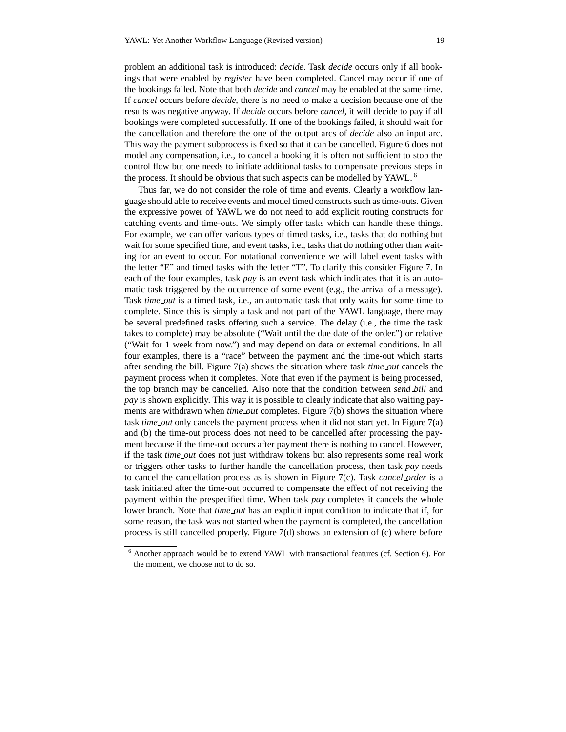problem an additional task is introduced: *decide*. Task *decide* occurs only if all bookings that were enabled by *register* have been completed. Cancel may occur if one of the bookings failed. Note that both *decide* and *cancel* may be enabled at the same time. If *cancel* occurs before *decide*, there is no need to make a decision because one of the results was negative anyway. If *decide* occurs before *cancel*, it will decide to pay if all bookings were completed successfully. If one of the bookings failed, it should wait for the cancellation and therefore the one of the output arcs of *decide* also an input arc. This way the payment subprocess is fixed so that it can be cancelled. Figure 6 does not model any compensation, i.e., to cancel a booking it is often not sufficient to stop the control flow but one needs to initiate additional tasks to compensate previous steps in the process. It should be obvious that such aspects can be modelled by YAWL. [6]

Thus far, we do not consider the role of time and events. Clearly a workflow language should able to receive events and model timed constructs such as time-outs. Given the expressive power of YAWL we do not need to add explicit routing constructs for catching events and time-outs. We simply offer tasks which can handle these things. For example, we can offer various types of timed tasks, i.e., tasks that do nothing but wait for some specified time, and event tasks, i.e., tasks that do nothing other than waiting for an event to occur. For notational convenience we will label event tasks with the letter "E" and timed tasks with the letter "T". To clarify this consider Figure 7. In each of the four examples, task *pay* is an event task which indicates that it is an automatic task triggered by the occurrence of some event (e.g., the arrival of a message). Task *time_out* is a timed task, i.e., an automatic task that only waits for some time to complete. Since this is simply a task and not part of the YAWL language, there may be several predefined tasks offering such a service. The delay (i.e., the time the task takes to complete) may be absolute ("Wait until the due date of the order.") or relative ("Wait for 1 week from now.") and may depend on data or external conditions. In all four examples, there is a "race" between the payment and the time-out which starts after sending the bill. Figure 7(a) shows the situation where task *time_out* cancels the payment process when it completes. Note that even if the payment is being processed, the top branch may be cancelled. Also note that the condition between *send_bill* and *pay* is shown explicitly. This way it is possible to clearly indicate that also waiting payments are withdrawn when *time_out* completes. Figure 7(b) shows the situation where task *time_out* only cancels the payment process when it did not start yet. In Figure 7(a) and (b) the time-out process does not need to be cancelled after processing the payment because if the time-out occurs after payment there is nothing to cancel. However, if the task *time_out* does not just withdraw tokens but also represents some real work or triggers other tasks to further handle the cancellation process, then task *pay* needs to cancel the cancellation process as is shown in Figure 7(c). Task *cancel_order* is a task initiated after the time-out occurred to compensate the effect of not receiving the payment within the prespecified time. When task *pay* completes it cancels the whole lower branch. Note that *time_out* has an explicit input condition to indicate that if, for some reason, the task was not started when the payment is completed, the cancellation process is still cancelled properly. Figure 7(d) shows an extension of (c) where before

[6] Another approach would be to extend YAWL with transactional features (cf. Section 6). For the moment, we choose not to do so.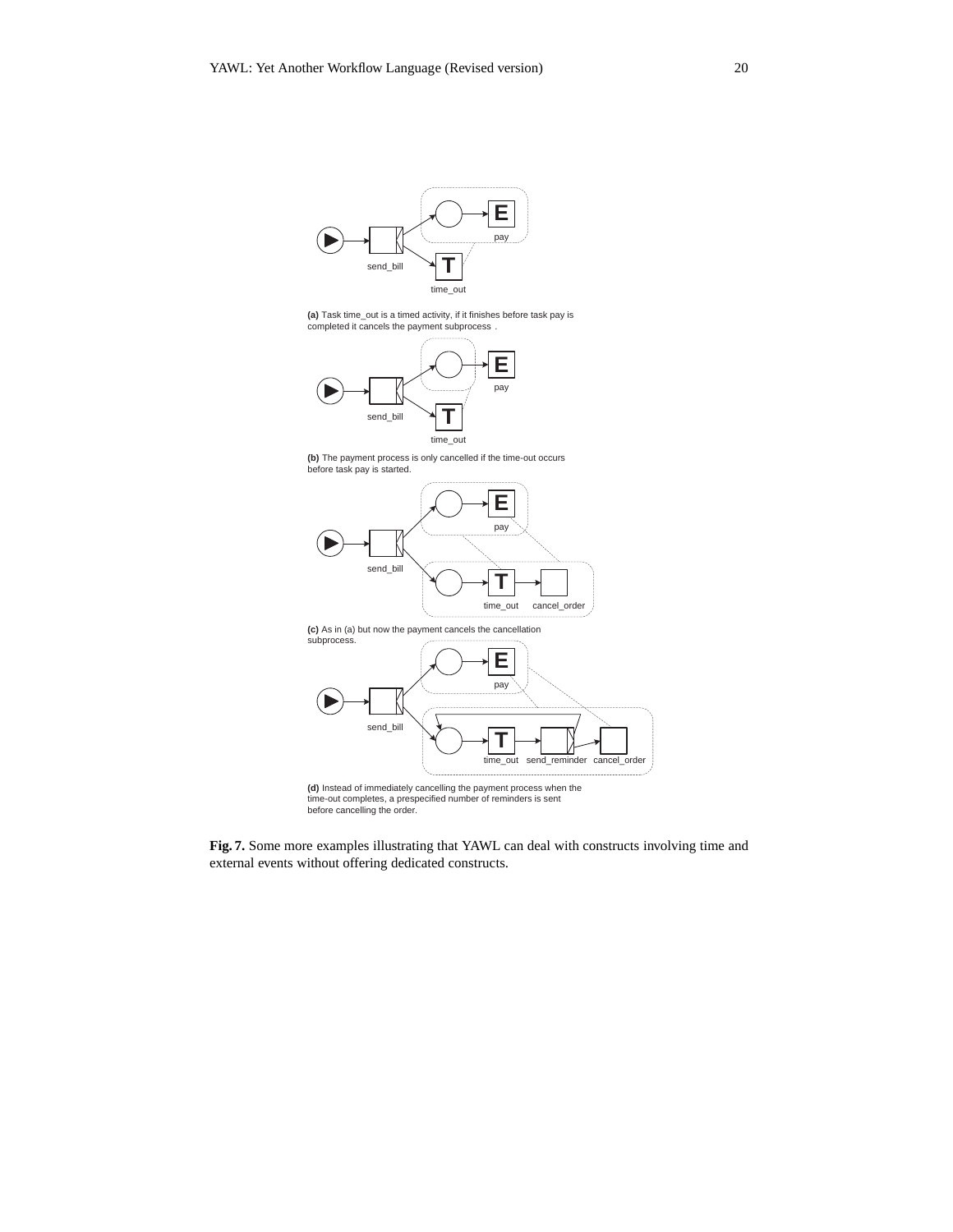(a) Task time_out is a timed activity, if it finishes before task pay is completed it cancels the payment subprocess .

(b) The payment process is only cancelled if the time-out occurs before task pay is started.

(c) As in (a) but now the payment cancels the cancellation subprocess.

(d) Instead of immediately cancelling the payment process when the time-out completes, a prespecified number of reminders is sent before cancelling the order.

**Fig. 7.** Some more examples illustrating that YAWL can deal with constructs involving time and external events without offering dedicated constructs.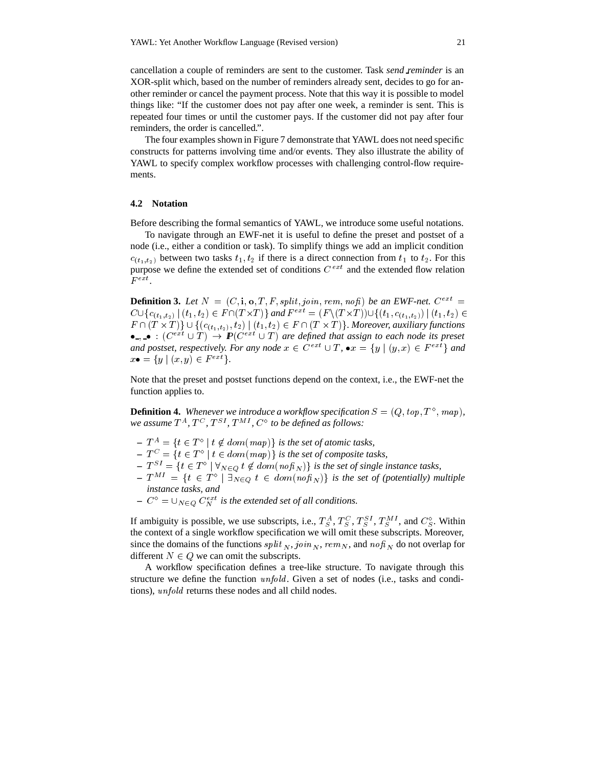cancellation a couple of reminders are sent to the customer. Task *send_reminder* is an XOR-split which, based on the number of reminders already sent, decides to go for another reminder or cancel the payment process. Note that this way it is possible to model things like: "If the customer does not pay after one week, a reminder is sent. This is repeated four times or until the customer pays. If the customer did not pay after four reminders, the order is cancelled.".

The four examples shown in Figure 7 demonstrate that YAWL does not need specific constructs for patterns involving time and/or events. They also illustrate the ability of YAWL to specify complex workflow processes with challenging control-flow requirements.

### 4.2 Notation

Before describing the formal semantics of YAWL, we introduce some useful notations.

To navigate through an EWF-net it is useful to define the preset and postset of a node (i.e., either a condition or task). To simplify things we add an implicit condition $c_{(t_1,t_2)}$ between two tasks $t_1, t_2$ if there is a direct connection from $t_1$ to $t_2$. For this purpose we define the extended set of conditions $C^{ext}$ and the extended flow relation $F^{ext}$.

**Definition 3.** *Let $N = (C, \mathbf{i}, \mathbf{o}, T, F, split, join, rem, nofi)$ be an EWF-net. $C^{ext} = C \cup \{c_{(t_1,t_2)} \mid (t_1,t_2) \in F \cap (T \times T)\}$ and $F^{ext} = (F \backslash (T \times T)) \cup \{(t_1, c_{(t_1,t_2)}) \mid (t_1,t_2) \in F \cap (T \times T)\} \cup \{(c_{(t_1,t_2)}, t_2) \mid (t_1,t_2) \in F \cap (T \times T)\}$. Moreover, auxiliary functions $\bullet\_, \_\bullet : (C^{ext} \cup T) \rightarrow \mathbb{P}(C^{ext} \cup T)$ are defined that assign to each node its preset and postset, respectively. For any node $x \in C^{ext} \cup T$, $\bullet x = \{y \mid (y,x) \in F^{ext}\}$ and $x\bullet = \{y \mid (x,y) \in F^{ext}\}$.*

Note that the preset and postset functions depend on the context, i.e., the EWF-net the function applies to.

**Definition 4.** *Whenever we introduce a workflow specification $S = (Q, top, T^{\diamond}, map)$, we assume $T^A, T^C, T^{SI}, T^{MI}, C^{\diamond}$ to be defined as follows:*

- *$T^A = \{t \in T^{\diamond} \mid t \notin dom(map)\}$ is the set of atomic tasks,*
- *$T^C = \{t \in T^{\diamond} \mid t \in dom(map)\}$ is the set of composite tasks,*
- *$T^{SI} = \{t \in T^{\diamond} \mid \forall_{N \in Q}\, t \notin dom(nofi_N)\}$ is the set of single instance tasks,*
- *$T^{MI} = \{t \in T^{\diamond} \mid \exists_{N \in Q}\, t \in dom(nofi_N)\}$ is the set of (potentially) multiple instance tasks, and*
- *$C^{\diamond} = \cup_{N \in Q}\, C_N^{ext}$ is the extended set of all conditions.*

If ambiguity is possible, we use subscripts, i.e., $T_S^A$, $T_S^C$, $T_S^{SI}$, $T_S^{MI}$, and $C_S^{\diamond}$. Within the context of a single workflow specification we will omit these subscripts. Moreover, since the domains of the functions $split_N$, $join_N$, $rem_N$, and $nofi_N$ do not overlap for different $N \in Q$ we can omit the subscripts.

A workflow specification defines a tree-like structure. To navigate through this structure we define the function $unfold$. Given a set of nodes (i.e., tasks and conditions), $unfold$ returns these nodes and all child nodes.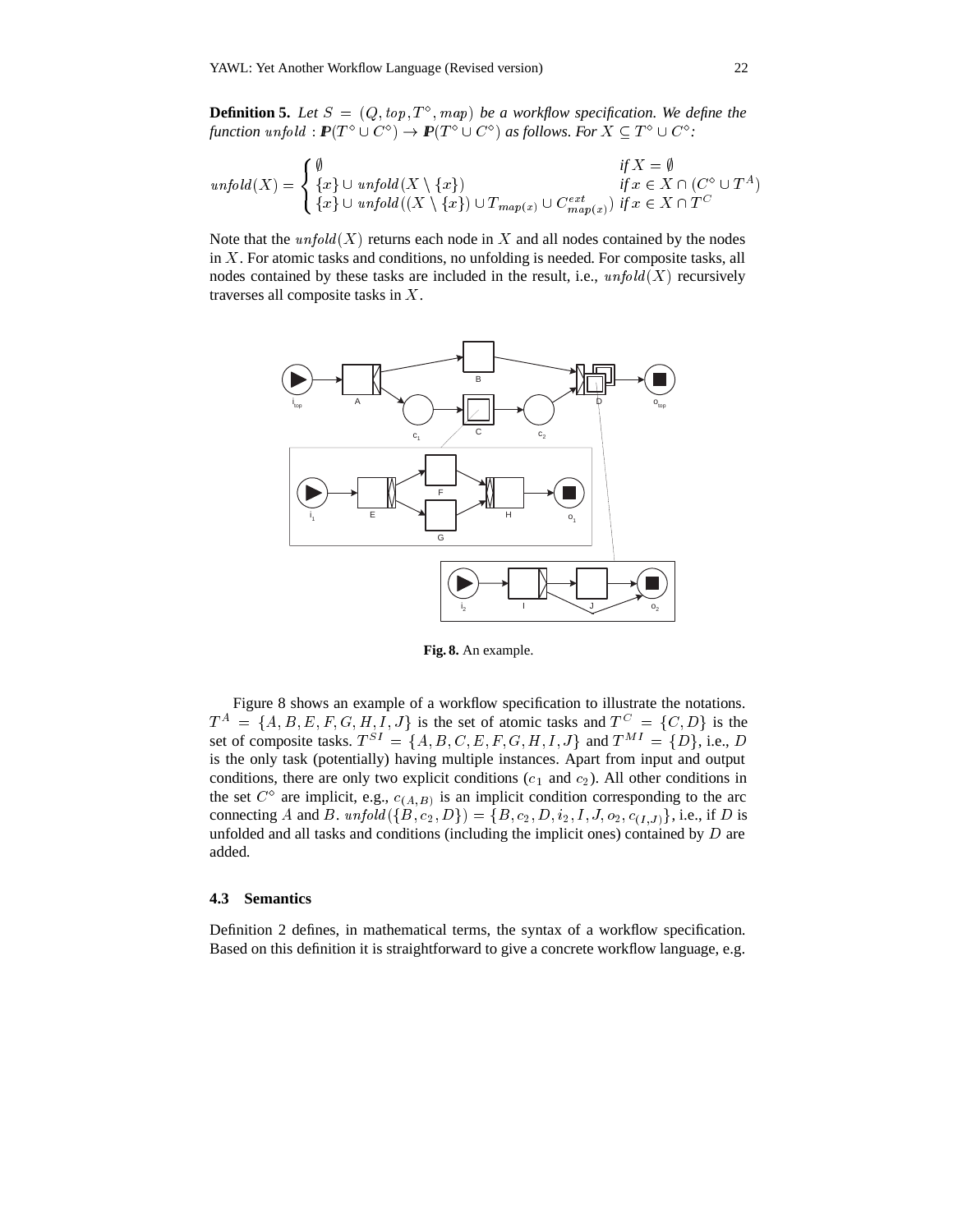**Definition 5.** *Let $S = (Q, top, T^\diamond, map)$ be a workflow specification. We define the function $unfold : \mathbb{P}(T^\diamond \cup C^\diamond) \rightarrow \mathbb{P}(T^\diamond \cup C^\diamond)$ as follows. For $X \subseteq T^\diamond \cup C^\diamond$:*

$$unfold(X) = \begin{cases} \emptyset & \text{if } X = \emptyset \\ \{x\} \cup unfold(X \setminus \{x\}) & \text{if } x \in X \cap (C^\diamond \cup T^A) \\ \{x\} \cup unfold((X \setminus \{x\}) \cup T_{map(x)} \cup C^{ext}_{map(x)}) & \text{if } x \in X \cap T^C \end{cases}$$

Note that the $unfold(X)$ returns each node in $X$ and all nodes contained by the nodes in $X$. For atomic tasks and conditions, no unfolding is needed. For composite tasks, all nodes contained by these tasks are included in the result, i.e., $unfold(X)$ recursively traverses all composite tasks in $X$.

**Fig. 8.** An example.

Figure 8 shows an example of a workflow specification to illustrate the notations. $T^A = \{A, B, E, F, G, H, I, J\}$ is the set of atomic tasks and $T^C = \{C, D\}$ is the set of composite tasks. $T^{SI} = \{A, B, C, E, F, G, H, I, J\}$ and $T^{MI} = \{D\}$, i.e., $D$ is the only task (potentially) having multiple instances. Apart from input and output conditions, there are only two explicit conditions ($c_1$ and $c_2$). All other conditions in the set $C^\diamond$ are implicit, e.g., $c_{(A,B)}$ is an implicit condition corresponding to the arc connecting $A$ and $B$. $unfold(\{B, c_2, D\}) = \{B, c_2, D, i_2, I, J, o_2, c_{(I,J)}\}$, i.e., if $D$ is unfolded and all tasks and conditions (including the implicit ones) contained by $D$ are added.

### 4.3 Semantics

Definition 2 defines, in mathematical terms, the syntax of a workflow specification. Based on this definition it is straightforward to give a concrete workflow language, e.g.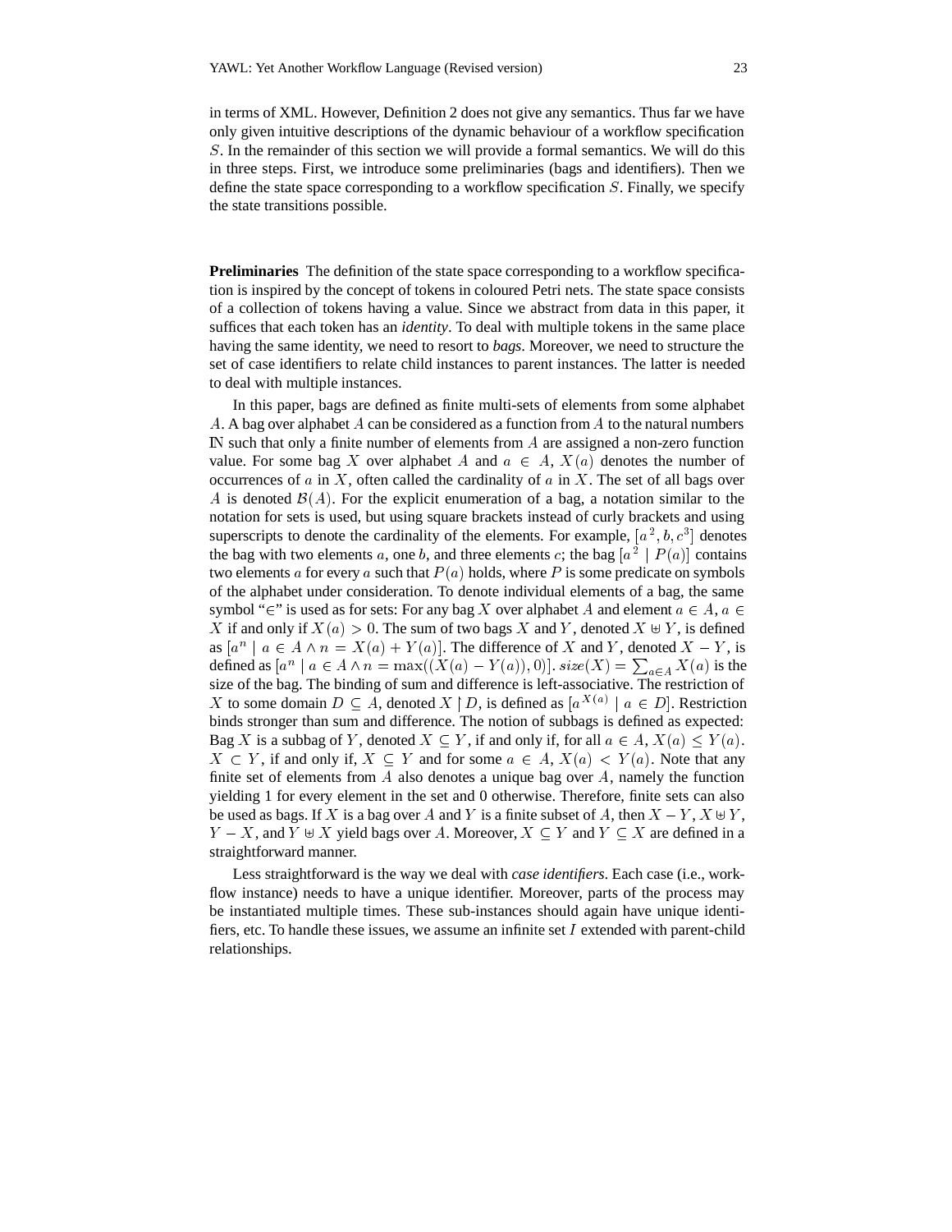in terms of XML. However, Definition 2 does not give any semantics. Thus far we have only given intuitive descriptions of the dynamic behaviour of a workflow specification $S$. In the remainder of this section we will provide a formal semantics. We will do this in three steps. First, we introduce some preliminaries (bags and identifiers). Then we define the state space corresponding to a workflow specification $S$. Finally, we specify the state transitions possible.

**Preliminaries** The definition of the state space corresponding to a workflow specification is inspired by the concept of tokens in coloured Petri nets. The state space consists of a collection of tokens having a value. Since we abstract from data in this paper, it suffices that each token has an *identity*. To deal with multiple tokens in the same place having the same identity, we need to resort to *bags*. Moreover, we need to structure the set of case identifiers to relate child instances to parent instances. The latter is needed to deal with multiple instances.

In this paper, bags are defined as finite multi-sets of elements from some alphabet $A$. A bag over alphabet $A$ can be considered as a function from $A$ to the natural numbers $\mathbb{N}$ such that only a finite number of elements from $A$ are assigned a non-zero function value. For some bag $X$ over alphabet $A$ and $a \in A$, $X(a)$ denotes the number of occurrences of $a$ in $X$, often called the cardinality of $a$ in $X$. The set of all bags over $A$ is denoted $\mathcal{B}(A)$. For the explicit enumeration of a bag, a notation similar to the notation for sets is used, but using square brackets instead of curly brackets and using superscripts to denote the cardinality of the elements. For example, $[a^2, b, c^3]$ denotes the bag with two elements $a$, one $b$, and three elements $c$; the bag $[a^2 \mid P(a)]$ contains two elements $a$ for every $a$ such that $P(a)$ holds, where $P$ is some predicate on symbols of the alphabet under consideration. To denote individual elements of a bag, the same symbol "$\in$" is used as for sets: For any bag $X$ over alphabet $A$ and element $a \in A$, $a \in X$ if and only if $X(a) > 0$. The sum of two bags $X$ and $Y$, denoted $X \uplus Y$, is defined as $[a^n \mid a \in A \wedge n = X(a) + Y(a)]$. The difference of $X$ and $Y$, denoted $X - Y$, is defined as $[a^n \mid a \in A \wedge n = \max((X(a) - Y(a)), 0)]$. $size(X) = \sum_{a \in A} X(a)$ is the size of the bag. The binding of sum and difference is left-associative. The restriction of $X$ to some domain $D \subseteq A$, denoted $X \upharpoonright D$, is defined as $[a^{X(a)} \mid a \in D]$. Restriction binds stronger than sum and difference. The notion of subbags is defined as expected: Bag $X$ is a subbag of $Y$, denoted $X \subseteq Y$, if and only if, for all $a \in A$, $X(a) \leq Y(a)$. $X \subset Y$, if and only if, $X \subseteq Y$ and for some $a \in A$, $X(a) < Y(a)$. Note that any finite set of elements from $A$ also denotes a unique bag over $A$, namely the function yielding 1 for every element in the set and 0 otherwise. Therefore, finite sets can also be used as bags. If $X$ is a bag over $A$ and $Y$ is a finite subset of $A$, then $X - Y$, $X \uplus Y$, $Y - X$, and $Y \uplus X$ yield bags over $A$. Moreover, $X \subseteq Y$ and $Y \subseteq X$ are defined in a straightforward manner.

Less straightforward is the way we deal with *case identifiers*. Each case (i.e., workflow instance) needs to have a unique identifier. Moreover, parts of the process may be instantiated multiple times. These sub-instances should again have unique identifiers, etc. To handle these issues, we assume an infinite set $I$ extended with parent-child relationships.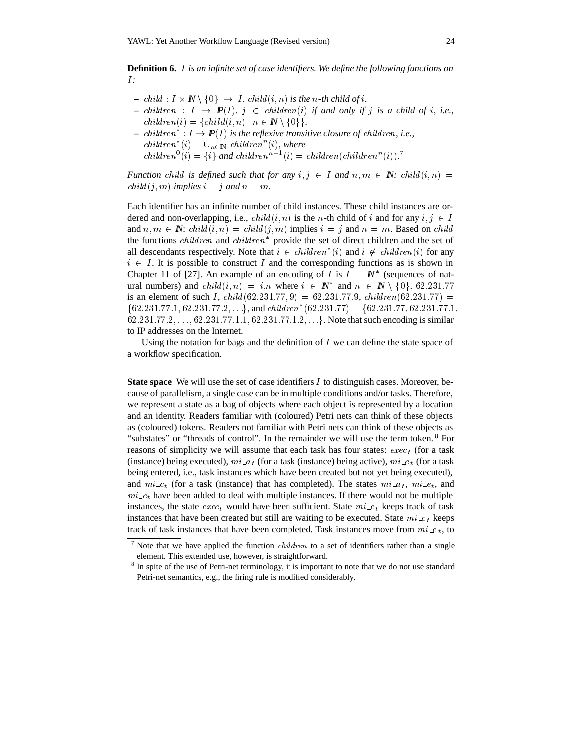**Definition 6.** *$I$ is an infinite set of case identifiers. We define the following functions on $I$:*

- *$child : I \times \mathbb{N} \setminus \{0\} \rightarrow I$. $child(i,n)$ is the $n$-th child of $i$.*
- *$children : I \rightarrow \mathbb{P}(I)$. $j \in children(i)$ if and only if $j$ is a child of $i$, i.e., $children(i) = \{child(i,n) \mid n \in \mathbb{N} \setminus \{0\}\}$.*
- *$children^* : I \rightarrow \mathbb{P}(I)$ is the reflexive transitive closure of $children$, i.e., $children^*(i) = \cup_{n \in \mathbb{N}}\ children^n(i)$, where $children^0(i) = \{i\}$ and $children^{n+1}(i) = children(children^n(i))$.*[7]

*Function $child$ is defined such that for any $i,j \in I$ and $n,m \in \mathbb{N}$: $child(i,n) = child(j,m)$ implies $i = j$ and $n = m$.*

Each identifier has an infinite number of child instances. These child instances are ordered and non-overlapping, i.e., $child(i,n)$ is the $n$-th child of $i$ and for any $i,j \in I$ and $n,m \in \mathbb{N}$: $child(i,n) = child(j,m)$ implies $i = j$ and $n = m$. Based on $child$ the functions $children$ and $children^*$ provide the set of direct children and the set of all descendants respectively. Note that $i \in children^*(i)$ and $i \notin children(i)$ for any $i \in I$. It is possible to construct $I$ and the corresponding functions as is shown in Chapter 11 of [27]. An example of an encoding of $I$ is $I = \mathbb{N}^*$ (sequences of natural numbers) and $child(i,n) = i.n$ where $i \in \mathbb{N}^*$ and $n \in \mathbb{N} \setminus \{0\}$. $62.231.77$ is an element of such $I$, $child(62.231.77, 9) = 62.231.77.9$, $children(62.231.77) = \{62.231.77.1, 62.231.77.2, \ldots\}$, and $children^*(62.231.77) = \{62.231.77, 62.231.77.1, 62.231.77.2, \ldots, 62.231.77.1.1, 62.231.77.1.2, \ldots\}$. Note that such encoding is similar to IP addresses on the Internet.

Using the notation for bags and the definition of $I$ we can define the state space of a workflow specification.

**State space** We will use the set of case identifiers $I$ to distinguish cases. Moreover, because of parallelism, a single case can be in multiple conditions and/or tasks. Therefore, we represent a state as a bag of objects where each object is represented by a location and an identity. Readers familiar with (coloured) Petri nets can think of these objects as (coloured) tokens. Readers not familiar with Petri nets can think of these objects as "substates" or "threads of control". In the remainder we will use the term token.[8] For reasons of simplicity we will assume that each task has four states: $exec_t$ (for a task (instance) being executed), $mi\_a_t$ (for a task (instance) being active), $mi\_e_t$ (for a task being entered, i.e., task instances which have been created but not yet being executed), and $mi\_c_t$ (for a task (instance) that has completed). The states $mi\_a_t$, $mi\_e_t$, and $mi\_c_t$ have been added to deal with multiple instances. If there would not be multiple instances, the state $exec_t$ would have been sufficient. State $mi\_e_t$ keeps track of task instances that have been created but still are waiting to be executed. State $mi\_c_t$ keeps track of task instances that have been completed. Task instances move from $mi\_e_t$, to

[7] Note that we have applied the function $children$ to a set of identifiers rather than a single element. This extended use, however, is straightforward.

[8] In spite of the use of Petri-net terminology, it is important to note that we do not use standard Petri-net semantics, e.g., the firing rule is modified considerably.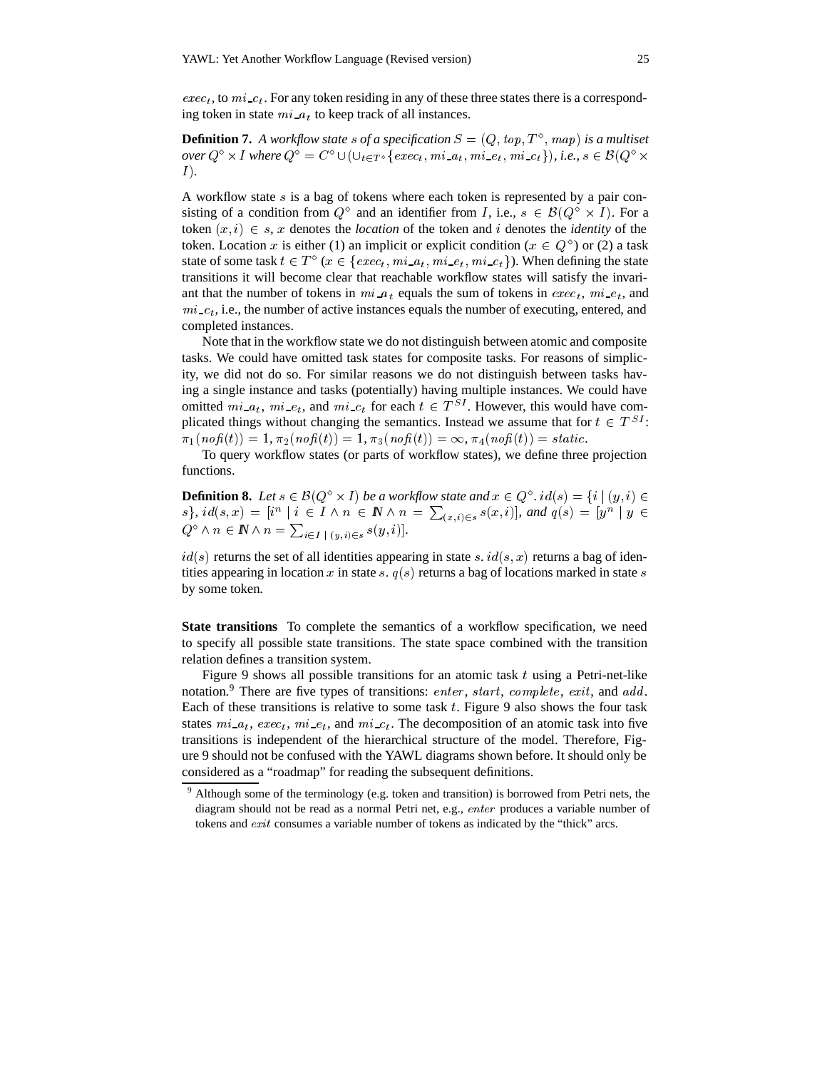$exec_t$, to $mi\_c_t$. For any token residing in any of these three states there is a corresponding token in state $mi\_a_t$ to keep track of all instances.

**Definition 7.** *A workflow state $s$ of a specification $S = (Q, top, T^\diamond, map)$ is a multiset over $Q^\diamond \times I$ where $Q^\diamond = C^\diamond \cup (\cup_{t \in T^\diamond} \{exec_t, mi\_a_t, mi\_e_t, mi\_c_t\})$, i.e., $s \in \mathcal{B}(Q^\diamond \times I)$.*

A workflow state $s$ is a bag of tokens where each token is represented by a pair consisting of a condition from $Q^\diamond$ and an identifier from $I$, i.e., $s \in \mathcal{B}(Q^\diamond \times I)$. For a token $(x, i) \in s$, $x$ denotes the *location* of the token and $i$ denotes the *identity* of the token. Location $x$ is either (1) an implicit or explicit condition ($x \in Q^\diamond$) or (2) a task state of some task $t \in T^\diamond$ ($x \in \{exec_t, mi\_a_t, mi\_e_t, mi\_c_t\}$). When defining the state transitions it will become clear that reachable workflow states will satisfy the invariant that the number of tokens in $mi\_a_t$ equals the sum of tokens in $exec_t$, $mi\_e_t$, and $mi\_c_t$, i.e., the number of active instances equals the number of executing, entered, and completed instances.

Note that in the workflow state we do not distinguish between atomic and composite tasks. We could have omitted task states for composite tasks. For reasons of simplicity, we did not do so. For similar reasons we do not distinguish between tasks having a single instance and tasks (potentially) having multiple instances. We could have omitted $mi\_a_t$, $mi\_e_t$, and $mi\_c_t$ for each $t \in T^{SI}$. However, this would have complicated things without changing the semantics. Instead we assume that for $t \in T^{SI}$: $\pi_1(nofi(t)) = 1, \pi_2(nofi(t)) = 1, \pi_3(nofi(t)) = \infty, \pi_4(nofi(t)) = static$.

To query workflow states (or parts of workflow states), we define three projection functions.

**Definition 8.** *Let $s \in \mathcal{B}(Q^\diamond \times I)$ be a workflow state and $x \in Q^\diamond$. $id(s) = \{i \mid (y, i) \in s\}$, $id(s, x) = [i^n \mid i \in I \wedge n \in \mathbb{N} \wedge n = \sum_{(x,i) \in s} s(x, i)]$, and $q(s) = [y^n \mid y \in Q^\diamond \wedge n \in \mathbb{N} \wedge n = \sum_{i \in I \mid (y,i) \in s} s(y, i)]$.*

$id(s)$ returns the set of all identities appearing in state $s$. $id(s, x)$ returns a bag of identities appearing in location $x$ in state $s$. $q(s)$ returns a bag of locations marked in state $s$ by some token.

**State transitions** To complete the semantics of a workflow specification, we need to specify all possible state transitions. The state space combined with the transition relation defines a transition system.

Figure 9 shows all possible transitions for an atomic task $t$ using a Petri-net-like notation.[9] There are five types of transitions: $enter$, $start$, $complete$, $exit$, and $add$. Each of these transitions is relative to some task $t$. Figure 9 also shows the four task states $mi\_a_t$, $exec_t$, $mi\_e_t$, and $mi\_c_t$. The decomposition of an atomic task into five transitions is independent of the hierarchical structure of the model. Therefore, Figure 9 should not be confused with the YAWL diagrams shown before. It should only be considered as a "roadmap" for reading the subsequent definitions.

[9] Although some of the terminology (e.g. token and transition) is borrowed from Petri nets, the diagram should not be read as a normal Petri net, e.g., $enter$ produces a variable number of tokens and $exit$ consumes a variable number of tokens as indicated by the "thick" arcs.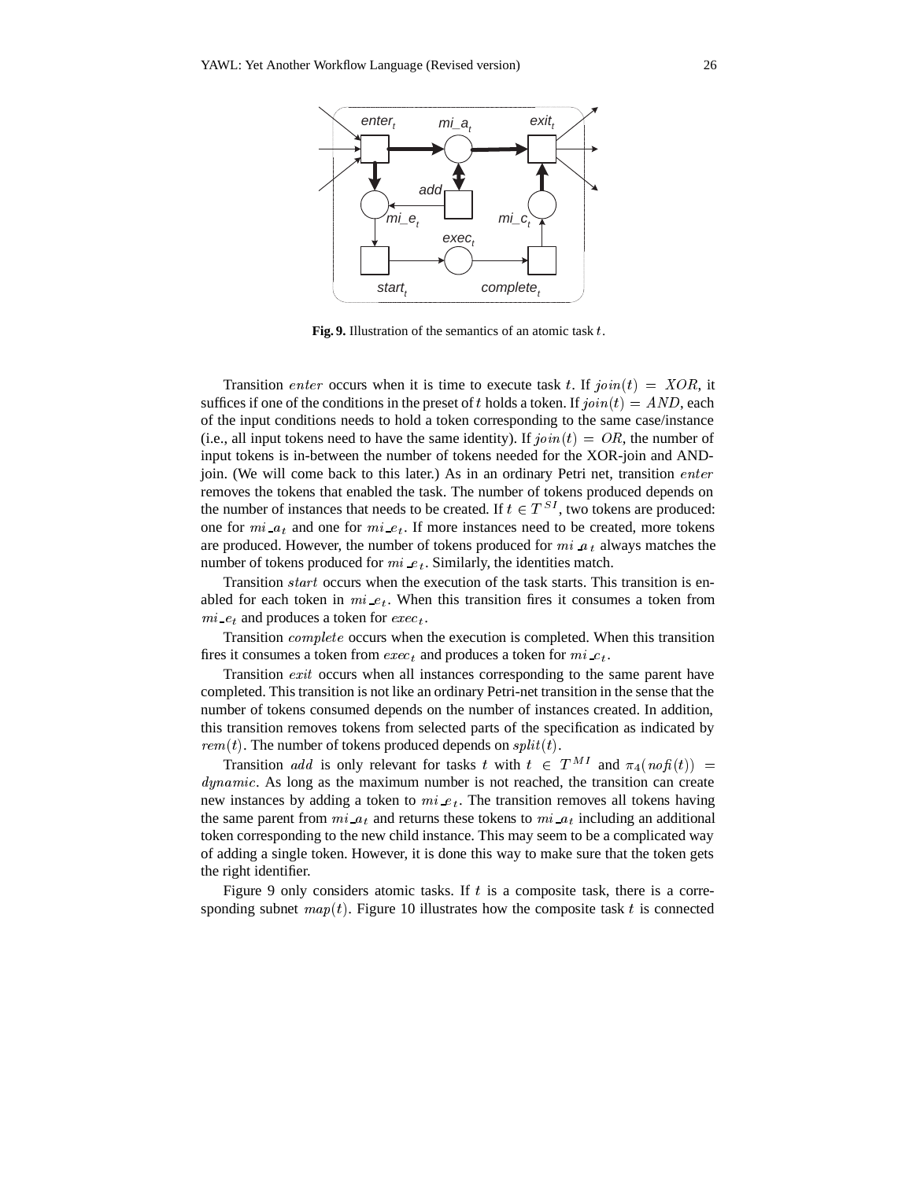**Fig. 9.** Illustration of the semantics of an atomic task $t$.

Transition $enter$ occurs when it is time to execute task $t$. If $join(t) = XOR$, it suffices if one of the conditions in the preset of $t$ holds a token. If $join(t) = AND$, each of the input conditions needs to hold a token corresponding to the same case/instance (i.e., all input tokens need to have the same identity). If $join(t) = OR$, the number of input tokens is in-between the number of tokens needed for the XOR-join and AND-join. (We will come back to this later.) As in an ordinary Petri net, transition $enter$ removes the tokens that enabled the task. The number of tokens produced depends on the number of instances that needs to be created. If $t \in T^{SI}$, two tokens are produced: one for $mi\_a_t$ and one for $mi\_e_t$. If more instances need to be created, more tokens are produced. However, the number of tokens produced for $mi\_a_t$ always matches the number of tokens produced for $mi\_e_t$. Similarly, the identities match.

Transition $start$ occurs when the execution of the task starts. This transition is enabled for each token in $mi\_e_t$. When this transition fires it consumes a token from $mi\_e_t$ and produces a token for $exec_t$.

Transition $complete$ occurs when the execution is completed. When this transition fires it consumes a token from $exec_t$ and produces a token for $mi\_c_t$.

Transition $exit$ occurs when all instances corresponding to the same parent have completed. This transition is not like an ordinary Petri-net transition in the sense that the number of tokens consumed depends on the number of instances created. In addition, this transition removes tokens from selected parts of the specification as indicated by $rem(t)$. The number of tokens produced depends on $split(t)$.

Transition $add$ is only relevant for tasks $t$ with $t \in T^{MI}$ and $\pi_4(nofi(t)) = dynamic$. As long as the maximum number is not reached, the transition can create new instances by adding a token to $mi\_e_t$. The transition removes all tokens having the same parent from $mi\_a_t$ and returns these tokens to $mi\_a_t$ including an additional token corresponding to the new child instance. This may seem to be a complicated way of adding a single token. However, it is done this way to make sure that the token gets the right identifier.

Figure 9 only considers atomic tasks. If $t$ is a composite task, there is a corresponding subnet $map(t)$. Figure 10 illustrates how the composite task $t$ is connected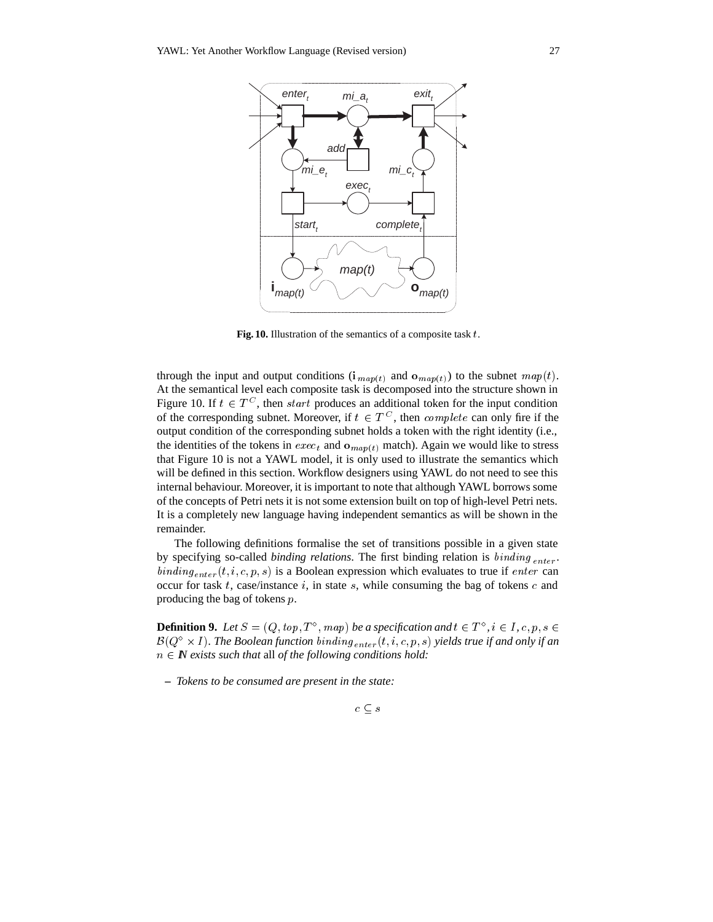**Fig. 10.** Illustration of the semantics of a composite task $t$.

through the input and output conditions ($\mathbf{i}_{map(t)}$ and $\mathbf{o}_{map(t)}$) to the subnet $map(t)$. At the semantical level each composite task is decomposed into the structure shown in Figure 10. If $t \in T^C$, then $start$ produces an additional token for the input condition of the corresponding subnet. Moreover, if $t \in T^C$, then $complete$ can only fire if the output condition of the corresponding subnet holds a token with the right identity (i.e., the identities of the tokens in $exec_t$ and $\mathbf{o}_{map(t)}$ match). Again we would like to stress that Figure 10 is not a YAWL model, it is only used to illustrate the semantics which will be defined in this section. Workflow designers using YAWL do not need to see this internal behaviour. Moreover, it is important to note that although YAWL borrows some of the concepts of Petri nets it is not some extension built on top of high-level Petri nets. It is a completely new language having independent semantics as will be shown in the remainder.

The following definitions formalise the set of transitions possible in a given state by specifying so-called *binding relations*. The first binding relation is $binding_{enter}$. $binding_{enter}(t, i, c, p, s)$ is a Boolean expression which evaluates to true if $enter$ can occur for task $t$, case/instance $i$, in state $s$, while consuming the bag of tokens $c$ and producing the bag of tokens $p$.

**Definition 9.** *Let $S = (Q, top, T^\diamond, map)$ be a specification and $t \in T^\diamond, i \in I, c, p, s \in \mathcal{B}(Q^\diamond \times I)$. The Boolean function $binding_{enter}(t, i, c, p, s)$ yields true if and only if an $n \in \mathbb{N}$ exists such that* all *of the following conditions hold:*

– *Tokens to be consumed are present in the state:*

$$c \subseteq s$$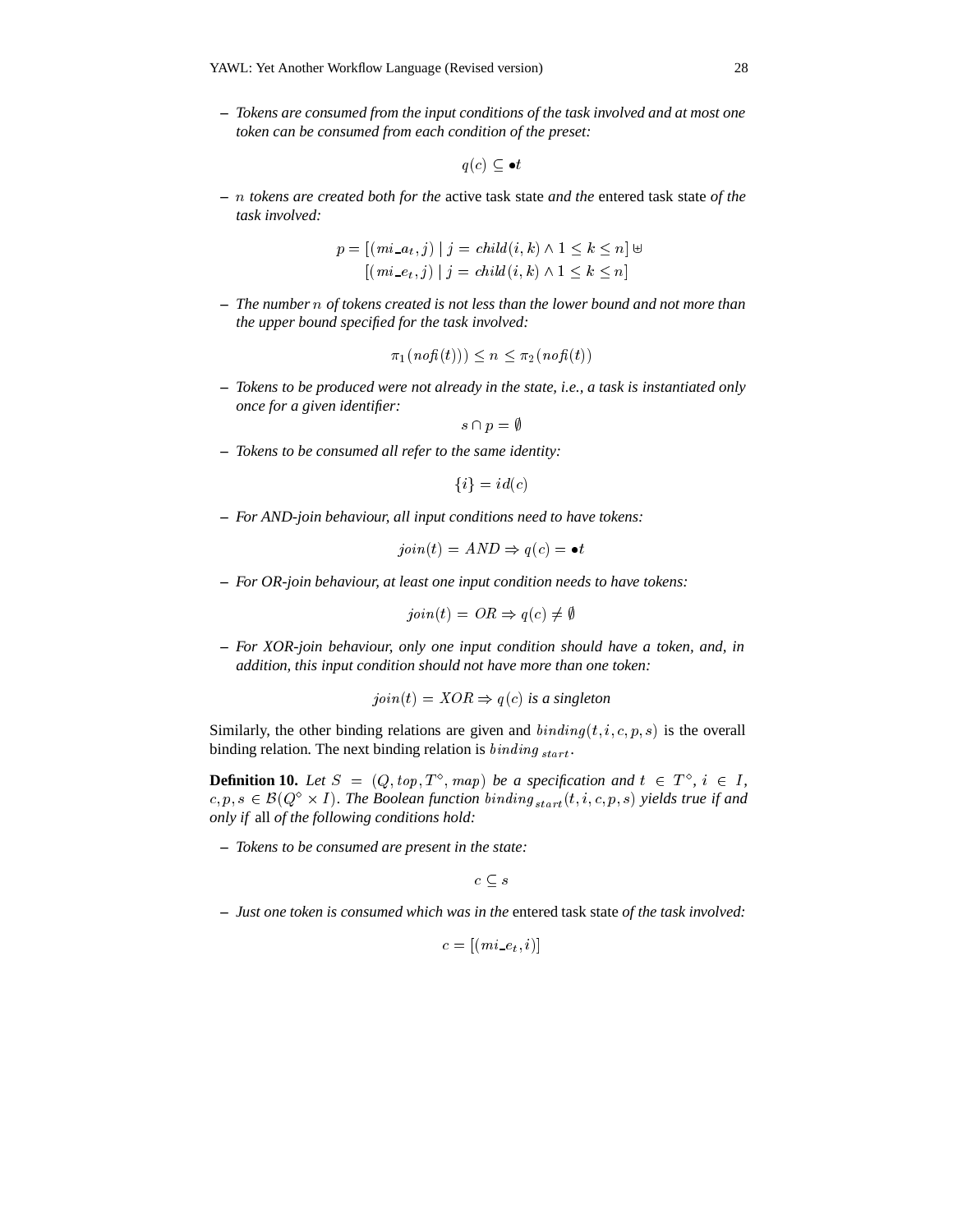– *Tokens are consumed from the input conditions of the task involved and at most one token can be consumed from each condition of the preset:*

$$q(c) \subseteq \bullet t$$

– $n$ *tokens are created both for the* active task state *and the* entered task state *of the task involved:*

$$p = [(mi\_a_t, j) \mid j = child(i,k) \wedge 1 \leq k \leq n] \uplus$$
$$[(mi\_e_t, j) \mid j = child(i,k) \wedge 1 \leq k \leq n]$$

– *The number* $n$ *of tokens created is not less than the lower bound and not more than the upper bound specified for the task involved:*

$$\pi_1(nofi(t))) \leq n \leq \pi_2(nofi(t))$$

– *Tokens to be produced were not already in the state, i.e., a task is instantiated only once for a given identifier:*

$$s \cap p = \emptyset$$

– *Tokens to be consumed all refer to the same identity:*

$$\{i\} = id(c)$$

– *For AND-join behaviour, all input conditions need to have tokens:*

$$join(t) = AND \Rightarrow q(c) = \bullet t$$

– *For OR-join behaviour, at least one input condition needs to have tokens:*

$$join(t) = OR \Rightarrow q(c) \neq \emptyset$$

– *For XOR-join behaviour, only one input condition should have a token, and, in addition, this input condition should not have more than one token:*

$$join(t) = XOR \Rightarrow q(c) \text{ is a singleton}$$

Similarly, the other binding relations are given and $binding(t, i, c, p, s)$ is the overall binding relation. The next binding relation is $binding_{start}$.

**Definition 10.** *Let* $S = (Q, top, T^{\diamond}, map)$ *be a specification and* $t \in T^{\diamond}$*,* $i \in I$*,* $c, p, s \in \mathcal{B}(Q^{\diamond} \times I)$*. The Boolean function* $binding_{start}(t, i, c, p, s)$ *yields true if and only if* all *of the following conditions hold:*

– *Tokens to be consumed are present in the state:*

$$c \subseteq s$$

– *Just one token is consumed which was in the* entered task state *of the task involved:*

$$c = [(mi\_e_t, i)]$$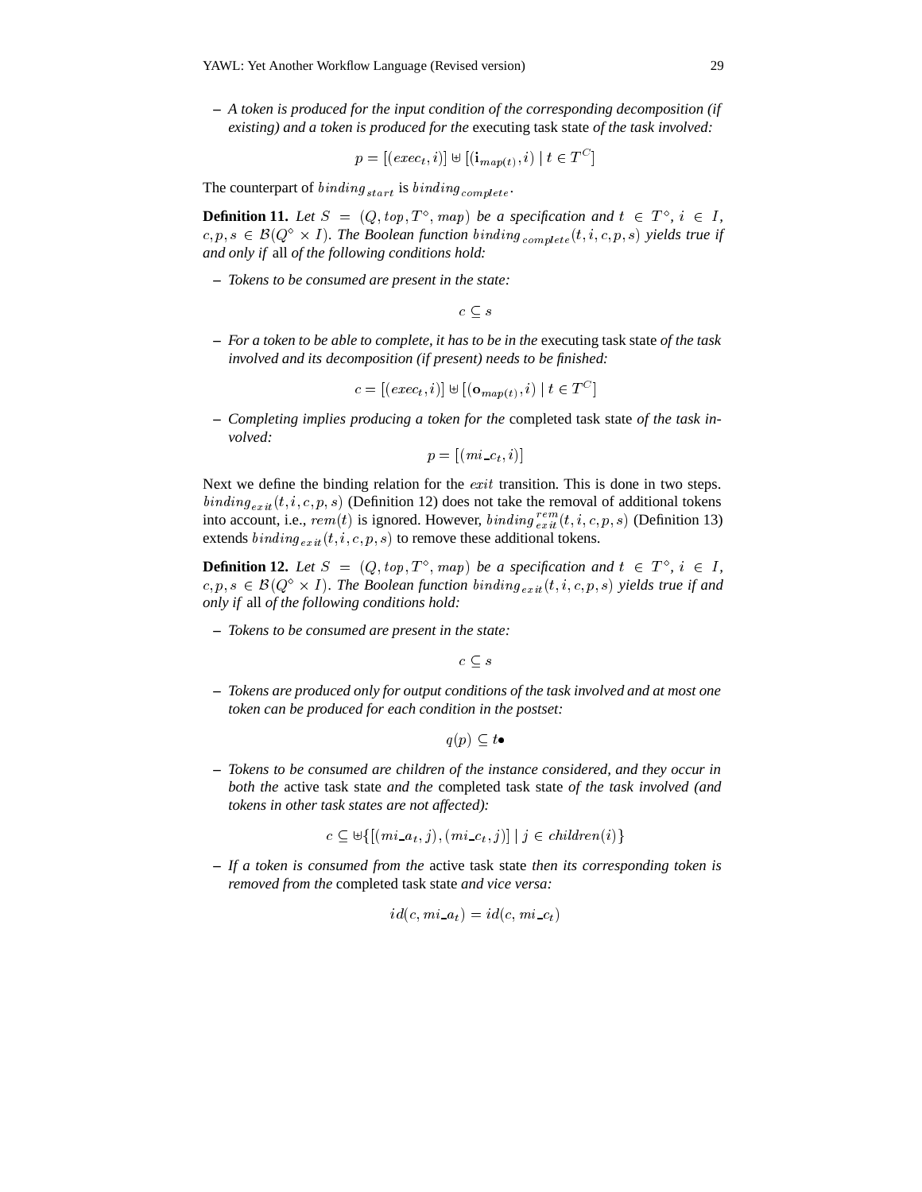– *A token is produced for the input condition of the corresponding decomposition (if existing) and a token is produced for the* executing task state *of the task involved:*

$$p = [(exec_t, i)] \uplus [(\mathbf{i}_{map(t)}, i) \mid t \in T^C]$$

The counterpart of $binding_{start}$ is $binding_{complete}$.

**Definition 11.** *Let $S = (Q, top, T^\diamond, map)$ be a specification and $t \in T^\diamond$, $i \in I$, $c, p, s \in \mathcal{B}(Q^\diamond \times I)$. The Boolean function $binding_{complete}(t, i, c, p, s)$ yields true if and only if* all *of the following conditions hold:*

– *Tokens to be consumed are present in the state:*

$$c \subseteq s$$

– *For a token to be able to complete, it has to be in the* executing task state *of the task involved and its decomposition (if present) needs to be finished:*

$$c = [(exec_t, i)] \uplus [(\mathbf{o}_{map(t)}, i) \mid t \in T^C]$$

– *Completing implies producing a token for the* completed task state *of the task involved:*

$$p = [(mi\_c_t, i)]$$

Next we define the binding relation for the $exit$ transition. This is done in two steps. $binding_{exit}(t, i, c, p, s)$ (Definition 12) does not take the removal of additional tokens into account, i.e., $rem(t)$ is ignored. However, $binding^{rem}_{exit}(t, i, c, p, s)$ (Definition 13) extends $binding_{exit}(t, i, c, p, s)$ to remove these additional tokens.

**Definition 12.** *Let $S = (Q, top, T^\diamond, map)$ be a specification and $t \in T^\diamond$, $i \in I$, $c, p, s \in \mathcal{B}(Q^\diamond \times I)$. The Boolean function $binding_{exit}(t, i, c, p, s)$ yields true if and only if* all *of the following conditions hold:*

– *Tokens to be consumed are present in the state:*

$$c \subseteq s$$

– *Tokens are produced only for output conditions of the task involved and at most one token can be produced for each condition in the postset:*

$$q(p) \subseteq t\bullet$$

– *Tokens to be consumed are children of the instance considered, and they occur in both the* active task state *and the* completed task state *of the task involved (and tokens in other task states are not affected):*

$$c \subseteq \uplus\{[(mi\_a_t, j), (mi\_c_t, j)] \mid j \in children(i)\}$$

– *If a token is consumed from the* active task state *then its corresponding token is removed from the* completed task state *and vice versa:*

$$id(c, mi\_a_t) = id(c, mi\_c_t)$$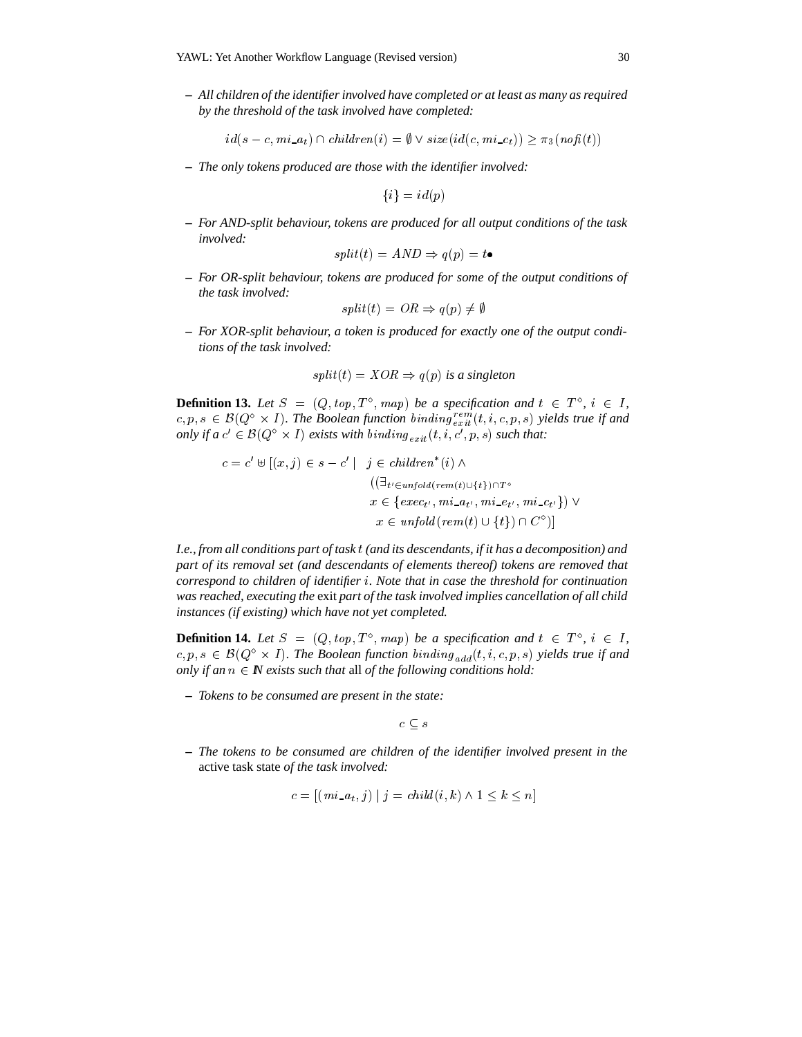- *All children of the identifier involved have completed or at least as many as required by the threshold of the task involved have completed:*

$$id(s - c, mi\_a_t) \cap children(i) = \emptyset \vee size(id(c, mi\_c_t)) \geq \pi_3(nofi(t))$$

- *The only tokens produced are those with the identifier involved:*

$$\{i\} = id(p)$$

- *For AND-split behaviour, tokens are produced for all output conditions of the task involved:*

$$split(t) = AND \Rightarrow q(p) = t\bullet$$

- *For OR-split behaviour, tokens are produced for some of the output conditions of the task involved:*

$$split(t) = OR \Rightarrow q(p) \neq \emptyset$$

- *For XOR-split behaviour, a token is produced for exactly one of the output conditions of the task involved:*

$$split(t) = XOR \Rightarrow q(p) \text{ is a singleton}$$

**Definition 13.** *Let $S = (Q, top, T^\diamond, map)$ be a specification and $t \in T^\diamond$, $i \in I$, $c, p, s \in \mathcal{B}(Q^\diamond \times I)$. The Boolean function $binding^{rem}_{exit}(t, i, c, p, s)$ yields true if and only if a $c' \in \mathcal{B}(Q^\diamond \times I)$ exists with $binding_{exit}(t, i, c', p, s)$ such that:*

$$c = c' \uplus [(x, j) \in s - c' \mid \; j \in children^*(i) \wedge ((\exists_{t' \in unfold(rem(t) \cup \{t\}) \cap T^\diamond} x \in \{exec_{t'}, mi\_a_{t'}, mi\_e_{t'}, mi\_c_{t'}\}) \vee x \in unfold(rem(t) \cup \{t\}) \cap C^\diamond)]$$

*I.e., from all conditions part of task $t$ (and its descendants, if it has a decomposition) and part of its removal set (and descendants of elements thereof) tokens are removed that correspond to children of identifier $i$. Note that in case the threshold for continuation was reached, executing the* exit *part of the task involved implies cancellation of all child instances (if existing) which have not yet completed.*

**Definition 14.** *Let $S = (Q, top, T^\diamond, map)$ be a specification and $t \in T^\diamond$, $i \in I$, $c, p, s \in \mathcal{B}(Q^\diamond \times I)$. The Boolean function $binding_{add}(t, i, c, p, s)$ yields true if and only if an $n \in \mathbb{N}$ exists such that* all *of the following conditions hold:*

- *Tokens to be consumed are present in the state:*

$$c \subseteq s$$

- *The tokens to be consumed are children of the identifier involved present in the* active task state *of the task involved:*

$$c = [(mi\_a_t, j) \mid j = child(i, k) \wedge 1 \leq k \leq n]$$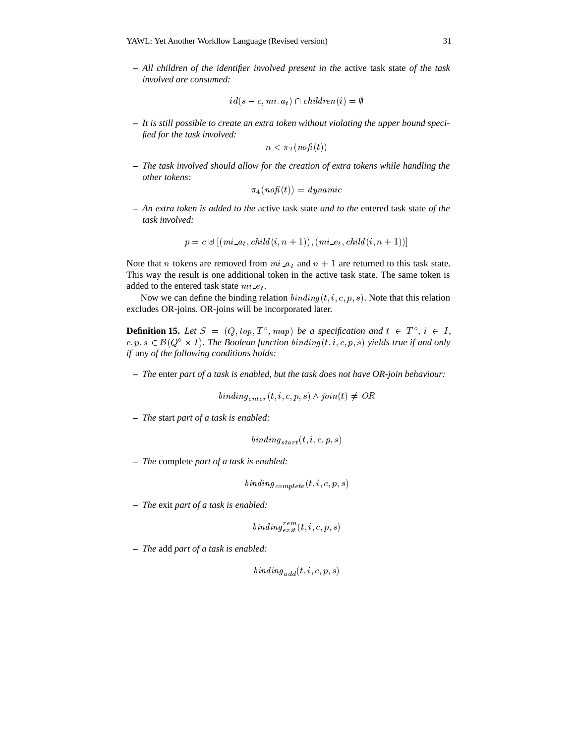– *All children of the identifier involved present in the* active task state *of the task involved are consumed:*

$$id(s - c, mi\_a_t) \cap children(i) = \emptyset$$

– *It is still possible to create an extra token without violating the upper bound specified for the task involved:*

$$n < \pi_2(nofi(t))$$

– *The task involved should allow for the creation of extra tokens while handling the other tokens:*

$$\pi_4(nofi(t)) = dynamic$$

– *An extra token is added to the* active task state *and to the* entered task state *of the task involved:*

$$p = c \uplus [(mi\_a_t, child(i, n+1)), (mi\_e_t, child(i, n+1))]$$

Note that $n$ tokens are removed from $mi\_a_t$ and $n+1$ are returned to this task state. This way the result is one additional token in the active task state. The same token is added to the entered task state $mi\_e_t$.

Now we can define the binding relation $binding(t, i, c, p, s)$. Note that this relation excludes OR-joins. OR-joins will be incorporated later.

**Definition 15.** *Let $S = (Q, top, T^\diamond, map)$ be a specification and $t \in T^\diamond$, $i \in I$, $c, p, s \in \mathcal{B}(Q^\diamond \times I)$. The Boolean function $binding(t, i, c, p, s)$ yields true if and only if* any *of the following conditions holds:*

– *The* enter *part of a task is enabled, but the task does not have OR-join behaviour:*

$$binding_{enter}(t, i, c, p, s) \wedge join(t) \neq OR$$

– *The* start *part of a task is enabled:*

$$binding_{start}(t, i, c, p, s)$$

– *The* complete *part of a task is enabled:*

$$binding_{complete}(t, i, c, p, s)$$

– *The* exit *part of a task is enabled:*

$$binding_{exit}^{rem}(t, i, c, p, s)$$

– *The* add *part of a task is enabled:*

$$binding_{add}(t, i, c, p, s)$$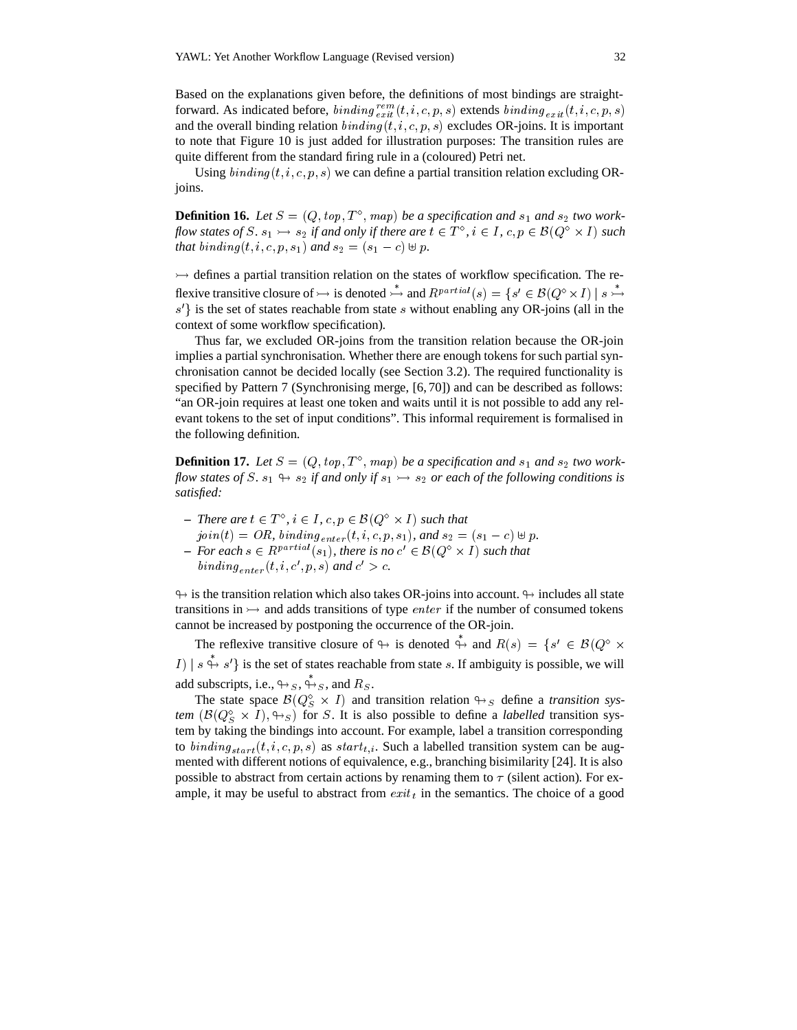Based on the explanations given before, the definitions of most bindings are straightforward. As indicated before, $binding^{rem}_{exit}(t, i, c, p, s)$ extends $binding_{exit}(t, i, c, p, s)$ and the overall binding relation $binding(t, i, c, p, s)$ excludes OR-joins. It is important to note that Figure 10 is just added for illustration purposes: The transition rules are quite different from the standard firing rule in a (coloured) Petri net.

Using $binding(t, i, c, p, s)$ we can define a partial transition relation excluding OR-joins.

**Definition 16.** *Let $S = (Q, top, T^\diamond, map)$ be a specification and $s_1$ and $s_2$ two workflow states of $S$. $s_1 \rightarrowtail s_2$ if and only if there are $t \in T^\diamond$, $i \in I$, $c, p \in \mathcal{B}(Q^\diamond \times I)$ such that $binding(t, i, c, p, s_1)$ and $s_2 = (s_1 - c) \uplus p$.*

$\rightarrowtail$ defines a partial transition relation on the states of workflow specification. The reflexive transitive closure of $\rightarrowtail$ is denoted $\overset{*}{\rightarrowtail}$ and $R^{partial}(s) = \{s' \in \mathcal{B}(Q^\diamond \times I) \mid s \overset{*}{\rightarrowtail} s'\}$ is the set of states reachable from state $s$ without enabling any OR-joins (all in the context of some workflow specification).

Thus far, we excluded OR-joins from the transition relation because the OR-join implies a partial synchronisation. Whether there are enough tokens for such partial synchronisation cannot be decided locally (see Section 3.2). The required functionality is specified by Pattern 7 (Synchronising merge, [6, 70]) and can be described as follows: "an OR-join requires at least one token and waits until it is not possible to add any relevant tokens to the set of input conditions". This informal requirement is formalised in the following definition.

**Definition 17.** *Let $S = (Q, top, T^\diamond, map)$ be a specification and $s_1$ and $s_2$ two workflow states of $S$. $s_1 \looparrowright s_2$ if and only if $s_1 \rightarrowtail s_2$ or each of the following conditions is satisfied:*

- *There are $t \in T^\diamond$, $i \in I$, $c, p \in \mathcal{B}(Q^\diamond \times I)$ such that $join(t) = OR$, $binding_{enter}(t, i, c, p, s_1)$, and $s_2 = (s_1 - c) \uplus p$.*
- *For each $s \in R^{partial}(s_1)$, there is no $c' \in \mathcal{B}(Q^\diamond \times I)$ such that $binding_{enter}(t, i, c', p, s)$ and $c' > c$.*

$\looparrowright$ is the transition relation which also takes OR-joins into account. $\looparrowright$ includes all state transitions in $\rightarrowtail$ and adds transitions of type $enter$ if the number of consumed tokens cannot be increased by postponing the occurrence of the OR-join.

The reflexive transitive closure of $\looparrowright$ is denoted $\overset{*}{\looparrowright}$ and $R(s) = \{s' \in \mathcal{B}(Q^\diamond \times I) \mid s \overset{*}{\looparrowright} s'\}$ is the set of states reachable from state $s$. If ambiguity is possible, we will add subscripts, i.e., $\looparrowright_S$, $\overset{*}{\looparrowright}_S$, and $R_S$.

The state space $\mathcal{B}(Q^\diamond_S \times I)$ and transition relation $\looparrowright_S$ define a *transition system* $(\mathcal{B}(Q^\diamond_S \times I), \looparrowright_S)$ for $S$. It is also possible to define a *labelled* transition system by taking the bindings into account. For example, label a transition corresponding to $binding_{start}(t, i, c, p, s)$ as $start_{t,i}$. Such a labelled transition system can be augmented with different notions of equivalence, e.g., branching bisimilarity [24]. It is also possible to abstract from certain actions by renaming them to $\tau$ (silent action). For example, it may be useful to abstract from $exit_t$ in the semantics. The choice of a good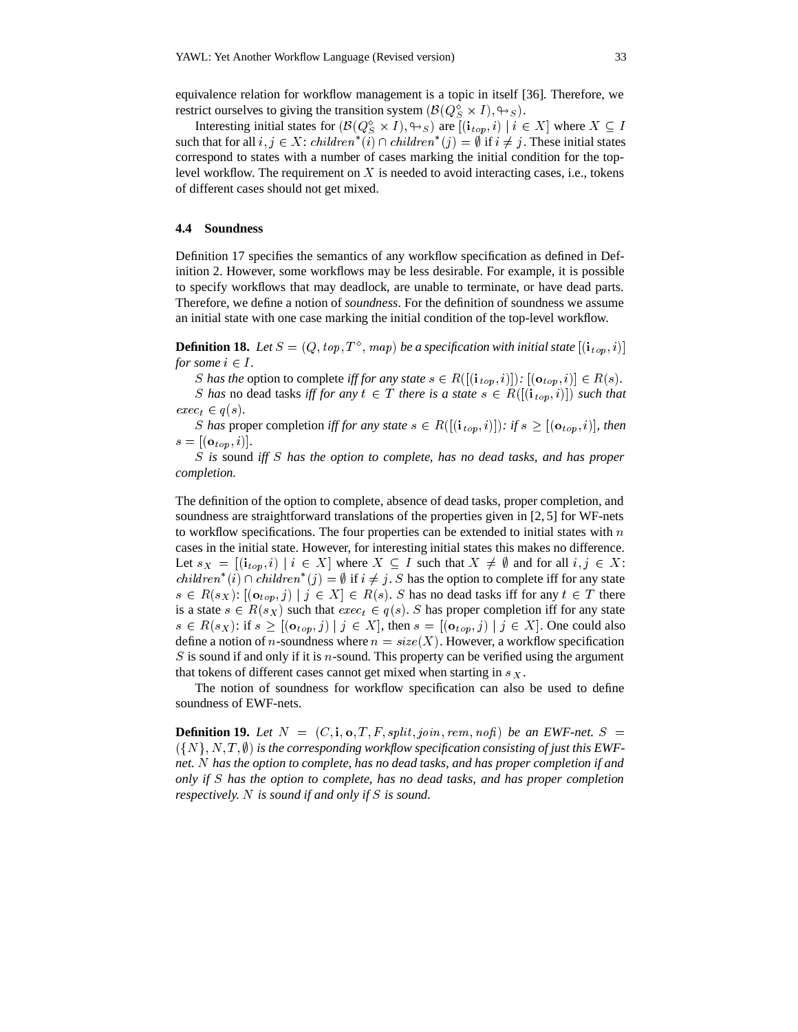equivalence relation for workflow management is a topic in itself [36]. Therefore, we restrict ourselves to giving the transition system $(\mathcal{B}(Q_S^\diamond \times I), \looparrowright_S)$.

Interesting initial states for $(\mathcal{B}(Q_S^\diamond \times I), \looparrowright_S)$ are $[(\mathbf{i}_{top}, i) \mid i \in X]$ where $X \subseteq I$ such that for all $i, j \in X$: $children^*(i) \cap children^*(j) = \emptyset$ if $i \neq j$. These initial states correspond to states with a number of cases marking the initial condition for the top-level workflow. The requirement on $X$ is needed to avoid interacting cases, i.e., tokens of different cases should not get mixed.

### 4.4 Soundness

Definition 17 specifies the semantics of any workflow specification as defined in Definition 2. However, some workflows may be less desirable. For example, it is possible to specify workflows that may deadlock, are unable to terminate, or have dead parts. Therefore, we define a notion of *soundness*. For the definition of soundness we assume an initial state with one case marking the initial condition of the top-level workflow.

**Definition 18.** *Let $S = (Q, top, T^\diamond, map)$ be a specification with initial state $[(\mathbf{i}_{top}, i)]$ for some $i \in I$.*

*$S$ has the* option to complete *iff for any state $s \in R([(\mathbf{i}_{top}, i)])$: $[(\mathbf{o}_{top}, i)] \in R(s)$.*

*$S$ has* no dead tasks *iff for any $t \in T$ there is a state $s \in R([(\mathbf{i}_{top}, i)])$ such that $exec_t \in q(s)$.*

*$S$ has* proper completion *iff for any state $s \in R([(\mathbf{i}_{top}, i)])$: if $s \geq [(\mathbf{o}_{top}, i)]$, then $s = [(\mathbf{o}_{top}, i)]$.*

*$S$ is* sound *iff $S$ has the option to complete, has no dead tasks, and has proper completion.*

The definition of the option to complete, absence of dead tasks, proper completion, and soundness are straightforward translations of the properties given in [2, 5] for WF-nets to workflow specifications. The four properties can be extended to initial states with $n$ cases in the initial state. However, for interesting initial states this makes no difference. Let $s_X = [(\mathbf{i}_{top}, i) \mid i \in X]$ where $X \subseteq I$ such that $X \neq \emptyset$ and for all $i, j \in X$: $children^*(i) \cap children^*(j) = \emptyset$ if $i \neq j$. $S$ has the option to complete iff for any state $s \in R(s_X)$: $[(\mathbf{o}_{top}, j) \mid j \in X] \in R(s)$. $S$ has no dead tasks iff for any $t \in T$ there is a state $s \in R(s_X)$ such that $exec_t \in q(s)$. $S$ has proper completion iff for any state $s \in R(s_X)$: if $s \geq [(\mathbf{o}_{top}, j) \mid j \in X]$, then $s = [(\mathbf{o}_{top}, j) \mid j \in X]$. One could also define a notion of $n$-soundness where $n = size(X)$. However, a workflow specification $S$ is sound if and only if it is $n$-sound. This property can be verified using the argument that tokens of different cases cannot get mixed when starting in $s_X$.

The notion of soundness for workflow specification can also be used to define soundness of EWF-nets.

**Definition 19.** *Let $N = (C, \mathbf{i}, \mathbf{o}, T, F, split, join, rem, nofi)$ be an EWF-net. $S = (\{N\}, N, T, \emptyset)$ is the corresponding workflow specification consisting of just this EWF-net. $N$ has the option to complete, has no dead tasks, and has proper completion if and only if $S$ has the option to complete, has no dead tasks, and has proper completion respectively. $N$ is sound if and only if $S$ is sound.*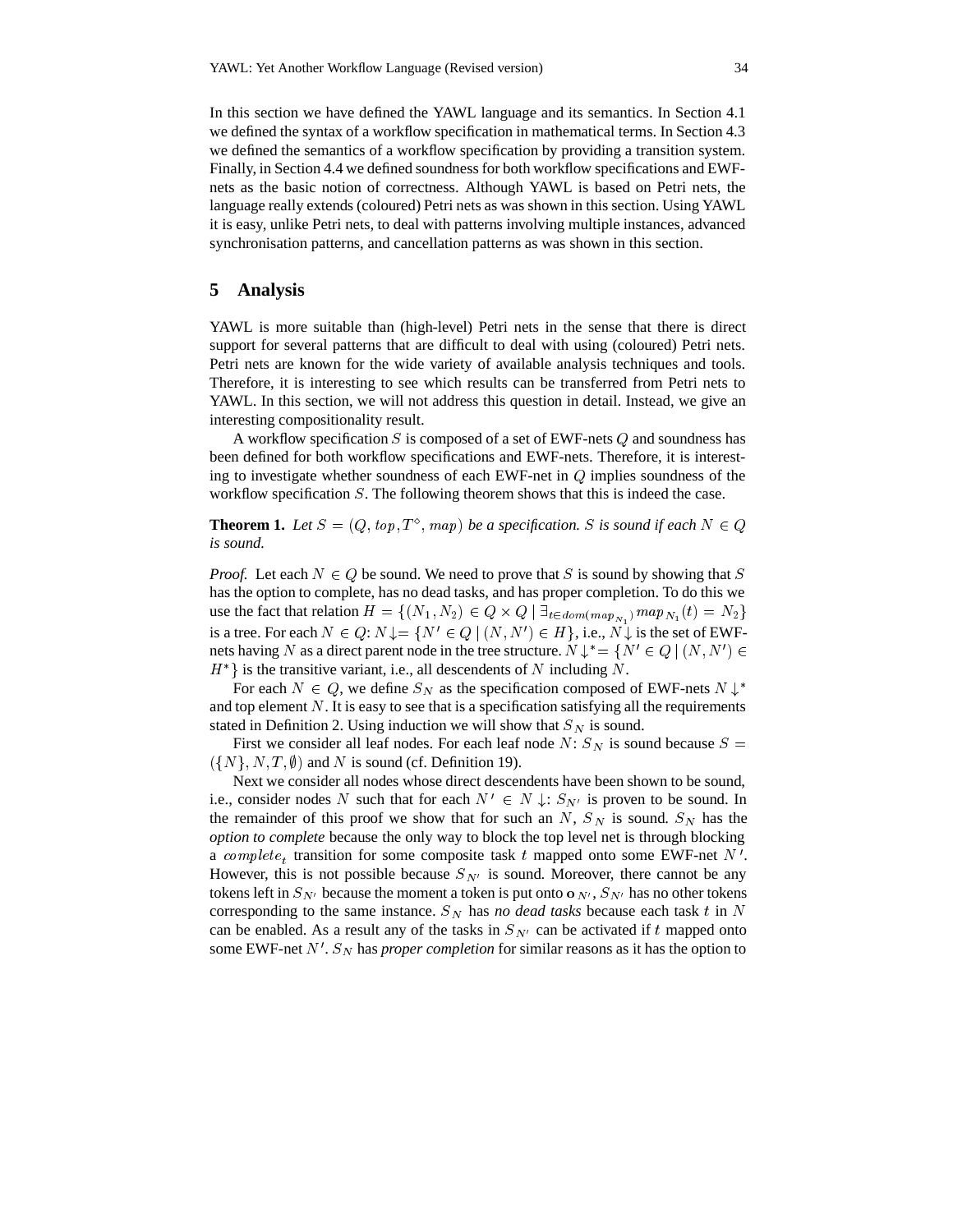In this section we have defined the YAWL language and its semantics. In Section 4.1 we defined the syntax of a workflow specification in mathematical terms. In Section 4.3 we defined the semantics of a workflow specification by providing a transition system. Finally, in Section 4.4 we defined soundness for both workflow specifications and EWF-nets as the basic notion of correctness. Although YAWL is based on Petri nets, the language really extends (coloured) Petri nets as was shown in this section. Using YAWL it is easy, unlike Petri nets, to deal with patterns involving multiple instances, advanced synchronisation patterns, and cancellation patterns as was shown in this section.

## 5 Analysis

YAWL is more suitable than (high-level) Petri nets in the sense that there is direct support for several patterns that are difficult to deal with using (coloured) Petri nets. Petri nets are known for the wide variety of available analysis techniques and tools. Therefore, it is interesting to see which results can be transferred from Petri nets to YAWL. In this section, we will not address this question in detail. Instead, we give an interesting compositionality result.

A workflow specification $S$ is composed of a set of EWF-nets $Q$ and soundness has been defined for both workflow specifications and EWF-nets. Therefore, it is interesting to investigate whether soundness of each EWF-net in $Q$ implies soundness of the workflow specification $S$. The following theorem shows that this is indeed the case.

**Theorem 1.** *Let $S = (Q, top, T^{\diamond}, map)$ be a specification. $S$ is sound if each $N \in Q$ is sound.*

*Proof.* Let each $N \in Q$ be sound. We need to prove that $S$ is sound by showing that $S$ has the option to complete, has no dead tasks, and has proper completion. To do this we use the fact that relation $H = \{(N_1, N_2) \in Q \times Q \mid \exists_{t \in dom(map_{N_1})} map_{N_1}(t) = N_2\}$ is a tree. For each $N \in Q$: $N\!\downarrow = \{N' \in Q \mid (N, N') \in H\}$, i.e., $N\!\downarrow$ is the set of EWF-nets having $N$ as a direct parent node in the tree structure. $N\!\downarrow^{*} = \{N' \in Q \mid (N, N') \in H^{*}\}$ is the transitive variant, i.e., all descendents of $N$ including $N$.

For each $N \in Q$, we define $S_N$ as the specification composed of EWF-nets $N\!\downarrow^{*}$ and top element $N$. It is easy to see that is a specification satisfying all the requirements stated in Definition 2. Using induction we will show that $S_N$ is sound.

First we consider all leaf nodes. For each leaf node $N$: $S_N$ is sound because $S = (\{N\}, N, T, \emptyset)$ and $N$ is sound (cf. Definition 19).

Next we consider all nodes whose direct descendents have been shown to be sound, i.e., consider nodes $N$ such that for each $N' \in N\!\downarrow$: $S_{N'}$ is proven to be sound. In the remainder of this proof we show that for such an $N$, $S_N$ is sound. $S_N$ has the *option to complete* because the only way to block the top level net is through blocking a $complete_t$ transition for some composite task $t$ mapped onto some EWF-net $N'$. However, this is not possible because $S_{N'}$ is sound. Moreover, there cannot be any tokens left in $S_{N'}$ because the moment a token is put onto $\mathbf{o}_{N'}$, $S_{N'}$ has no other tokens corresponding to the same instance. $S_N$ has *no dead tasks* because each task $t$ in $N$ can be enabled. As a result any of the tasks in $S_{N'}$ can be activated if $t$ mapped onto some EWF-net $N'$. $S_N$ has *proper completion* for similar reasons as it has the option to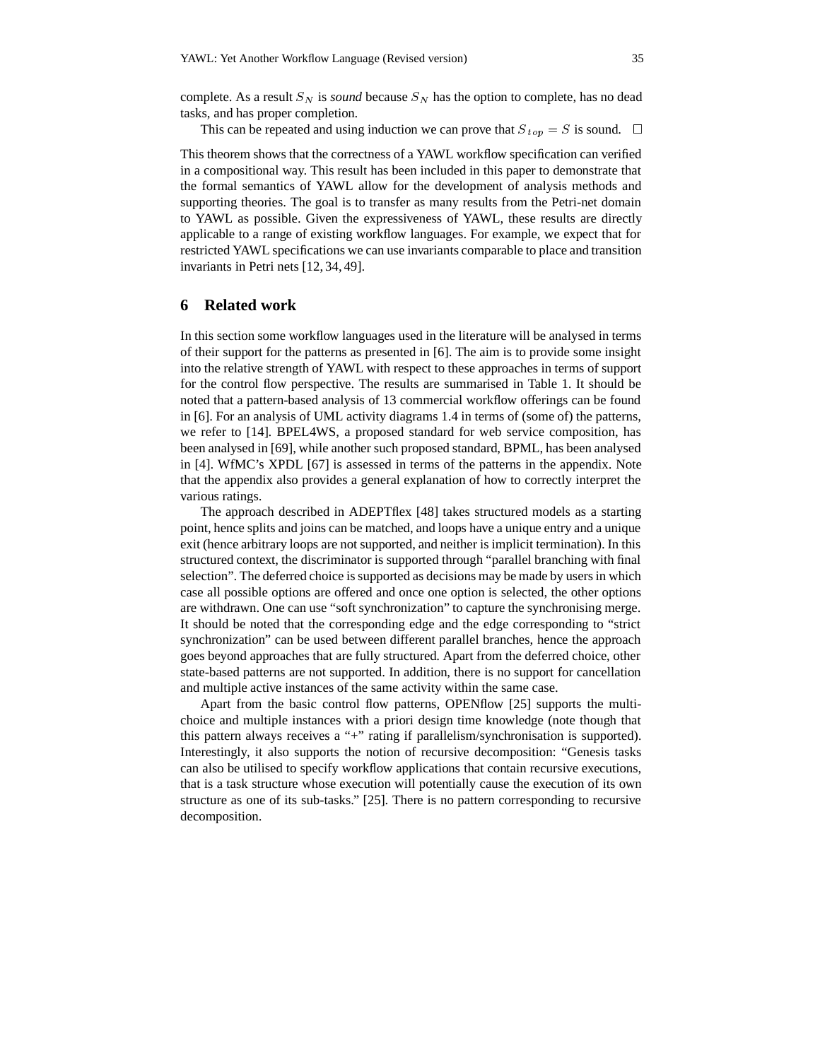complete. As a result $S_N$ is *sound* because $S_N$ has the option to complete, has no dead tasks, and has proper completion.

This can be repeated and using induction we can prove that $S_{top} = S$ is sound. □

This theorem shows that the correctness of a YAWL workflow specification can verified in a compositional way. This result has been included in this paper to demonstrate that the formal semantics of YAWL allow for the development of analysis methods and supporting theories. The goal is to transfer as many results from the Petri-net domain to YAWL as possible. Given the expressiveness of YAWL, these results are directly applicable to a range of existing workflow languages. For example, we expect that for restricted YAWL specifications we can use invariants comparable to place and transition invariants in Petri nets [12, 34, 49].

## 6 Related work

In this section some workflow languages used in the literature will be analysed in terms of their support for the patterns as presented in [6]. The aim is to provide some insight into the relative strength of YAWL with respect to these approaches in terms of support for the control flow perspective. The results are summarised in Table 1. It should be noted that a pattern-based analysis of 13 commercial workflow offerings can be found in [6]. For an analysis of UML activity diagrams 1.4 in terms of (some of) the patterns, we refer to [14]. BPEL4WS, a proposed standard for web service composition, has been analysed in [69], while another such proposed standard, BPML, has been analysed in [4]. WfMC's XPDL [67] is assessed in terms of the patterns in the appendix. Note that the appendix also provides a general explanation of how to correctly interpret the various ratings.

The approach described in ADEPTflex [48] takes structured models as a starting point, hence splits and joins can be matched, and loops have a unique entry and a unique exit (hence arbitrary loops are not supported, and neither is implicit termination). In this structured context, the discriminator is supported through "parallel branching with final selection". The deferred choice is supported as decisions may be made by users in which case all possible options are offered and once one option is selected, the other options are withdrawn. One can use "soft synchronization" to capture the synchronising merge. It should be noted that the corresponding edge and the edge corresponding to "strict synchronization" can be used between different parallel branches, hence the approach goes beyond approaches that are fully structured. Apart from the deferred choice, other state-based patterns are not supported. In addition, there is no support for cancellation and multiple active instances of the same activity within the same case.

Apart from the basic control flow patterns, OPENflow [25] supports the multi-choice and multiple instances with a priori design time knowledge (note though that this pattern always receives a "+" rating if parallelism/synchronisation is supported). Interestingly, it also supports the notion of recursive decomposition: "Genesis tasks can also be utilised to specify workflow applications that contain recursive executions, that is a task structure whose execution will potentially cause the execution of its own structure as one of its sub-tasks." [25]. There is no pattern corresponding to recursive decomposition.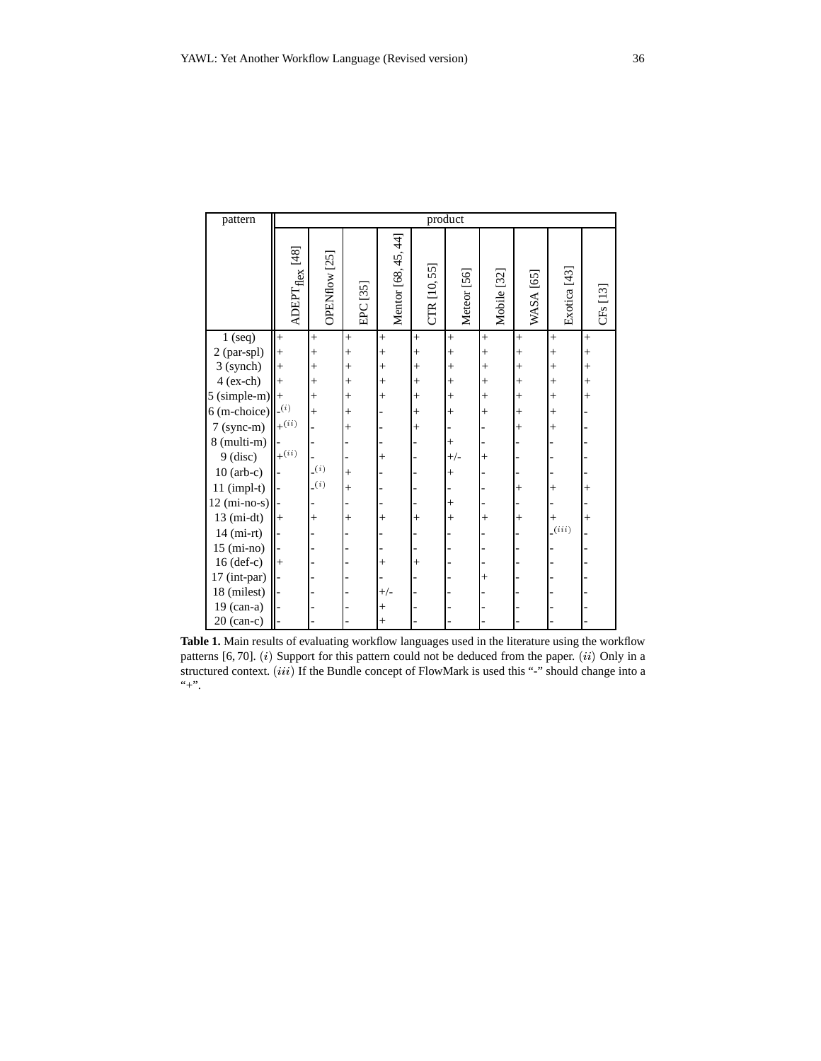| pattern | product | | | | | | | | | |
|---|---|---|---|---|---|---|---|---|---|---|
| | ADEPT$_{\text{flex}}$ [48] | OPENflow [25] | EPC [35] | Mentor [68, 45, 44] | CTR [10, 55] | Meteor [56] | Mobile [32] | WASA [65] | Exotica [43] | CFs [13] |
| 1 (seq) | + | + | + | + | + | + | + | + | + | + |
| 2 (par-spl) | + | + | + | + | + | + | + | + | + | + |
| 3 (synch) | + | + | + | + | + | + | + | + | + | + |
| 4 (ex-ch) | + | + | + | + | + | + | + | + | + | + |
| 5 (simple-m) | + | + | + | + | + | + | + | + | + | + |
| 6 (m-choice) | -$^{(i)}$ | + | + | - | + | + | + | + | + | - |
| 7 (sync-m) | +$^{(ii)}$ | - | + | - | + | - | - | + | + | - |
| 8 (multi-m) | - | - | - | - | - | + | - | - | - | - |
| 9 (disc) | +$^{(ii)}$ | - | - | + | - | +/- | + | - | - | - |
| 10 (arb-c) | - | -$^{(i)}$ | + | - | - | + | - | - | - | - |
| 11 (impl-t) | - | -$^{(i)}$ | + | - | - | - | - | + | + | + |
| 12 (mi-no-s) | - | - | - | - | - | + | - | - | - | - |
| 13 (mi-dt) | + | + | + | + | + | + | + | + | + | + |
| 14 (mi-rt) | - | - | - | - | - | - | - | - | -$^{(iii)}$ | - |
| 15 (mi-no) | - | - | - | - | - | - | - | - | - | - |
| 16 (def-c) | + | - | - | + | + | - | - | - | - | - |
| 17 (int-par) | - | - | - | - | - | - | + | - | - | - |
| 18 (milest) | - | - | - | +/- | - | - | - | - | - | - |
| 19 (can-a) | - | - | - | + | - | - | - | - | - | - |
| 20 (can-c) | - | - | - | + | - | - | - | - | - | - |

**Table 1.** Main results of evaluating workflow languages used in the literature using the workflow patterns [6, 70]. $(i)$ Support for this pattern could not be deduced from the paper. $(ii)$ Only in a structured context. $(iii)$ If the Bundle concept of FlowMark is used this "-" should change into a "+".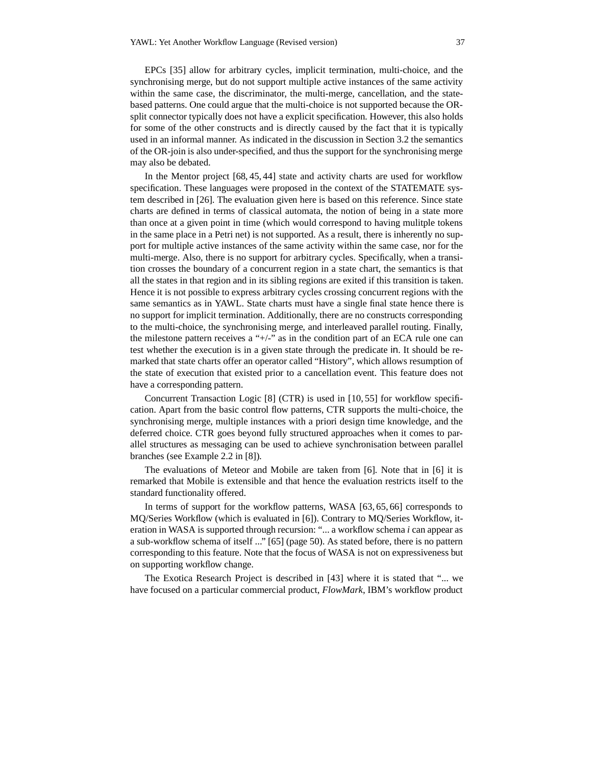EPCs [35] allow for arbitrary cycles, implicit termination, multi-choice, and the synchronising merge, but do not support multiple active instances of the same activity within the same case, the discriminator, the multi-merge, cancellation, and the state-based patterns. One could argue that the multi-choice is not supported because the OR-split connector typically does not have a explicit specification. However, this also holds for some of the other constructs and is directly caused by the fact that it is typically used in an informal manner. As indicated in the discussion in Section 3.2 the semantics of the OR-join is also under-specified, and thus the support for the synchronising merge may also be debated.

In the Mentor project [68, 45, 44] state and activity charts are used for workflow specification. These languages were proposed in the context of the STATEMATE system described in [26]. The evaluation given here is based on this reference. Since state charts are defined in terms of classical automata, the notion of being in a state more than once at a given point in time (which would correspond to having mulitple tokens in the same place in a Petri net) is not supported. As a result, there is inherently no support for multiple active instances of the same activity within the same case, nor for the multi-merge. Also, there is no support for arbitrary cycles. Specifically, when a transition crosses the boundary of a concurrent region in a state chart, the semantics is that all the states in that region and in its sibling regions are exited if this transition is taken. Hence it is not possible to express arbitrary cycles crossing concurrent regions with the same semantics as in YAWL. State charts must have a single final state hence there is no support for implicit termination. Additionally, there are no constructs corresponding to the multi-choice, the synchronising merge, and interleaved parallel routing. Finally, the milestone pattern receives a "+/-" as in the condition part of an ECA rule one can test whether the execution is in a given state through the predicate in. It should be remarked that state charts offer an operator called "History", which allows resumption of the state of execution that existed prior to a cancellation event. This feature does not have a corresponding pattern.

Concurrent Transaction Logic [8] (CTR) is used in [10, 55] for workflow specification. Apart from the basic control flow patterns, CTR supports the multi-choice, the synchronising merge, multiple instances with a priori design time knowledge, and the deferred choice. CTR goes beyond fully structured approaches when it comes to parallel structures as messaging can be used to achieve synchronisation between parallel branches (see Example 2.2 in [8]).

The evaluations of Meteor and Mobile are taken from [6]. Note that in [6] it is remarked that Mobile is extensible and that hence the evaluation restricts itself to the standard functionality offered.

In terms of support for the workflow patterns, WASA [63, 65, 66] corresponds to MQ/Series Workflow (which is evaluated in [6]). Contrary to MQ/Series Workflow, iteration in WASA is supported through recursion: "... a workflow schema *i* can appear as a sub-workflow schema of itself ..." [65] (page 50). As stated before, there is no pattern corresponding to this feature. Note that the focus of WASA is not on expressiveness but on supporting workflow change.

The Exotica Research Project is described in [43] where it is stated that "... we have focused on a particular commercial product, *FlowMark*, IBM's workflow product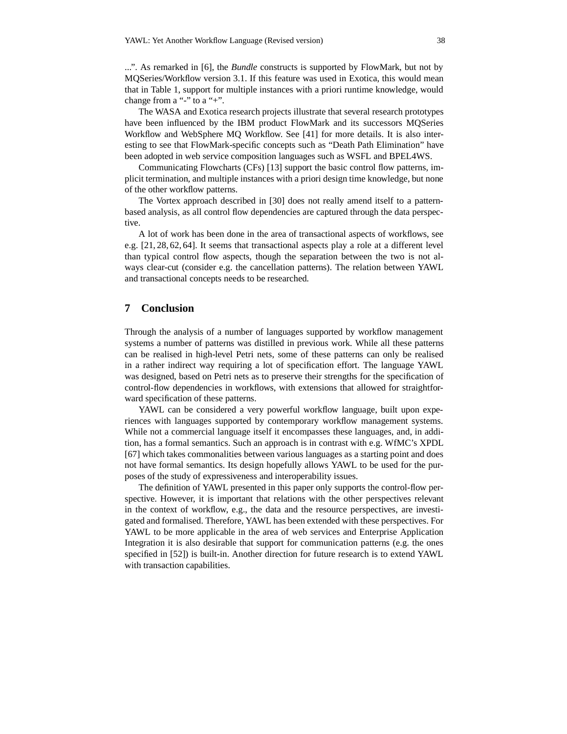...". As remarked in [6], the *Bundle* constructs is supported by FlowMark, but not by MQSeries/Workflow version 3.1. If this feature was used in Exotica, this would mean that in Table 1, support for multiple instances with a priori runtime knowledge, would change from a "-" to a "+".

The WASA and Exotica research projects illustrate that several research prototypes have been influenced by the IBM product FlowMark and its successors MQSeries Workflow and WebSphere MQ Workflow. See [41] for more details. It is also interesting to see that FlowMark-specific concepts such as "Death Path Elimination" have been adopted in web service composition languages such as WSFL and BPEL4WS.

Communicating Flowcharts (CFs) [13] support the basic control flow patterns, implicit termination, and multiple instances with a priori design time knowledge, but none of the other workflow patterns.

The Vortex approach described in [30] does not really amend itself to a pattern-based analysis, as all control flow dependencies are captured through the data perspective.

A lot of work has been done in the area of transactional aspects of workflows, see e.g. [21, 28, 62, 64]. It seems that transactional aspects play a role at a different level than typical control flow aspects, though the separation between the two is not always clear-cut (consider e.g. the cancellation patterns). The relation between YAWL and transactional concepts needs to be researched.

## 7 Conclusion

Through the analysis of a number of languages supported by workflow management systems a number of patterns was distilled in previous work. While all these patterns can be realised in high-level Petri nets, some of these patterns can only be realised in a rather indirect way requiring a lot of specification effort. The language YAWL was designed, based on Petri nets as to preserve their strengths for the specification of control-flow dependencies in workflows, with extensions that allowed for straightforward specification of these patterns.

YAWL can be considered a very powerful workflow language, built upon experiences with languages supported by contemporary workflow management systems. While not a commercial language itself it encompasses these languages, and, in addition, has a formal semantics. Such an approach is in contrast with e.g. WfMC's XPDL [67] which takes commonalities between various languages as a starting point and does not have formal semantics. Its design hopefully allows YAWL to be used for the purposes of the study of expressiveness and interoperability issues.

The definition of YAWL presented in this paper only supports the control-flow perspective. However, it is important that relations with the other perspectives relevant in the context of workflow, e.g., the data and the resource perspectives, are investigated and formalised. Therefore, YAWL has been extended with these perspectives. For YAWL to be more applicable in the area of web services and Enterprise Application Integration it is also desirable that support for communication patterns (e.g. the ones specified in [52]) is built-in. Another direction for future research is to extend YAWL with transaction capabilities.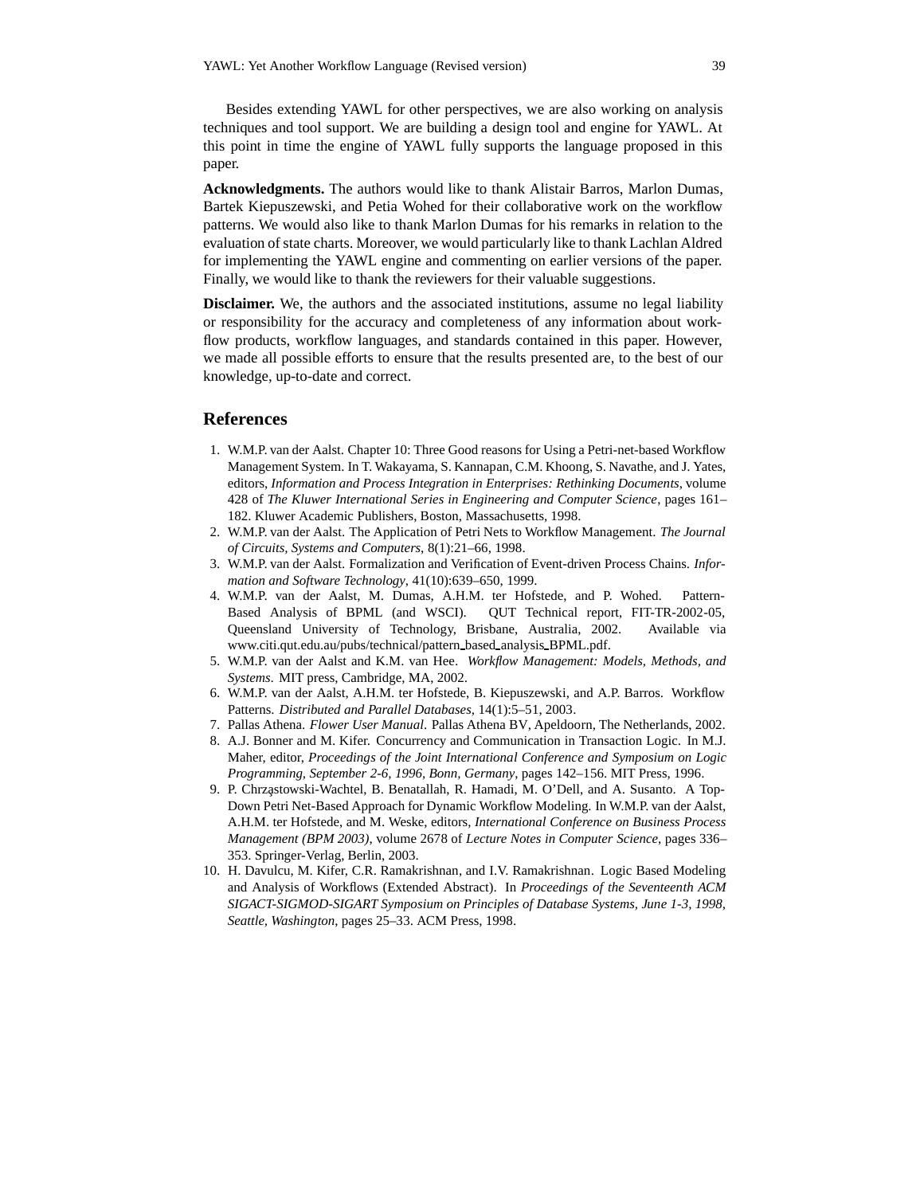Besides extending YAWL for other perspectives, we are also working on analysis techniques and tool support. We are building a design tool and engine for YAWL. At this point in time the engine of YAWL fully supports the language proposed in this paper.

**Acknowledgments.** The authors would like to thank Alistair Barros, Marlon Dumas, Bartek Kiepuszewski, and Petia Wohed for their collaborative work on the workflow patterns. We would also like to thank Marlon Dumas for his remarks in relation to the evaluation of state charts. Moreover, we would particularly like to thank Lachlan Aldred for implementing the YAWL engine and commenting on earlier versions of the paper. Finally, we would like to thank the reviewers for their valuable suggestions.

**Disclaimer.** We, the authors and the associated institutions, assume no legal liability or responsibility for the accuracy and completeness of any information about workflow products, workflow languages, and standards contained in this paper. However, we made all possible efforts to ensure that the results presented are, to the best of our knowledge, up-to-date and correct.

## References

1. W.M.P. van der Aalst. Chapter 10: Three Good reasons for Using a Petri-net-based Workflow Management System. In T. Wakayama, S. Kannapan, C.M. Khoong, S. Navathe, and J. Yates, editors, *Information and Process Integration in Enterprises: Rethinking Documents*, volume 428 of *The Kluwer International Series in Engineering and Computer Science*, pages 161–182. Kluwer Academic Publishers, Boston, Massachusetts, 1998.
2. W.M.P. van der Aalst. The Application of Petri Nets to Workflow Management. *The Journal of Circuits, Systems and Computers*, 8(1):21–66, 1998.
3. W.M.P. van der Aalst. Formalization and Verification of Event-driven Process Chains. *Information and Software Technology*, 41(10):639–650, 1999.
4. W.M.P. van der Aalst, M. Dumas, A.H.M. ter Hofstede, and P. Wohed. Pattern-Based Analysis of BPML (and WSCI). QUT Technical report, FIT-TR-2002-05, Queensland University of Technology, Brisbane, Australia, 2002. Available via www.citi.qut.edu.au/pubs/technical/pattern_based_analysis_BPML.pdf.
5. W.M.P. van der Aalst and K.M. van Hee. *Workflow Management: Models, Methods, and Systems*. MIT press, Cambridge, MA, 2002.
6. W.M.P. van der Aalst, A.H.M. ter Hofstede, B. Kiepuszewski, and A.P. Barros. Workflow Patterns. *Distributed and Parallel Databases*, 14(1):5–51, 2003.
7. Pallas Athena. *Flower User Manual*. Pallas Athena BV, Apeldoorn, The Netherlands, 2002.
8. A.J. Bonner and M. Kifer. Concurrency and Communication in Transaction Logic. In M.J. Maher, editor, *Proceedings of the Joint International Conference and Symposium on Logic Programming, September 2-6, 1996, Bonn, Germany*, pages 142–156. MIT Press, 1996.
9. P. Chrząstowski-Wachtel, B. Benatallah, R. Hamadi, M. O'Dell, and A. Susanto. A Top-Down Petri Net-Based Approach for Dynamic Workflow Modeling. In W.M.P. van der Aalst, A.H.M. ter Hofstede, and M. Weske, editors, *International Conference on Business Process Management (BPM 2003)*, volume 2678 of *Lecture Notes in Computer Science*, pages 336–353. Springer-Verlag, Berlin, 2003.
10. H. Davulcu, M. Kifer, C.R. Ramakrishnan, and I.V. Ramakrishnan. Logic Based Modeling and Analysis of Workflows (Extended Abstract). In *Proceedings of the Seventeenth ACM SIGACT-SIGMOD-SIGART Symposium on Principles of Database Systems, June 1-3, 1998, Seattle, Washington*, pages 25–33. ACM Press, 1998.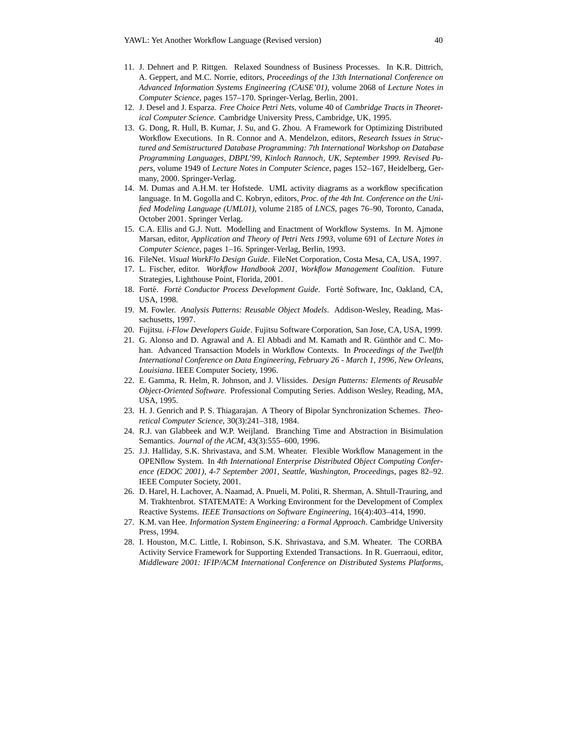11. J. Dehnert and P. Rittgen. Relaxed Soundness of Business Processes. In K.R. Dittrich, A. Geppert, and M.C. Norrie, editors, *Proceedings of the 13th International Conference on Advanced Information Systems Engineering (CAiSE'01)*, volume 2068 of *Lecture Notes in Computer Science*, pages 157–170. Springer-Verlag, Berlin, 2001.
12. J. Desel and J. Esparza. *Free Choice Petri Nets*, volume 40 of *Cambridge Tracts in Theoretical Computer Science*. Cambridge University Press, Cambridge, UK, 1995.
13. G. Dong, R. Hull, B. Kumar, J. Su, and G. Zhou. A Framework for Optimizing Distributed Workflow Executions. In R. Connor and A. Mendelzon, editors, *Research Issues in Structured and Semistructured Database Programming: 7th International Workshop on Database Programming Languages, DBPL'99, Kinloch Rannoch, UK, September 1999. Revised Papers*, volume 1949 of *Lecture Notes in Computer Science*, pages 152–167, Heidelberg, Germany, 2000. Springer-Verlag.
14. M. Dumas and A.H.M. ter Hofstede. UML activity diagrams as a workflow specification language. In M. Gogolla and C. Kobryn, editors, *Proc. of the 4th Int. Conference on the Unified Modeling Language (UML01)*, volume 2185 of *LNCS*, pages 76–90, Toronto, Canada, October 2001. Springer Verlag.
15. C.A. Ellis and G.J. Nutt. Modelling and Enactment of Workflow Systems. In M. Ajmone Marsan, editor, *Application and Theory of Petri Nets 1993*, volume 691 of *Lecture Notes in Computer Science*, pages 1–16. Springer-Verlag, Berlin, 1993.
16. FileNet. *Visual WorkFlo Design Guide*. FileNet Corporation, Costa Mesa, CA, USA, 1997.
17. L. Fischer, editor. *Workflow Handbook 2001, Workflow Management Coalition*. Future Strategies, Lighthouse Point, Florida, 2001.
18. Forté. *Forté Conductor Process Development Guide*. Forté Software, Inc, Oakland, CA, USA, 1998.
19. M. Fowler. *Analysis Patterns: Reusable Object Models*. Addison-Wesley, Reading, Massachusetts, 1997.
20. Fujitsu. *i-Flow Developers Guide*. Fujitsu Software Corporation, San Jose, CA, USA, 1999.
21. G. Alonso and D. Agrawal and A. El Abbadi and M. Kamath and R. Günthör and C. Mohan. Advanced Transaction Models in Workflow Contexts. In *Proceedings of the Twelfth International Conference on Data Engineering, February 26 - March 1, 1996, New Orleans, Louisiana*. IEEE Computer Society, 1996.
22. E. Gamma, R. Helm, R. Johnson, and J. Vlissides. *Design Patterns: Elements of Reusable Object-Oriented Software*. Professional Computing Series. Addison Wesley, Reading, MA, USA, 1995.
23. H. J. Genrich and P. S. Thiagarajan. A Theory of Bipolar Synchronization Schemes. *Theoretical Computer Science*, 30(3):241–318, 1984.
24. R.J. van Glabbeek and W.P. Weijland. Branching Time and Abstraction in Bisimulation Semantics. *Journal of the ACM*, 43(3):555–600, 1996.
25. J.J. Halliday, S.K. Shrivastava, and S.M. Wheater. Flexible Workflow Management in the OPENflow System. In *4th International Enterprise Distributed Object Computing Conference (EDOC 2001), 4-7 September 2001, Seattle, Washington, Proceedings*, pages 82–92. IEEE Computer Society, 2001.
26. D. Harel, H. Lachover, A. Naamad, A. Pnueli, M. Politi, R. Sherman, A. Shtull-Trauring, and M. Trakhtenbrot. STATEMATE: A Working Environment for the Development of Complex Reactive Systems. *IEEE Transactions on Software Engineering*, 16(4):403–414, 1990.
27. K.M. van Hee. *Information System Engineering: a Formal Approach*. Cambridge University Press, 1994.
28. I. Houston, M.C. Little, I. Robinson, S.K. Shrivastava, and S.M. Wheater. The CORBA Activity Service Framework for Supporting Extended Transactions. In R. Guerraoui, editor, *Middleware 2001: IFIP/ACM International Conference on Distributed Systems Platforms,*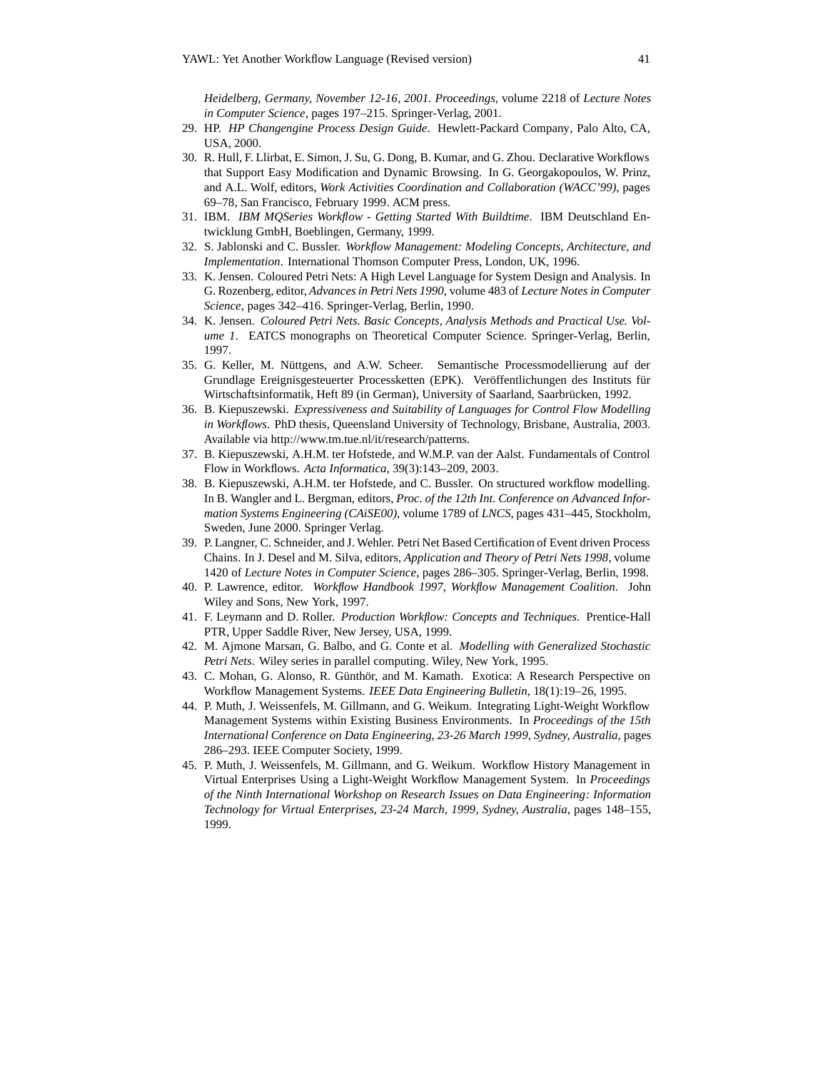*Heidelberg, Germany, November 12-16, 2001. Proceedings*, volume 2218 of *Lecture Notes in Computer Science*, pages 197–215. Springer-Verlag, 2001.

29. HP. *HP Changengine Process Design Guide*. Hewlett-Packard Company, Palo Alto, CA, USA, 2000.
30. R. Hull, F. Llirbat, E. Simon, J. Su, G. Dong, B. Kumar, and G. Zhou. Declarative Workflows that Support Easy Modification and Dynamic Browsing. In G. Georgakopoulos, W. Prinz, and A.L. Wolf, editors, *Work Activities Coordination and Collaboration (WACC'99)*, pages 69–78, San Francisco, February 1999. ACM press.
31. IBM. *IBM MQSeries Workflow - Getting Started With Buildtime*. IBM Deutschland Entwicklung GmbH, Boeblingen, Germany, 1999.
32. S. Jablonski and C. Bussler. *Workflow Management: Modeling Concepts, Architecture, and Implementation*. International Thomson Computer Press, London, UK, 1996.
33. K. Jensen. Coloured Petri Nets: A High Level Language for System Design and Analysis. In G. Rozenberg, editor, *Advances in Petri Nets 1990*, volume 483 of *Lecture Notes in Computer Science*, pages 342–416. Springer-Verlag, Berlin, 1990.
34. K. Jensen. *Coloured Petri Nets. Basic Concepts, Analysis Methods and Practical Use. Volume 1*. EATCS monographs on Theoretical Computer Science. Springer-Verlag, Berlin, 1997.
35. G. Keller, M. Nüttgens, and A.W. Scheer. Semantische Processmodellierung auf der Grundlage Ereignisgesteuerter Processketten (EPK). Veröffentlichungen des Instituts für Wirtschaftsinformatik, Heft 89 (in German), University of Saarland, Saarbrücken, 1992.
36. B. Kiepuszewski. *Expressiveness and Suitability of Languages for Control Flow Modelling in Workflows*. PhD thesis, Queensland University of Technology, Brisbane, Australia, 2003. Available via http://www.tm.tue.nl/it/research/patterns.
37. B. Kiepuszewski, A.H.M. ter Hofstede, and W.M.P. van der Aalst. Fundamentals of Control Flow in Workflows. *Acta Informatica*, 39(3):143–209, 2003.
38. B. Kiepuszewski, A.H.M. ter Hofstede, and C. Bussler. On structured workflow modelling. In B. Wangler and L. Bergman, editors, *Proc. of the 12th Int. Conference on Advanced Information Systems Engineering (CAiSE00)*, volume 1789 of *LNCS*, pages 431–445, Stockholm, Sweden, June 2000. Springer Verlag.
39. P. Langner, C. Schneider, and J. Wehler. Petri Net Based Certification of Event driven Process Chains. In J. Desel and M. Silva, editors, *Application and Theory of Petri Nets 1998*, volume 1420 of *Lecture Notes in Computer Science*, pages 286–305. Springer-Verlag, Berlin, 1998.
40. P. Lawrence, editor. *Workflow Handbook 1997, Workflow Management Coalition*. John Wiley and Sons, New York, 1997.
41. F. Leymann and D. Roller. *Production Workflow: Concepts and Techniques*. Prentice-Hall PTR, Upper Saddle River, New Jersey, USA, 1999.
42. M. Ajmone Marsan, G. Balbo, and G. Conte et al. *Modelling with Generalized Stochastic Petri Nets*. Wiley series in parallel computing. Wiley, New York, 1995.
43. C. Mohan, G. Alonso, R. Günthör, and M. Kamath. Exotica: A Research Perspective on Workflow Management Systems. *IEEE Data Engineering Bulletin*, 18(1):19–26, 1995.
44. P. Muth, J. Weissenfels, M. Gillmann, and G. Weikum. Integrating Light-Weight Workflow Management Systems within Existing Business Environments. In *Proceedings of the 15th International Conference on Data Engineering, 23-26 March 1999, Sydney, Australia*, pages 286–293. IEEE Computer Society, 1999.
45. P. Muth, J. Weissenfels, M. Gillmann, and G. Weikum. Workflow History Management in Virtual Enterprises Using a Light-Weight Workflow Management System. In *Proceedings of the Ninth International Workshop on Research Issues on Data Engineering: Information Technology for Virtual Enterprises, 23-24 March, 1999, Sydney, Australia*, pages 148–155, 1999.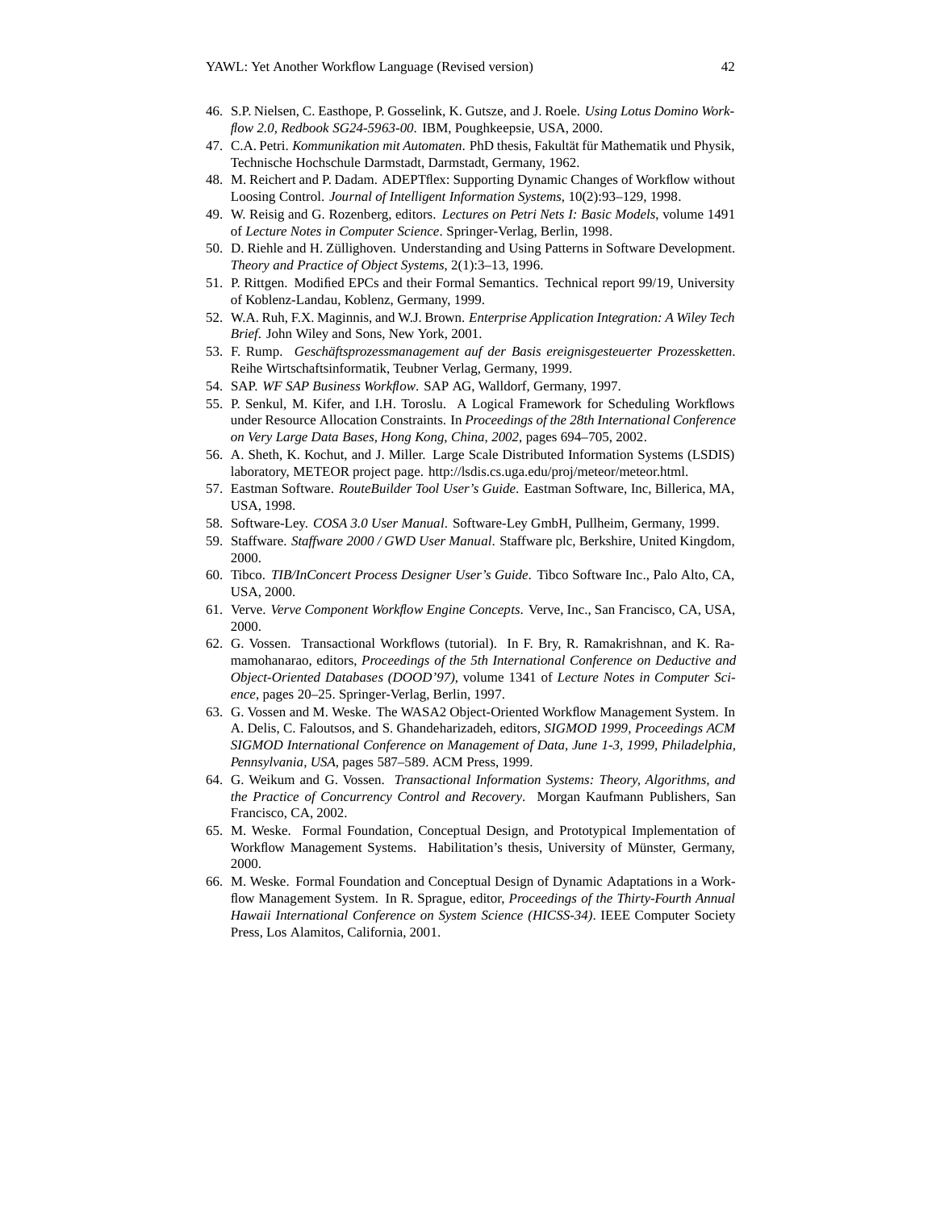46. S.P. Nielsen, C. Easthope, P. Gosselink, K. Gutsze, and J. Roele. *Using Lotus Domino Workflow 2.0, Redbook SG24-5963-00*. IBM, Poughkeepsie, USA, 2000.
47. C.A. Petri. *Kommunikation mit Automaten*. PhD thesis, Fakultät für Mathematik und Physik, Technische Hochschule Darmstadt, Darmstadt, Germany, 1962.
48. M. Reichert and P. Dadam. ADEPTflex: Supporting Dynamic Changes of Workflow without Loosing Control. *Journal of Intelligent Information Systems*, 10(2):93–129, 1998.
49. W. Reisig and G. Rozenberg, editors. *Lectures on Petri Nets I: Basic Models*, volume 1491 of *Lecture Notes in Computer Science*. Springer-Verlag, Berlin, 1998.
50. D. Riehle and H. Züllighoven. Understanding and Using Patterns in Software Development. *Theory and Practice of Object Systems*, 2(1):3–13, 1996.
51. P. Rittgen. Modified EPCs and their Formal Semantics. Technical report 99/19, University of Koblenz-Landau, Koblenz, Germany, 1999.
52. W.A. Ruh, F.X. Maginnis, and W.J. Brown. *Enterprise Application Integration: A Wiley Tech Brief*. John Wiley and Sons, New York, 2001.
53. F. Rump. *Geschäftsprozessmanagement auf der Basis ereignisgesteuerter Prozessketten*. Reihe Wirtschaftsinformatik, Teubner Verlag, Germany, 1999.
54. SAP. *WF SAP Business Workflow*. SAP AG, Walldorf, Germany, 1997.
55. P. Senkul, M. Kifer, and I.H. Toroslu. A Logical Framework for Scheduling Workflows under Resource Allocation Constraints. In *Proceedings of the 28th International Conference on Very Large Data Bases, Hong Kong, China, 2002*, pages 694–705, 2002.
56. A. Sheth, K. Kochut, and J. Miller. Large Scale Distributed Information Systems (LSDIS) laboratory, METEOR project page. http://lsdis.cs.uga.edu/proj/meteor/meteor.html.
57. Eastman Software. *RouteBuilder Tool User's Guide*. Eastman Software, Inc, Billerica, MA, USA, 1998.
58. Software-Ley. *COSA 3.0 User Manual*. Software-Ley GmbH, Pullheim, Germany, 1999.
59. Staffware. *Staffware 2000 / GWD User Manual*. Staffware plc, Berkshire, United Kingdom, 2000.
60. Tibco. *TIB/InConcert Process Designer User's Guide*. Tibco Software Inc., Palo Alto, CA, USA, 2000.
61. Verve. *Verve Component Workflow Engine Concepts*. Verve, Inc., San Francisco, CA, USA, 2000.
62. G. Vossen. Transactional Workflows (tutorial). In F. Bry, R. Ramakrishnan, and K. Ramamohanarao, editors, *Proceedings of the 5th International Conference on Deductive and Object-Oriented Databases (DOOD'97)*, volume 1341 of *Lecture Notes in Computer Science*, pages 20–25. Springer-Verlag, Berlin, 1997.
63. G. Vossen and M. Weske. The WASA2 Object-Oriented Workflow Management System. In A. Delis, C. Faloutsos, and S. Ghandeharizadeh, editors, *SIGMOD 1999, Proceedings ACM SIGMOD International Conference on Management of Data, June 1-3, 1999, Philadelphia, Pennsylvania, USA*, pages 587–589. ACM Press, 1999.
64. G. Weikum and G. Vossen. *Transactional Information Systems: Theory, Algorithms, and the Practice of Concurrency Control and Recovery*. Morgan Kaufmann Publishers, San Francisco, CA, 2002.
65. M. Weske. Formal Foundation, Conceptual Design, and Prototypical Implementation of Workflow Management Systems. Habilitation's thesis, University of Münster, Germany, 2000.
66. M. Weske. Formal Foundation and Conceptual Design of Dynamic Adaptations in a Workflow Management System. In R. Sprague, editor, *Proceedings of the Thirty-Fourth Annual Hawaii International Conference on System Science (HICSS-34)*. IEEE Computer Society Press, Los Alamitos, California, 2001.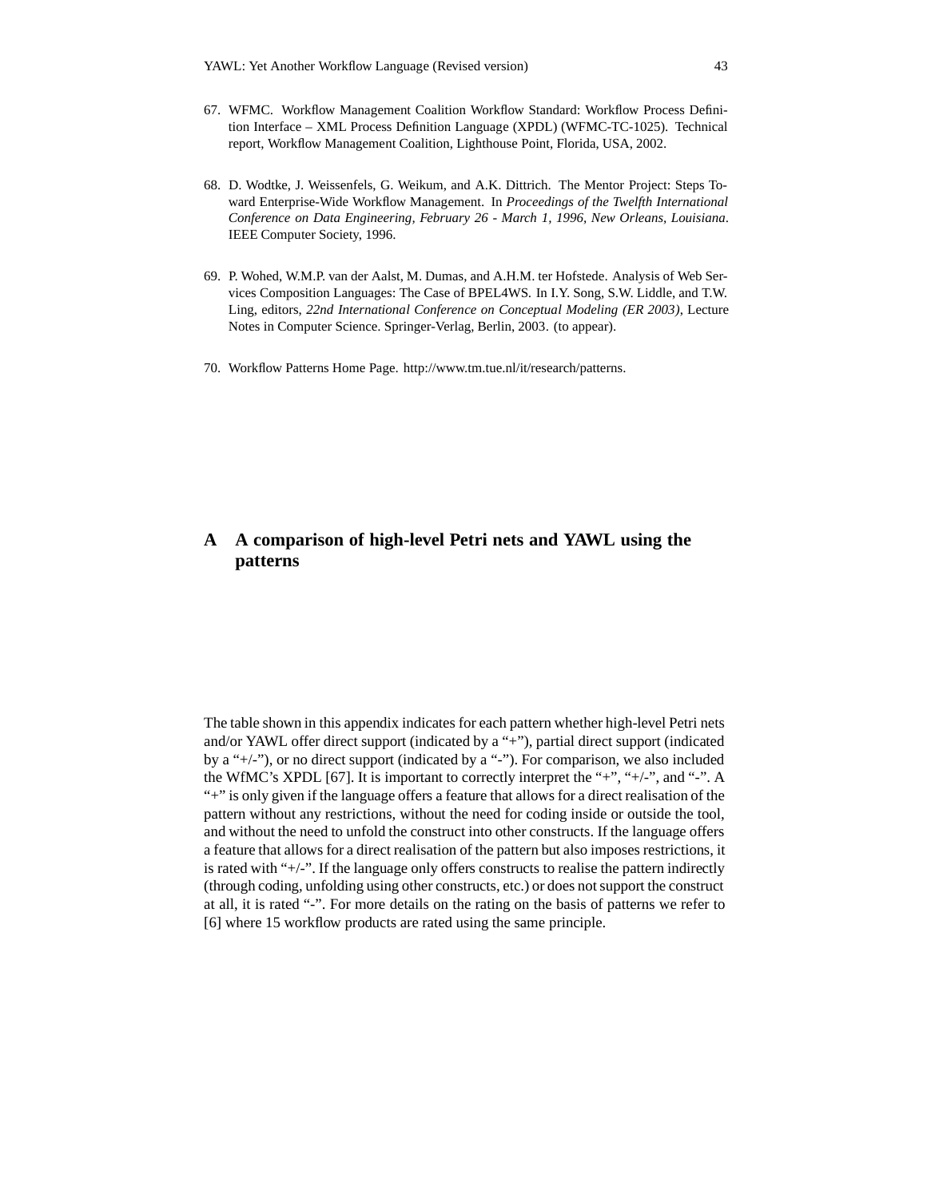67. WFMC. Workflow Management Coalition Workflow Standard: Workflow Process Definition Interface – XML Process Definition Language (XPDL) (WFMC-TC-1025). Technical report, Workflow Management Coalition, Lighthouse Point, Florida, USA, 2002.

68. D. Wodtke, J. Weissenfels, G. Weikum, and A.K. Dittrich. The Mentor Project: Steps Toward Enterprise-Wide Workflow Management. In *Proceedings of the Twelfth International Conference on Data Engineering, February 26 - March 1, 1996, New Orleans, Louisiana*. IEEE Computer Society, 1996.

69. P. Wohed, W.M.P. van der Aalst, M. Dumas, and A.H.M. ter Hofstede. Analysis of Web Services Composition Languages: The Case of BPEL4WS. In I.Y. Song, S.W. Liddle, and T.W. Ling, editors, *22nd International Conference on Conceptual Modeling (ER 2003)*, Lecture Notes in Computer Science. Springer-Verlag, Berlin, 2003. (to appear).

70. Workflow Patterns Home Page. http://www.tm.tue.nl/it/research/patterns.

# A A comparison of high-level Petri nets and YAWL using the patterns

The table shown in this appendix indicates for each pattern whether high-level Petri nets and/or YAWL offer direct support (indicated by a "+"), partial direct support (indicated by a "+/-"), or no direct support (indicated by a "-"). For comparison, we also included the WfMC's XPDL [67]. It is important to correctly interpret the "+", "+/-", and "-". A "+" is only given if the language offers a feature that allows for a direct realisation of the pattern without any restrictions, without the need for coding inside or outside the tool, and without the need to unfold the construct into other constructs. If the language offers a feature that allows for a direct realisation of the pattern but also imposes restrictions, it is rated with "+/-". If the language only offers constructs to realise the pattern indirectly (through coding, unfolding using other constructs, etc.) or does not support the construct at all, it is rated "-". For more details on the rating on the basis of patterns we refer to [6] where 15 workflow products are rated using the same principle.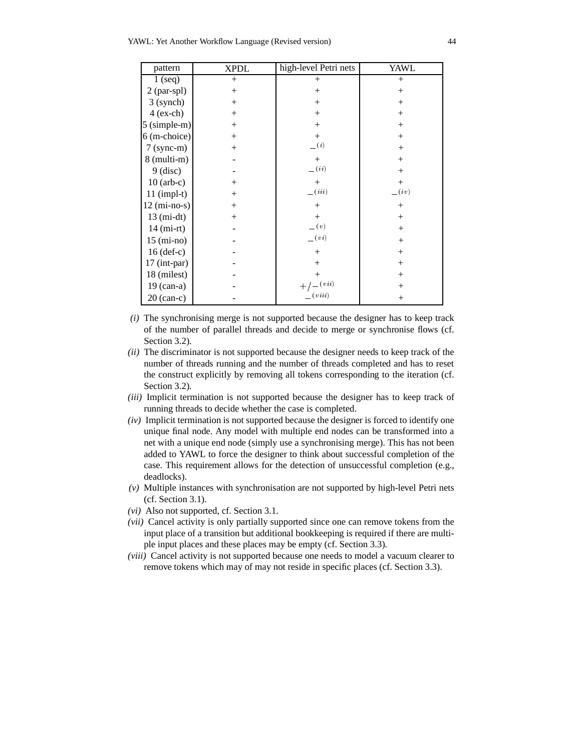| pattern | XPDL | high-level Petri nets | YAWL |
|---|---|---|---|
| 1 (seq) | + | + | + |
| 2 (par-spl) | + | + | + |
| 3 (synch) | + | + | + |
| 4 (ex-ch) | + | + | + |
| 5 (simple-m) | + | + | + |
| 6 (m-choice) | + | + | + |
| 7 (sync-m) | + | $-^{(i)}$ | + |
| 8 (multi-m) | - | + | + |
| 9 (disc) | - | $-^{(ii)}$ | + |
| 10 (arb-c) | + | + | + |
| 11 (impl-t) | + | $-^{(iii)}$ | $-^{(iv)}$ |
| 12 (mi-no-s) | + | + | + |
| 13 (mi-dt) | + | + | + |
| 14 (mi-rt) | - | $-^{(v)}$ | + |
| 15 (mi-no) | - | $-^{(vi)}$ | + |
| 16 (def-c) | - | + | + |
| 17 (int-par) | - | + | + |
| 18 (milest) | - | + | + |
| 19 (can-a) | - | $+/-^{(vii)}$ | + |
| 20 (can-c) | - | $-^{(viii)}$ | + |

*(i)* The synchronising merge is not supported because the designer has to keep track of the number of parallel threads and decide to merge or synchronise flows (cf. Section 3.2).

*(ii)* The discriminator is not supported because the designer needs to keep track of the number of threads running and the number of threads completed and has to reset the construct explicitly by removing all tokens corresponding to the iteration (cf. Section 3.2).

*(iii)* Implicit termination is not supported because the designer has to keep track of running threads to decide whether the case is completed.

*(iv)* Implicit termination is not supported because the designer is forced to identify one unique final node. Any model with multiple end nodes can be transformed into a net with a unique end node (simply use a synchronising merge). This has not been added to YAWL to force the designer to think about successful completion of the case. This requirement allows for the detection of unsuccessful completion (e.g., deadlocks).

*(v)* Multiple instances with synchronisation are not supported by high-level Petri nets (cf. Section 3.1).

*(vi)* Also not supported, cf. Section 3.1.

*(vii)* Cancel activity is only partially supported since one can remove tokens from the input place of a transition but additional bookkeeping is required if there are multiple input places and these places may be empty (cf. Section 3.3).

*(viii)* Cancel activity is not supported because one needs to model a vacuum clearer to remove tokens which may of may not reside in specific places (cf. Section 3.3).